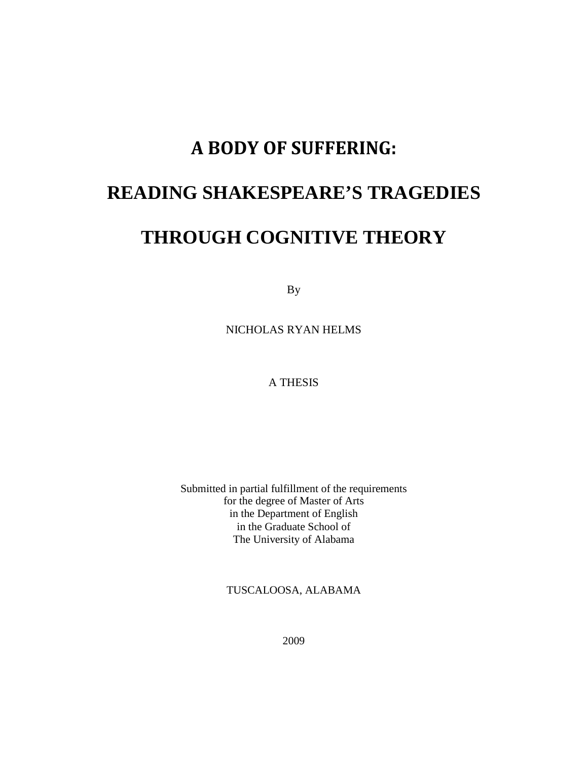# A BODY OF SUFFERING:

# READING SHAKESPEARE'S TRAGEDIES

# THROUGH COGNITIVE THEORY

By

NICHOLAS RYAN HELMS

A THESIS

Submitted in partial fulfillment of the requirements
for the degree of Master of Arts
in the Department of English
in the Graduate School of
The University of Alabama

TUSCALOOSA, ALABAMA

2009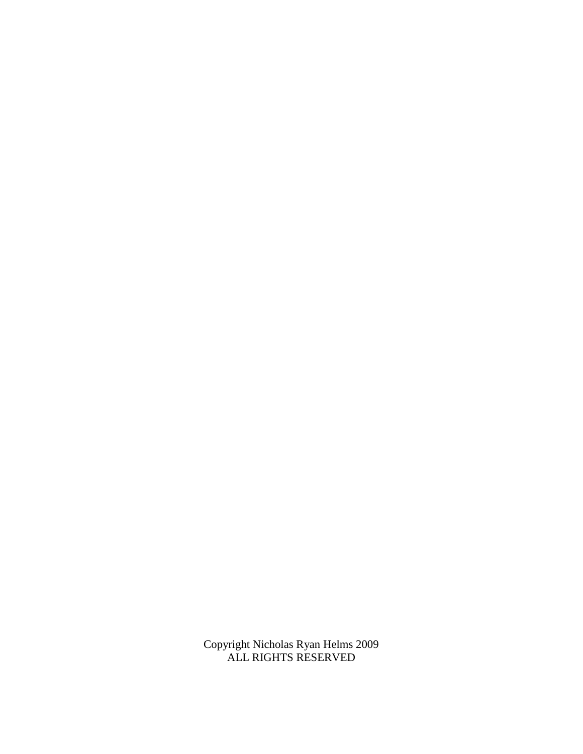Copyright Nicholas Ryan Helms 2009
ALL RIGHTS RESERVED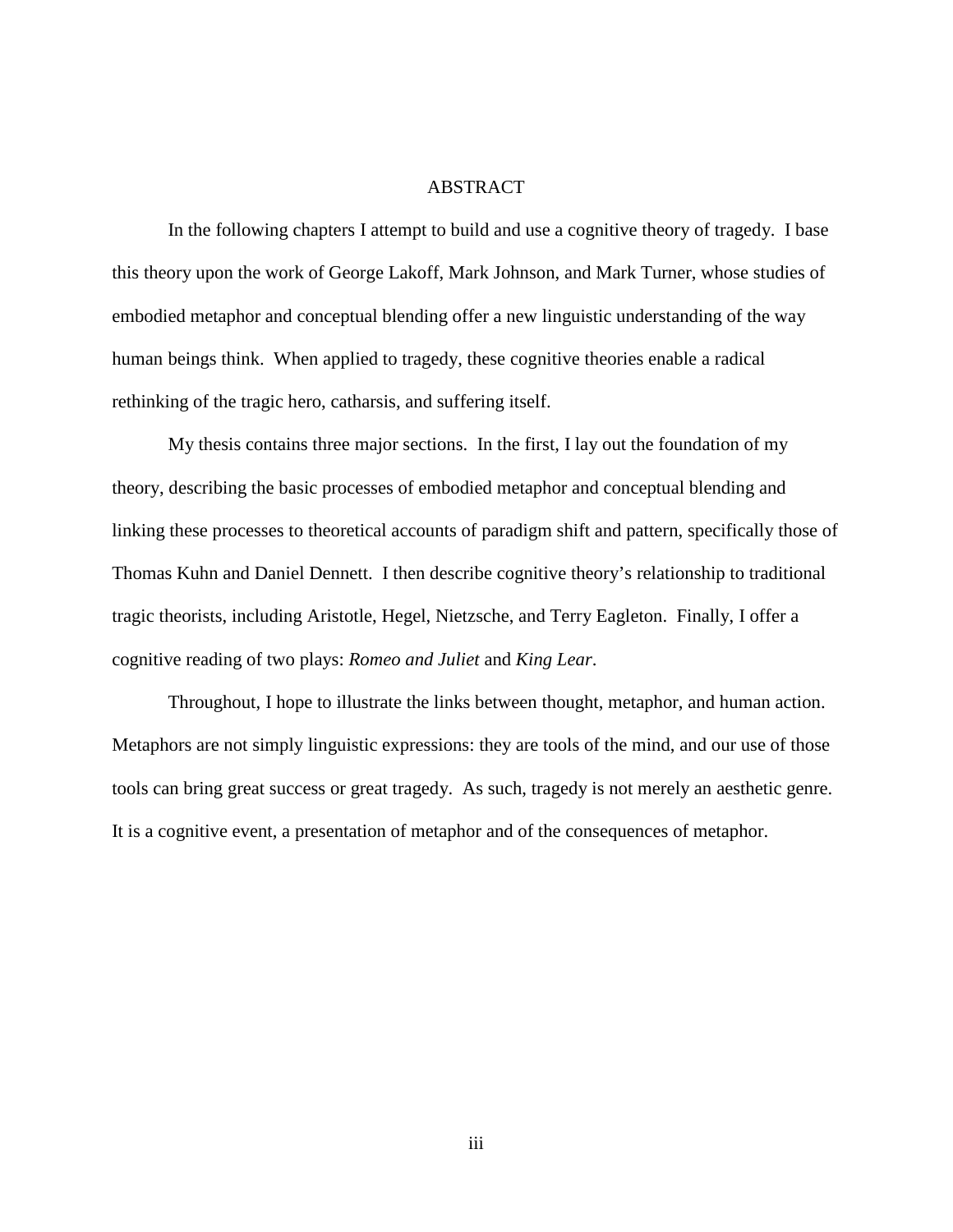# ABSTRACT

In the following chapters I attempt to build and use a cognitive theory of tragedy. I base this theory upon the work of George Lakoff, Mark Johnson, and Mark Turner, whose studies of embodied metaphor and conceptual blending offer a new linguistic understanding of the way human beings think. When applied to tragedy, these cognitive theories enable a radical rethinking of the tragic hero, catharsis, and suffering itself.

My thesis contains three major sections. In the first, I lay out the foundation of my theory, describing the basic processes of embodied metaphor and conceptual blending and linking these processes to theoretical accounts of paradigm shift and pattern, specifically those of Thomas Kuhn and Daniel Dennett. I then describe cognitive theory's relationship to traditional tragic theorists, including Aristotle, Hegel, Nietzsche, and Terry Eagleton. Finally, I offer a cognitive reading of two plays: *Romeo and Juliet* and *King Lear*.

Throughout, I hope to illustrate the links between thought, metaphor, and human action. Metaphors are not simply linguistic expressions: they are tools of the mind, and our use of those tools can bring great success or great tragedy. As such, tragedy is not merely an aesthetic genre. It is a cognitive event, a presentation of metaphor and of the consequences of metaphor.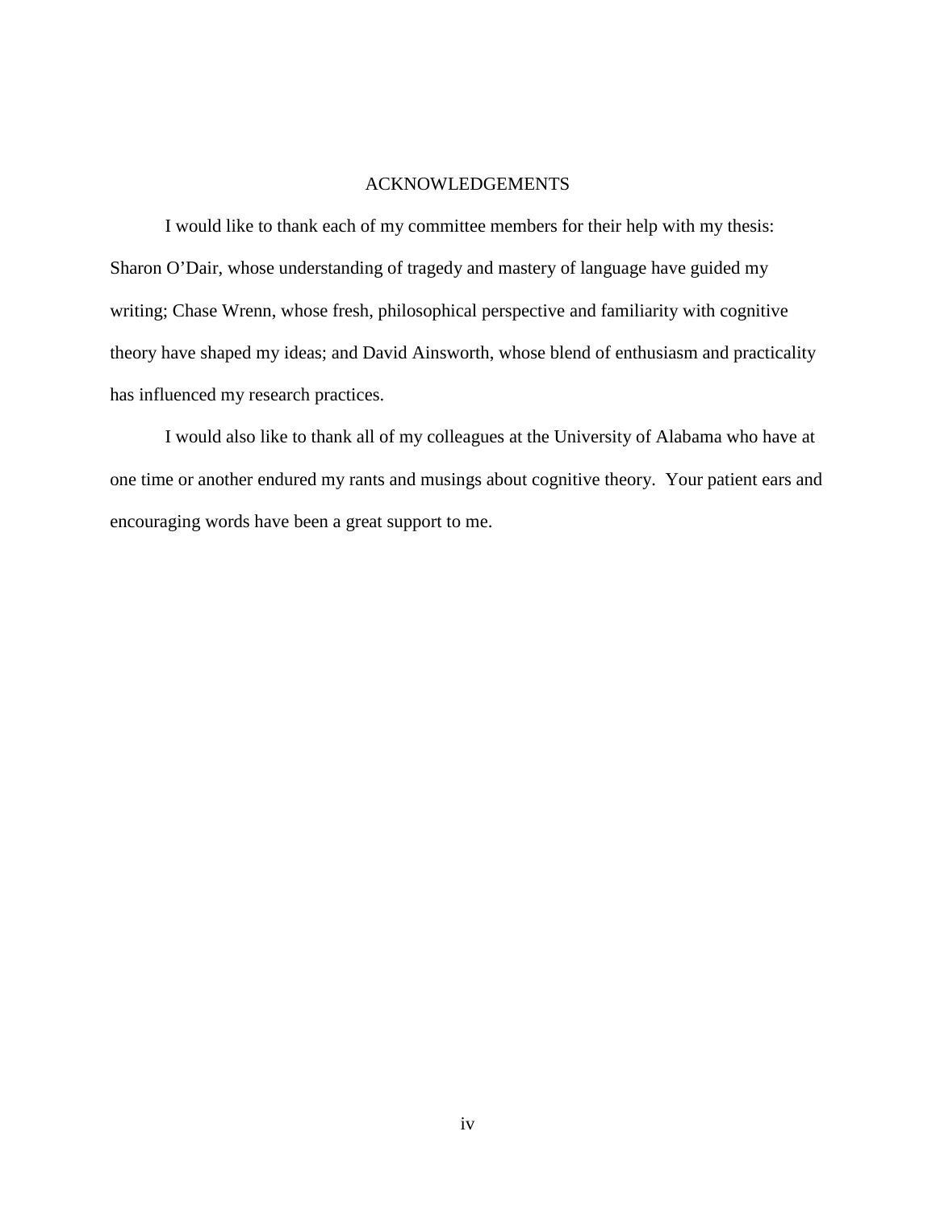# ACKNOWLEDGEMENTS

I would like to thank each of my committee members for their help with my thesis: Sharon O'Dair, whose understanding of tragedy and mastery of language have guided my writing; Chase Wrenn, whose fresh, philosophical perspective and familiarity with cognitive theory have shaped my ideas; and David Ainsworth, whose blend of enthusiasm and practicality has influenced my research practices.

I would also like to thank all of my colleagues at the University of Alabama who have at one time or another endured my rants and musings about cognitive theory. Your patient ears and encouraging words have been a great support to me.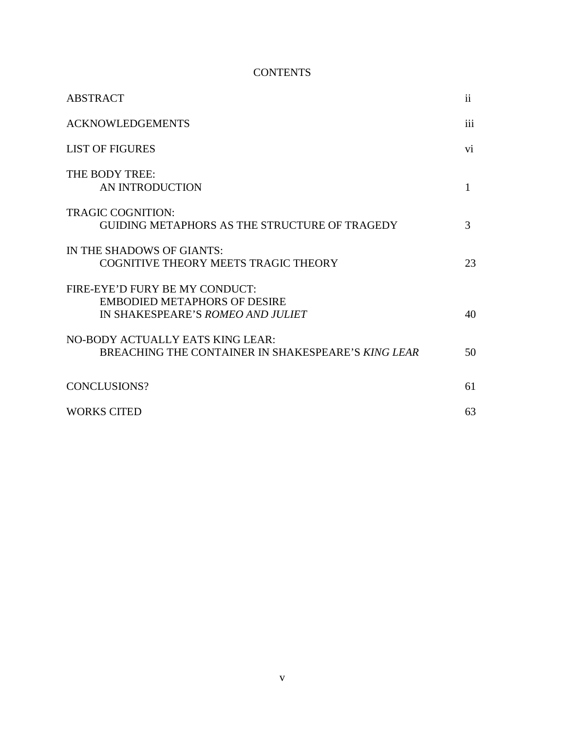# CONTENTS

| | |
|---|---|
| ABSTRACT | ii |
| ACKNOWLEDGEMENTS | iii |
| LIST OF FIGURES | vi |
| THE BODY TREE: AN INTRODUCTION | 1 |
| TRAGIC COGNITION: GUIDING METAPHORS AS THE STRUCTURE OF TRAGEDY | 3 |
| IN THE SHADOWS OF GIANTS: COGNITIVE THEORY MEETS TRAGIC THEORY | 23 |
| FIRE-EYE’D FURY BE MY CONDUCT: EMBODIED METAPHORS OF DESIRE IN SHAKESPEARE’S *ROMEO AND JULIET* | 40 |
| NO-BODY ACTUALLY EATS KING LEAR: BREACHING THE CONTAINER IN SHAKESPEARE’S *KING LEAR* | 50 |
| CONCLUSIONS? | 61 |
| WORKS CITED | 63 |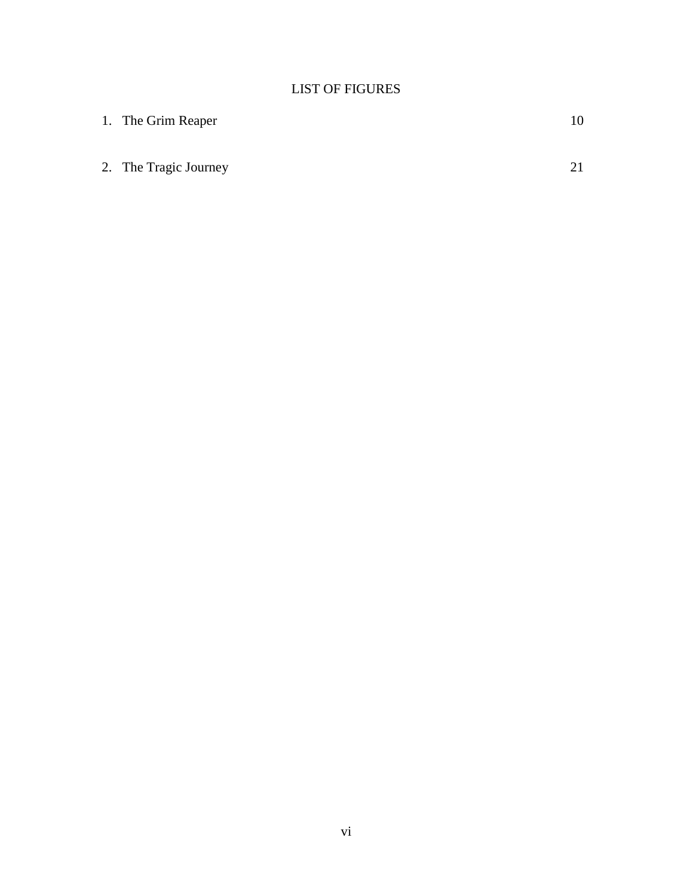# LIST OF FIGURES

1. The Grim Reaper 10

2. The Tragic Journey 21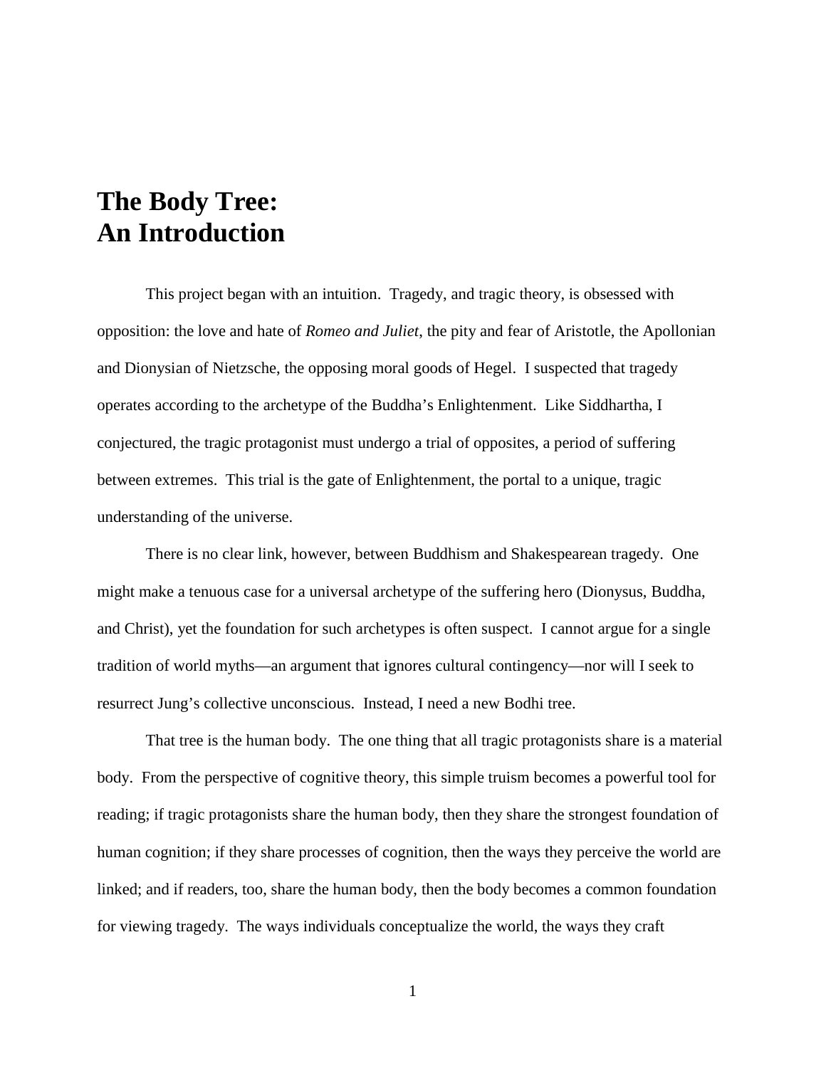# The Body Tree:
# An Introduction

This project began with an intuition. Tragedy, and tragic theory, is obsessed with opposition: the love and hate of *Romeo and Juliet*, the pity and fear of Aristotle, the Apollonian and Dionysian of Nietzsche, the opposing moral goods of Hegel. I suspected that tragedy operates according to the archetype of the Buddha's Enlightenment. Like Siddhartha, I conjectured, the tragic protagonist must undergo a trial of opposites, a period of suffering between extremes. This trial is the gate of Enlightenment, the portal to a unique, tragic understanding of the universe.

There is no clear link, however, between Buddhism and Shakespearean tragedy. One might make a tenuous case for a universal archetype of the suffering hero (Dionysus, Buddha, and Christ), yet the foundation for such archetypes is often suspect. I cannot argue for a single tradition of world myths—an argument that ignores cultural contingency—nor will I seek to resurrect Jung's collective unconscious. Instead, I need a new Bodhi tree.

That tree is the human body. The one thing that all tragic protagonists share is a material body. From the perspective of cognitive theory, this simple truism becomes a powerful tool for reading; if tragic protagonists share the human body, then they share the strongest foundation of human cognition; if they share processes of cognition, then the ways they perceive the world are linked; and if readers, too, share the human body, then the body becomes a common foundation for viewing tragedy. The ways individuals conceptualize the world, the ways they craft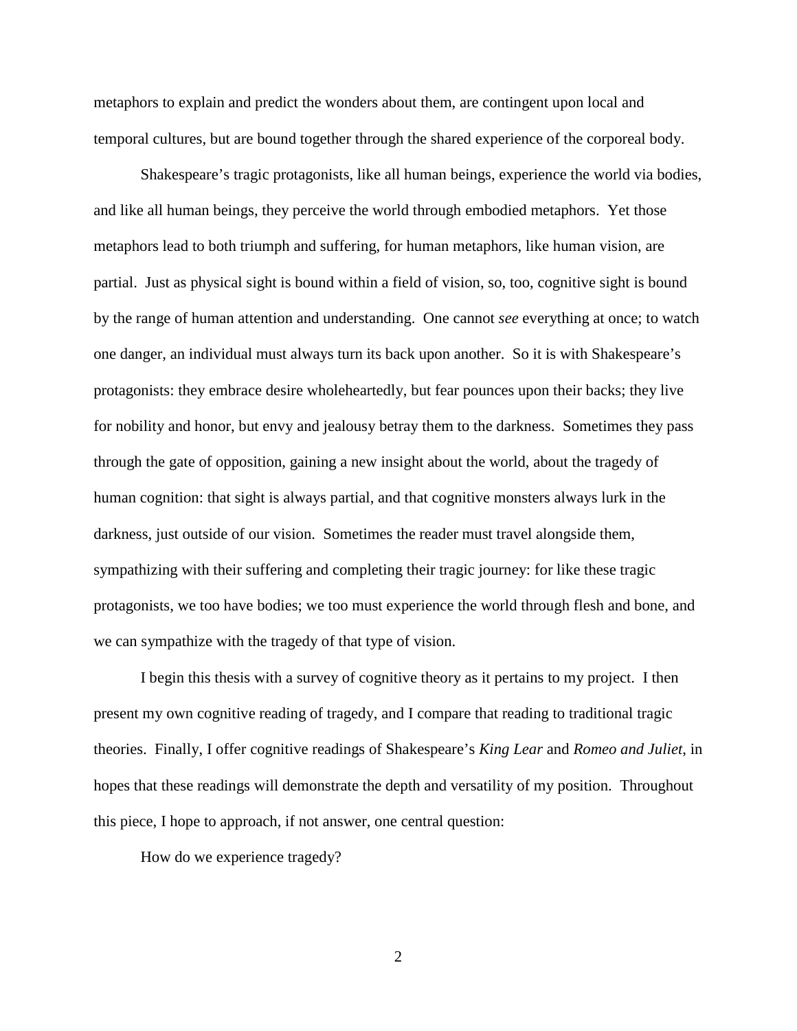metaphors to explain and predict the wonders about them, are contingent upon local and temporal cultures, but are bound together through the shared experience of the corporeal body.

Shakespeare's tragic protagonists, like all human beings, experience the world via bodies, and like all human beings, they perceive the world through embodied metaphors. Yet those metaphors lead to both triumph and suffering, for human metaphors, like human vision, are partial. Just as physical sight is bound within a field of vision, so, too, cognitive sight is bound by the range of human attention and understanding. One cannot *see* everything at once; to watch one danger, an individual must always turn its back upon another. So it is with Shakespeare's protagonists: they embrace desire wholeheartedly, but fear pounces upon their backs; they live for nobility and honor, but envy and jealousy betray them to the darkness. Sometimes they pass through the gate of opposition, gaining a new insight about the world, about the tragedy of human cognition: that sight is always partial, and that cognitive monsters always lurk in the darkness, just outside of our vision. Sometimes the reader must travel alongside them, sympathizing with their suffering and completing their tragic journey: for like these tragic protagonists, we too have bodies; we too must experience the world through flesh and bone, and we can sympathize with the tragedy of that type of vision.

I begin this thesis with a survey of cognitive theory as it pertains to my project. I then present my own cognitive reading of tragedy, and I compare that reading to traditional tragic theories. Finally, I offer cognitive readings of Shakespeare's *King Lear* and *Romeo and Juliet*, in hopes that these readings will demonstrate the depth and versatility of my position. Throughout this piece, I hope to approach, if not answer, one central question:

How do we experience tragedy?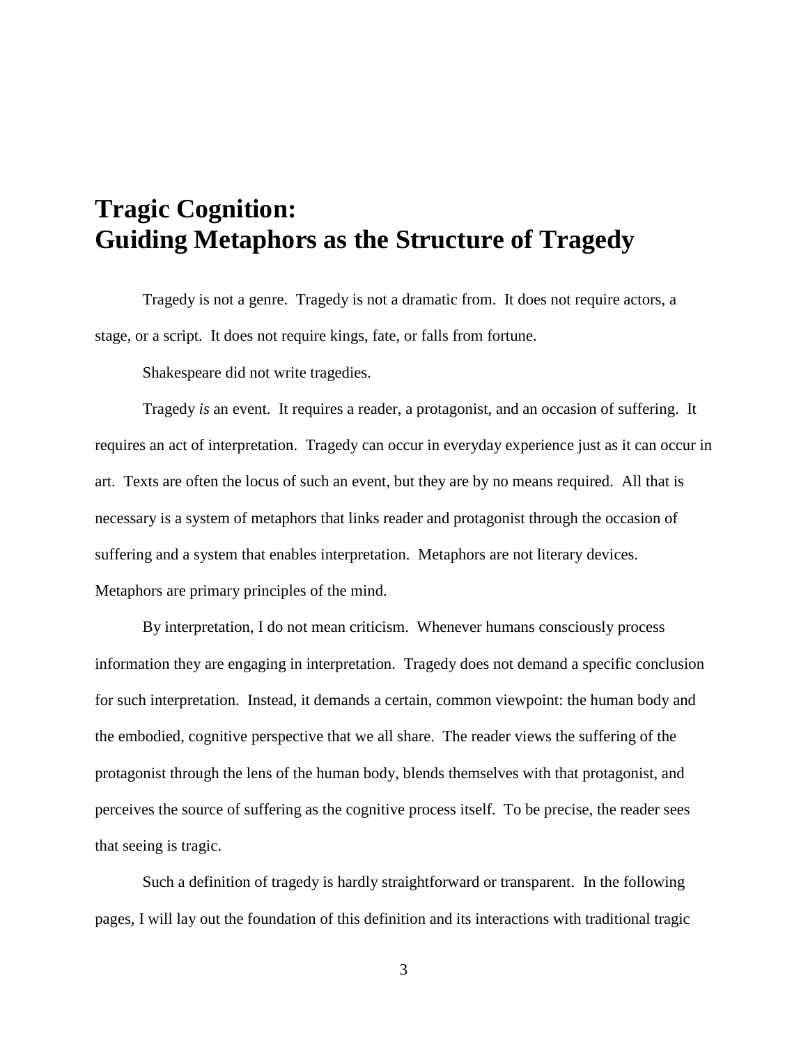# Tragic Cognition: Guiding Metaphors as the Structure of Tragedy

Tragedy is not a genre. Tragedy is not a dramatic from. It does not require actors, a stage, or a script. It does not require kings, fate, or falls from fortune.

Shakespeare did not write tragedies.

Tragedy *is* an event. It requires a reader, a protagonist, and an occasion of suffering. It requires an act of interpretation. Tragedy can occur in everyday experience just as it can occur in art. Texts are often the locus of such an event, but they are by no means required. All that is necessary is a system of metaphors that links reader and protagonist through the occasion of suffering and a system that enables interpretation. Metaphors are not literary devices. Metaphors are primary principles of the mind.

By interpretation, I do not mean criticism. Whenever humans consciously process information they are engaging in interpretation. Tragedy does not demand a specific conclusion for such interpretation. Instead, it demands a certain, common viewpoint: the human body and the embodied, cognitive perspective that we all share. The reader views the suffering of the protagonist through the lens of the human body, blends themselves with that protagonist, and perceives the source of suffering as the cognitive process itself. To be precise, the reader sees that seeing is tragic.

Such a definition of tragedy is hardly straightforward or transparent. In the following pages, I will lay out the foundation of this definition and its interactions with traditional tragic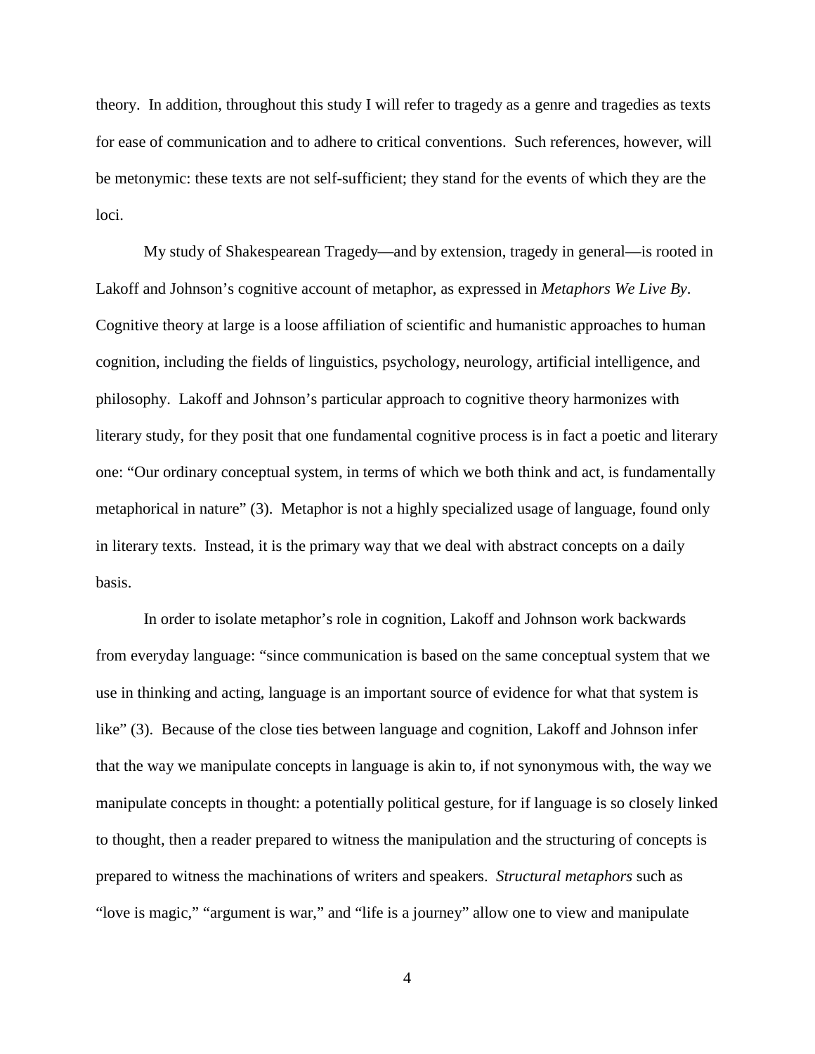theory. In addition, throughout this study I will refer to tragedy as a genre and tragedies as texts for ease of communication and to adhere to critical conventions. Such references, however, will be metonymic: these texts are not self-sufficient; they stand for the events of which they are the loci.

My study of Shakespearean Tragedy—and by extension, tragedy in general—is rooted in Lakoff and Johnson's cognitive account of metaphor, as expressed in *Metaphors We Live By*. Cognitive theory at large is a loose affiliation of scientific and humanistic approaches to human cognition, including the fields of linguistics, psychology, neurology, artificial intelligence, and philosophy. Lakoff and Johnson's particular approach to cognitive theory harmonizes with literary study, for they posit that one fundamental cognitive process is in fact a poetic and literary one: "Our ordinary conceptual system, in terms of which we both think and act, is fundamentally metaphorical in nature" (3). Metaphor is not a highly specialized usage of language, found only in literary texts. Instead, it is the primary way that we deal with abstract concepts on a daily basis.

In order to isolate metaphor's role in cognition, Lakoff and Johnson work backwards from everyday language: "since communication is based on the same conceptual system that we use in thinking and acting, language is an important source of evidence for what that system is like" (3). Because of the close ties between language and cognition, Lakoff and Johnson infer that the way we manipulate concepts in language is akin to, if not synonymous with, the way we manipulate concepts in thought: a potentially political gesture, for if language is so closely linked to thought, then a reader prepared to witness the manipulation and the structuring of concepts is prepared to witness the machinations of writers and speakers. *Structural metaphors* such as "love is magic," "argument is war," and "life is a journey" allow one to view and manipulate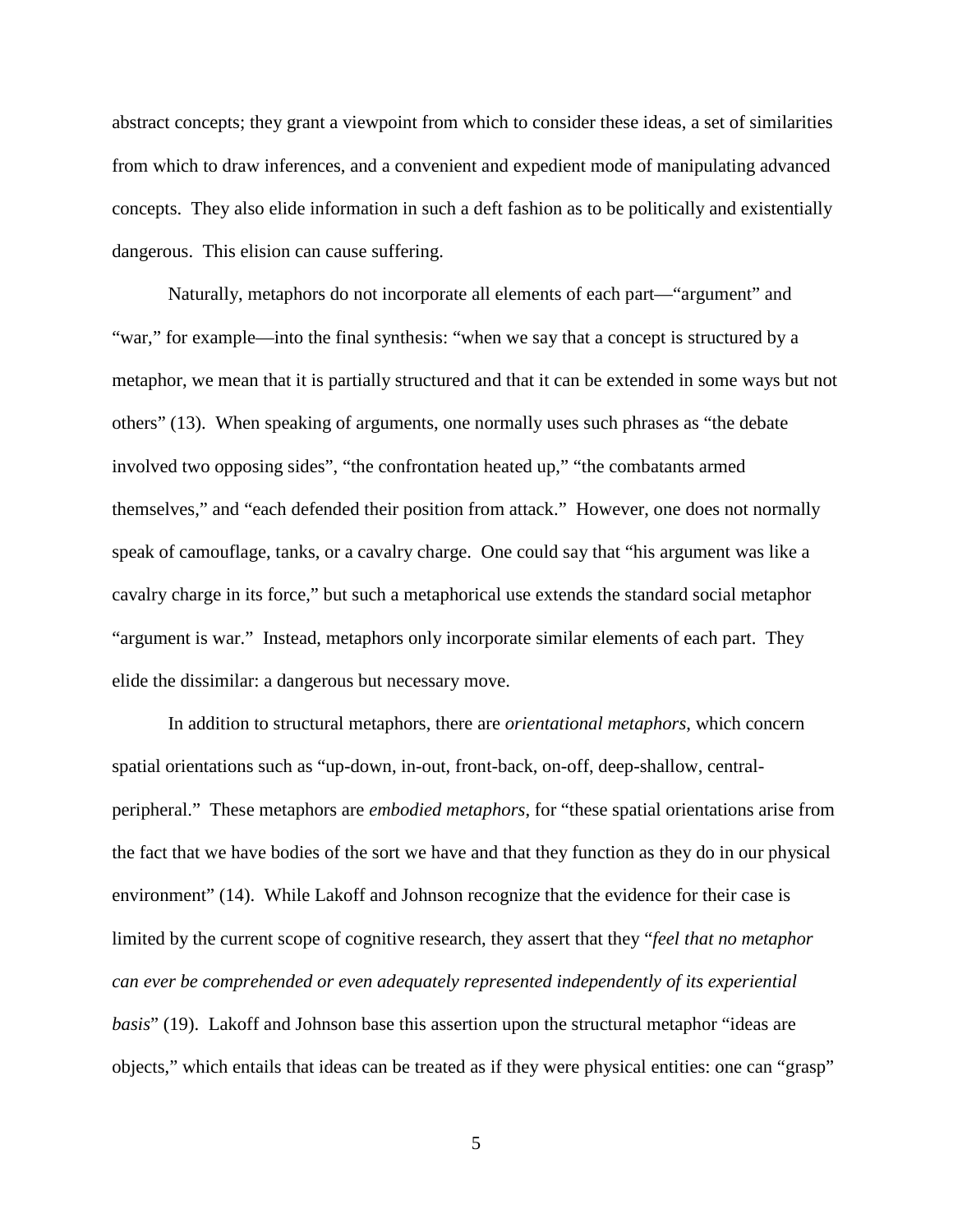abstract concepts; they grant a viewpoint from which to consider these ideas, a set of similarities from which to draw inferences, and a convenient and expedient mode of manipulating advanced concepts. They also elide information in such a deft fashion as to be politically and existentially dangerous. This elision can cause suffering.

Naturally, metaphors do not incorporate all elements of each part—"argument" and "war," for example—into the final synthesis: "when we say that a concept is structured by a metaphor, we mean that it is partially structured and that it can be extended in some ways but not others" (13). When speaking of arguments, one normally uses such phrases as "the debate involved two opposing sides", "the confrontation heated up," "the combatants armed themselves," and "each defended their position from attack." However, one does not normally speak of camouflage, tanks, or a cavalry charge. One could say that "his argument was like a cavalry charge in its force," but such a metaphorical use extends the standard social metaphor "argument is war." Instead, metaphors only incorporate similar elements of each part. They elide the dissimilar: a dangerous but necessary move.

In addition to structural metaphors, there are *orientational metaphors*, which concern spatial orientations such as "up-down, in-out, front-back, on-off, deep-shallow, central-peripheral." These metaphors are *embodied metaphors*, for "these spatial orientations arise from the fact that we have bodies of the sort we have and that they function as they do in our physical environment" (14). While Lakoff and Johnson recognize that the evidence for their case is limited by the current scope of cognitive research, they assert that they "*feel that no metaphor can ever be comprehended or even adequately represented independently of its experiential basis*" (19). Lakoff and Johnson base this assertion upon the structural metaphor "ideas are objects," which entails that ideas can be treated as if they were physical entities: one can "grasp"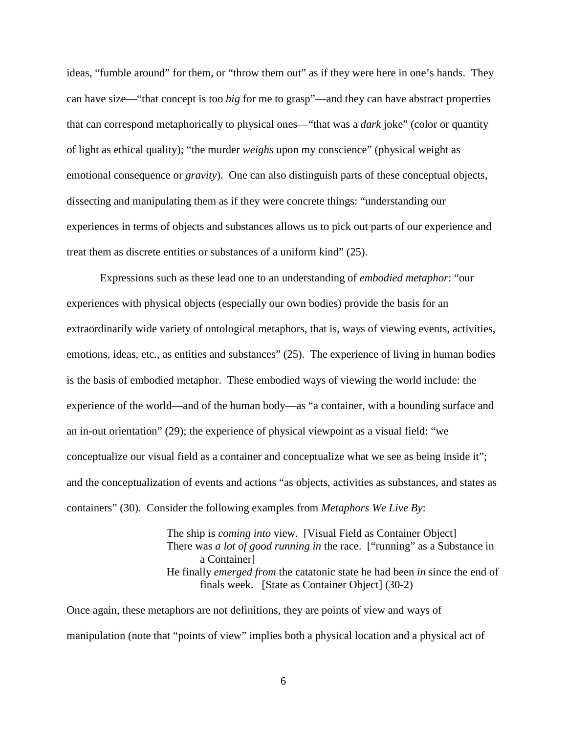ideas, "fumble around" for them, or "throw them out" as if they were here in one's hands. They can have size—"that concept is too *big* for me to grasp"—and they can have abstract properties that can correspond metaphorically to physical ones—"that was a *dark* joke" (color or quantity of light as ethical quality); "the murder *weighs* upon my conscience" (physical weight as emotional consequence or *gravity*). One can also distinguish parts of these conceptual objects, dissecting and manipulating them as if they were concrete things: "understanding our experiences in terms of objects and substances allows us to pick out parts of our experience and treat them as discrete entities or substances of a uniform kind" (25).

Expressions such as these lead one to an understanding of *embodied metaphor*: "our experiences with physical objects (especially our own bodies) provide the basis for an extraordinarily wide variety of ontological metaphors, that is, ways of viewing events, activities, emotions, ideas, etc., as entities and substances" (25). The experience of living in human bodies is the basis of embodied metaphor. These embodied ways of viewing the world include: the experience of the world—and of the human body—as "a container, with a bounding surface and an in-out orientation" (29); the experience of physical viewpoint as a visual field: "we conceptualize our visual field as a container and conceptualize what we see as being inside it"; and the conceptualization of events and actions "as objects, activities as substances, and states as containers" (30). Consider the following examples from *Metaphors We Live By*:

> The ship is *coming into* view. [Visual Field as Container Object]
> There was *a lot of good running in* the race. ["running" as a Substance in a Container]
> He finally *emerged from* the catatonic state he had been *in* since the end of finals week. [State as Container Object] (30-2)

Once again, these metaphors are not definitions, they are points of view and ways of manipulation (note that "points of view" implies both a physical location and a physical act of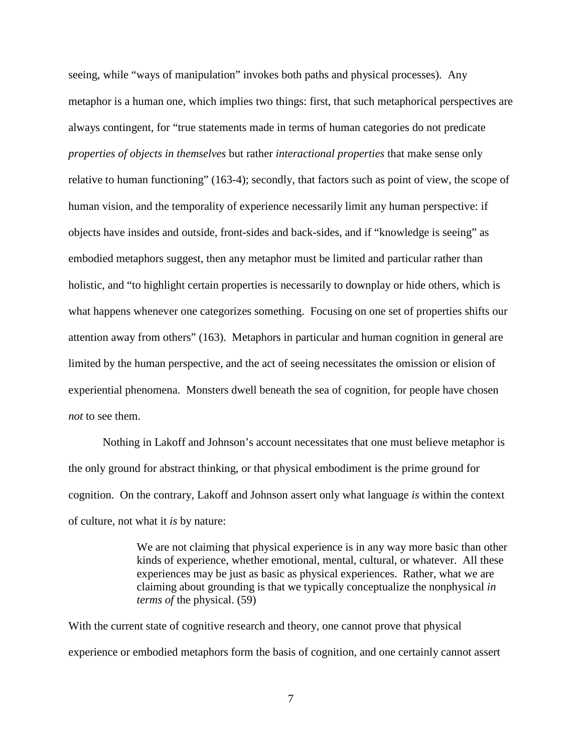seeing, while "ways of manipulation" invokes both paths and physical processes). Any metaphor is a human one, which implies two things: first, that such metaphorical perspectives are always contingent, for "true statements made in terms of human categories do not predicate *properties of objects in themselves* but rather *interactional properties* that make sense only relative to human functioning" (163-4); secondly, that factors such as point of view, the scope of human vision, and the temporality of experience necessarily limit any human perspective: if objects have insides and outside, front-sides and back-sides, and if "knowledge is seeing" as embodied metaphors suggest, then any metaphor must be limited and particular rather than holistic, and "to highlight certain properties is necessarily to downplay or hide others, which is what happens whenever one categorizes something. Focusing on one set of properties shifts our attention away from others" (163). Metaphors in particular and human cognition in general are limited by the human perspective, and the act of seeing necessitates the omission or elision of experiential phenomena. Monsters dwell beneath the sea of cognition, for people have chosen *not* to see them.

Nothing in Lakoff and Johnson's account necessitates that one must believe metaphor is the only ground for abstract thinking, or that physical embodiment is the prime ground for cognition. On the contrary, Lakoff and Johnson assert only what language *is* within the context of culture, not what it *is* by nature:

> We are not claiming that physical experience is in any way more basic than other kinds of experience, whether emotional, mental, cultural, or whatever. All these experiences may be just as basic as physical experiences. Rather, what we are claiming about grounding is that we typically conceptualize the nonphysical *in terms of* the physical. (59)

With the current state of cognitive research and theory, one cannot prove that physical experience or embodied metaphors form the basis of cognition, and one certainly cannot assert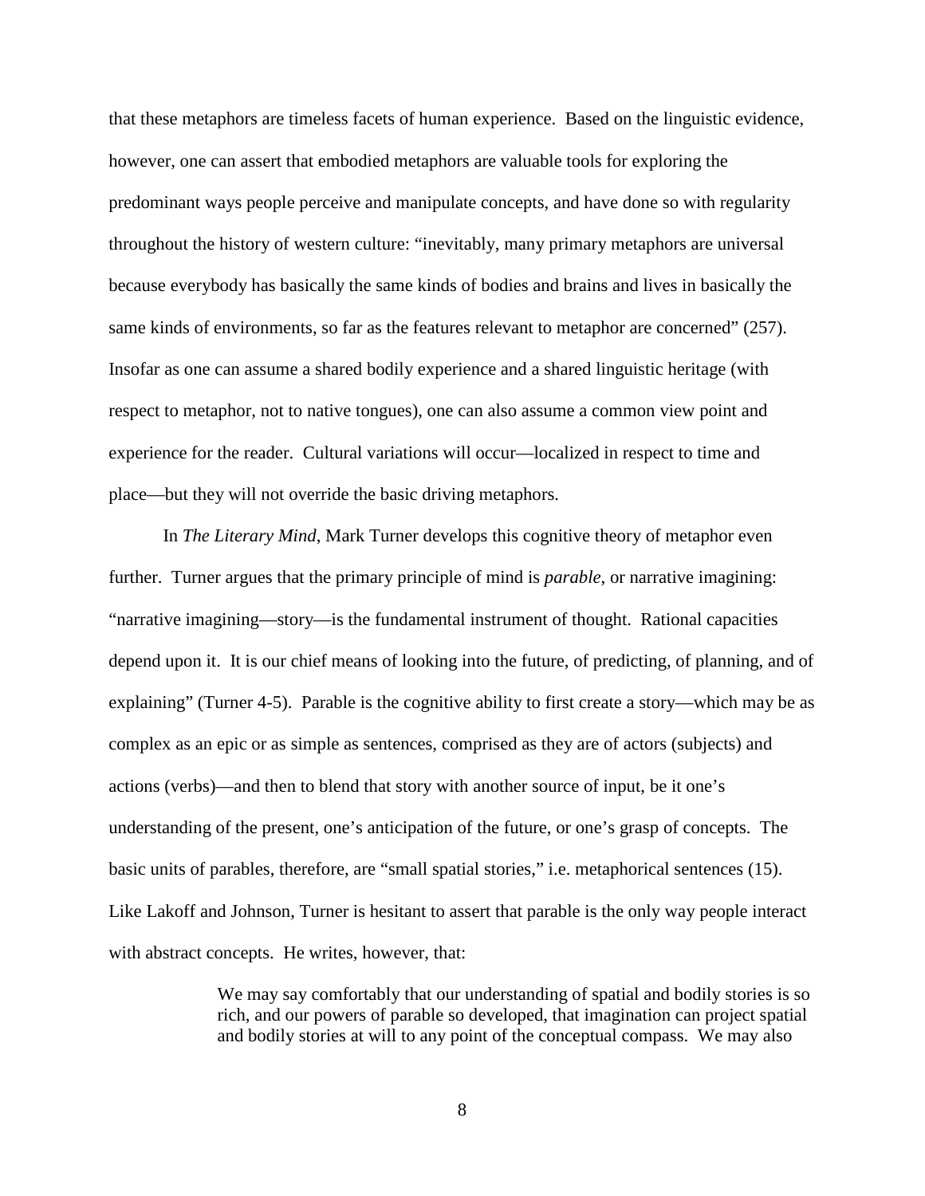that these metaphors are timeless facets of human experience. Based on the linguistic evidence, however, one can assert that embodied metaphors are valuable tools for exploring the predominant ways people perceive and manipulate concepts, and have done so with regularity throughout the history of western culture: "inevitably, many primary metaphors are universal because everybody has basically the same kinds of bodies and brains and lives in basically the same kinds of environments, so far as the features relevant to metaphor are concerned" (257). Insofar as one can assume a shared bodily experience and a shared linguistic heritage (with respect to metaphor, not to native tongues), one can also assume a common view point and experience for the reader. Cultural variations will occur—localized in respect to time and place—but they will not override the basic driving metaphors.

In *The Literary Mind*, Mark Turner develops this cognitive theory of metaphor even further. Turner argues that the primary principle of mind is *parable*, or narrative imagining: "narrative imagining—story—is the fundamental instrument of thought. Rational capacities depend upon it. It is our chief means of looking into the future, of predicting, of planning, and of explaining" (Turner 4-5). Parable is the cognitive ability to first create a story—which may be as complex as an epic or as simple as sentences, comprised as they are of actors (subjects) and actions (verbs)—and then to blend that story with another source of input, be it one's understanding of the present, one's anticipation of the future, or one's grasp of concepts. The basic units of parables, therefore, are "small spatial stories," i.e. metaphorical sentences (15). Like Lakoff and Johnson, Turner is hesitant to assert that parable is the only way people interact with abstract concepts. He writes, however, that:

> We may say comfortably that our understanding of spatial and bodily stories is so rich, and our powers of parable so developed, that imagination can project spatial and bodily stories at will to any point of the conceptual compass. We may also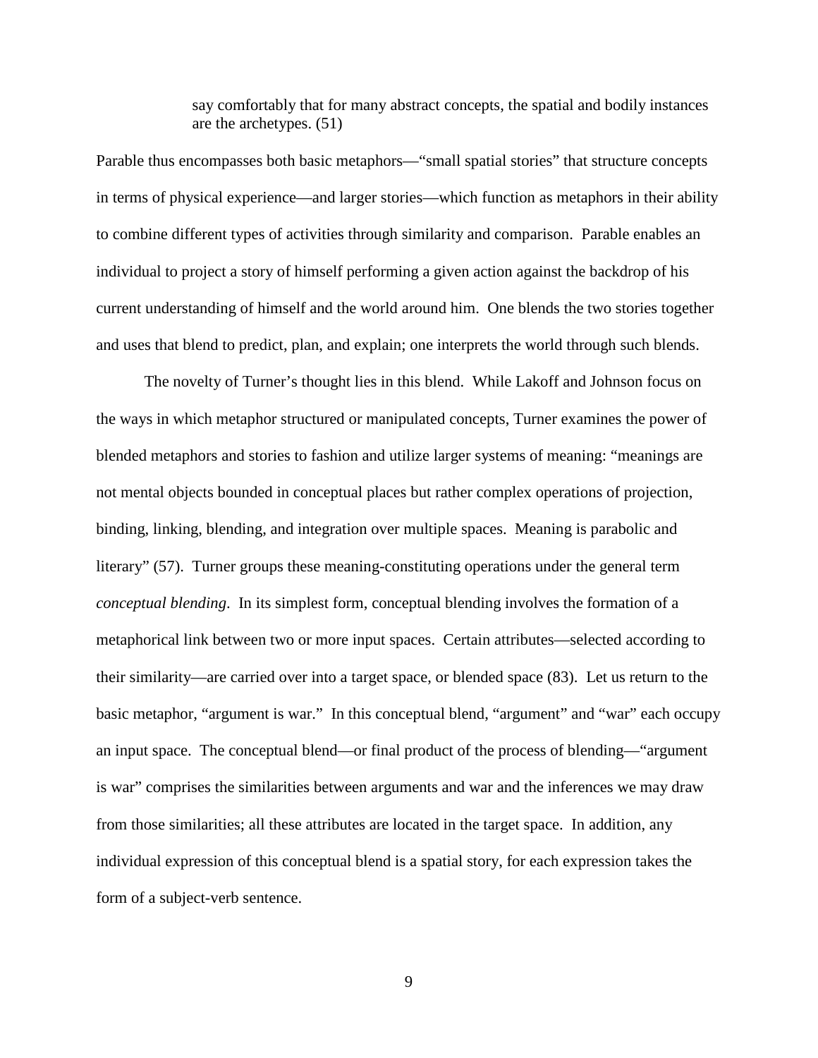> say comfortably that for many abstract concepts, the spatial and bodily instances are the archetypes. (51)

Parable thus encompasses both basic metaphors—"small spatial stories" that structure concepts in terms of physical experience—and larger stories—which function as metaphors in their ability to combine different types of activities through similarity and comparison. Parable enables an individual to project a story of himself performing a given action against the backdrop of his current understanding of himself and the world around him. One blends the two stories together and uses that blend to predict, plan, and explain; one interprets the world through such blends.

The novelty of Turner's thought lies in this blend. While Lakoff and Johnson focus on the ways in which metaphor structured or manipulated concepts, Turner examines the power of blended metaphors and stories to fashion and utilize larger systems of meaning: "meanings are not mental objects bounded in conceptual places but rather complex operations of projection, binding, linking, blending, and integration over multiple spaces. Meaning is parabolic and literary" (57). Turner groups these meaning-constituting operations under the general term *conceptual blending*. In its simplest form, conceptual blending involves the formation of a metaphorical link between two or more input spaces. Certain attributes—selected according to their similarity—are carried over into a target space, or blended space (83). Let us return to the basic metaphor, "argument is war." In this conceptual blend, "argument" and "war" each occupy an input space. The conceptual blend—or final product of the process of blending—"argument is war" comprises the similarities between arguments and war and the inferences we may draw from those similarities; all these attributes are located in the target space. In addition, any individual expression of this conceptual blend is a spatial story, for each expression takes the form of a subject-verb sentence.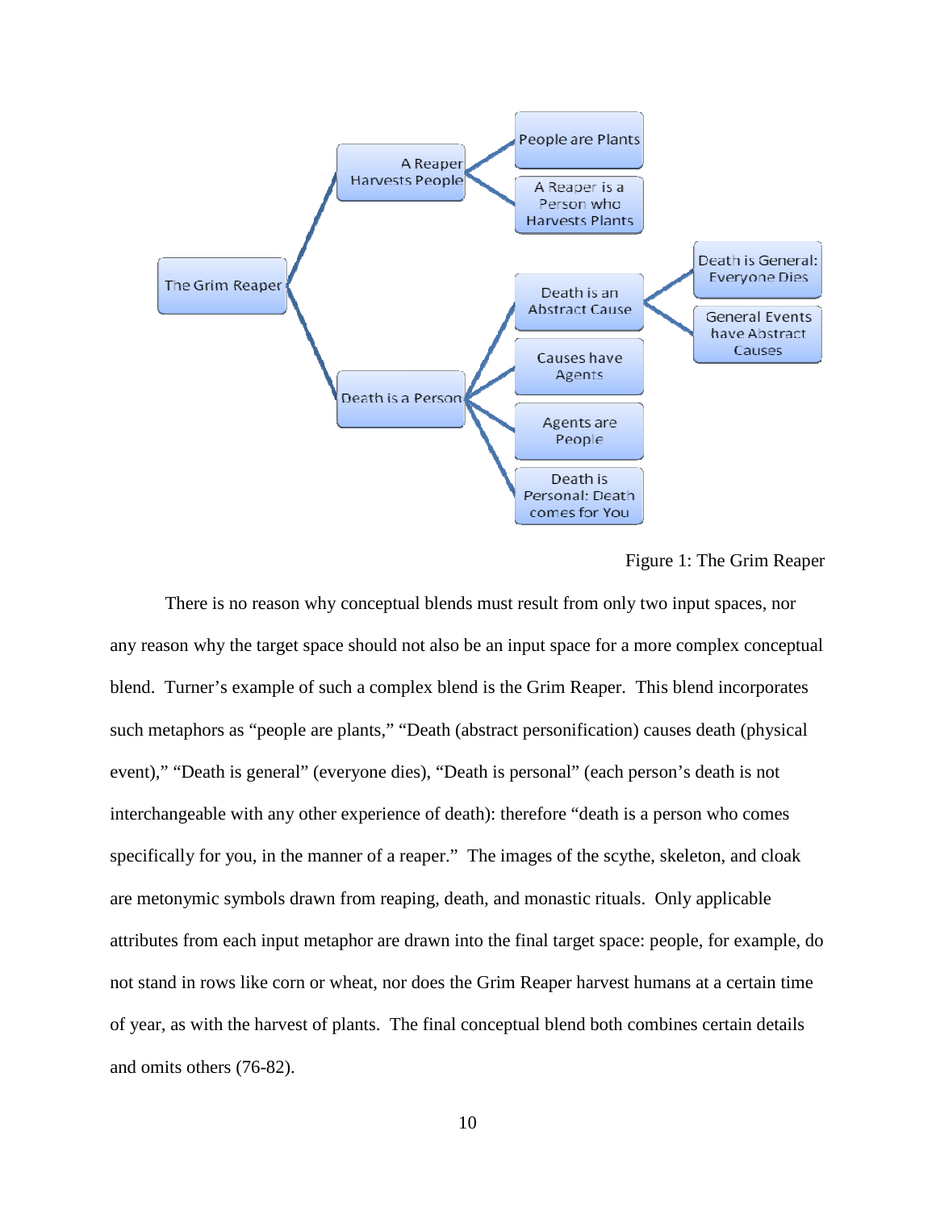- The Grim Reaper
  - A Reaper Harvests People
    - People are Plants
    - A Reaper is a Person who Harvests Plants
  - Death is a Person
    - Death is an Abstract Cause
      - Death is General: Everyone Dies
      - General Events have Abstract Causes
    - Causes have Agents
    - Agents are People
    - Death is Personal: Death comes for You

Figure 1: The Grim Reaper

There is no reason why conceptual blends must result from only two input spaces, nor any reason why the target space should not also be an input space for a more complex conceptual blend. Turner's example of such a complex blend is the Grim Reaper. This blend incorporates such metaphors as "people are plants," "Death (abstract personification) causes death (physical event)," "Death is general" (everyone dies), "Death is personal" (each person's death is not interchangeable with any other experience of death): therefore "death is a person who comes specifically for you, in the manner of a reaper." The images of the scythe, skeleton, and cloak are metonymic symbols drawn from reaping, death, and monastic rituals. Only applicable attributes from each input metaphor are drawn into the final target space: people, for example, do not stand in rows like corn or wheat, nor does the Grim Reaper harvest humans at a certain time of year, as with the harvest of plants. The final conceptual blend both combines certain details and omits others (76-82).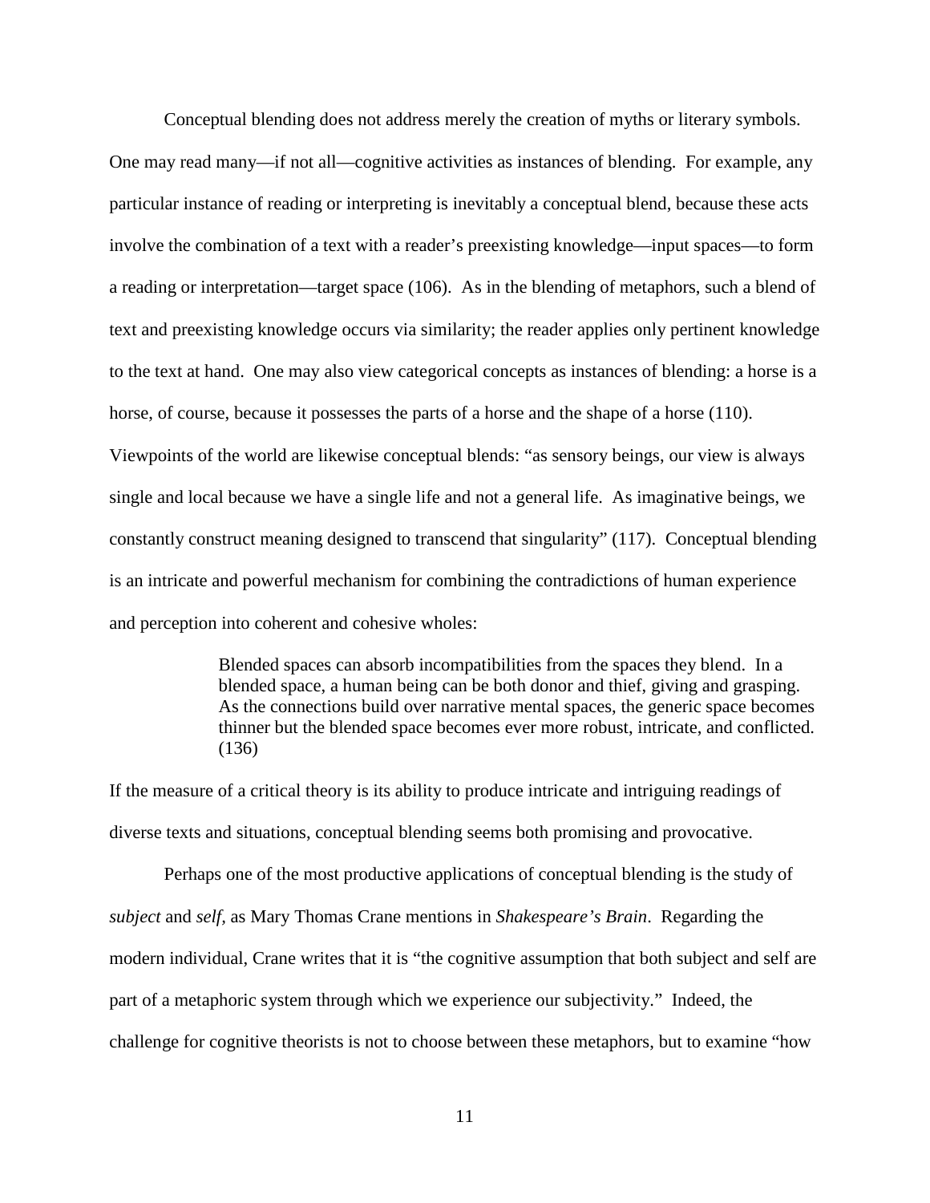Conceptual blending does not address merely the creation of myths or literary symbols. One may read many—if not all—cognitive activities as instances of blending. For example, any particular instance of reading or interpreting is inevitably a conceptual blend, because these acts involve the combination of a text with a reader's preexisting knowledge—input spaces—to form a reading or interpretation—target space (106). As in the blending of metaphors, such a blend of text and preexisting knowledge occurs via similarity; the reader applies only pertinent knowledge to the text at hand. One may also view categorical concepts as instances of blending: a horse is a horse, of course, because it possesses the parts of a horse and the shape of a horse (110). Viewpoints of the world are likewise conceptual blends: "as sensory beings, our view is always single and local because we have a single life and not a general life. As imaginative beings, we constantly construct meaning designed to transcend that singularity" (117). Conceptual blending is an intricate and powerful mechanism for combining the contradictions of human experience and perception into coherent and cohesive wholes:

> Blended spaces can absorb incompatibilities from the spaces they blend. In a blended space, a human being can be both donor and thief, giving and grasping. As the connections build over narrative mental spaces, the generic space becomes thinner but the blended space becomes ever more robust, intricate, and conflicted. (136)

If the measure of a critical theory is its ability to produce intricate and intriguing readings of diverse texts and situations, conceptual blending seems both promising and provocative.

Perhaps one of the most productive applications of conceptual blending is the study of *subject* and *self*, as Mary Thomas Crane mentions in *Shakespeare's Brain*. Regarding the modern individual, Crane writes that it is "the cognitive assumption that both subject and self are part of a metaphoric system through which we experience our subjectivity." Indeed, the challenge for cognitive theorists is not to choose between these metaphors, but to examine "how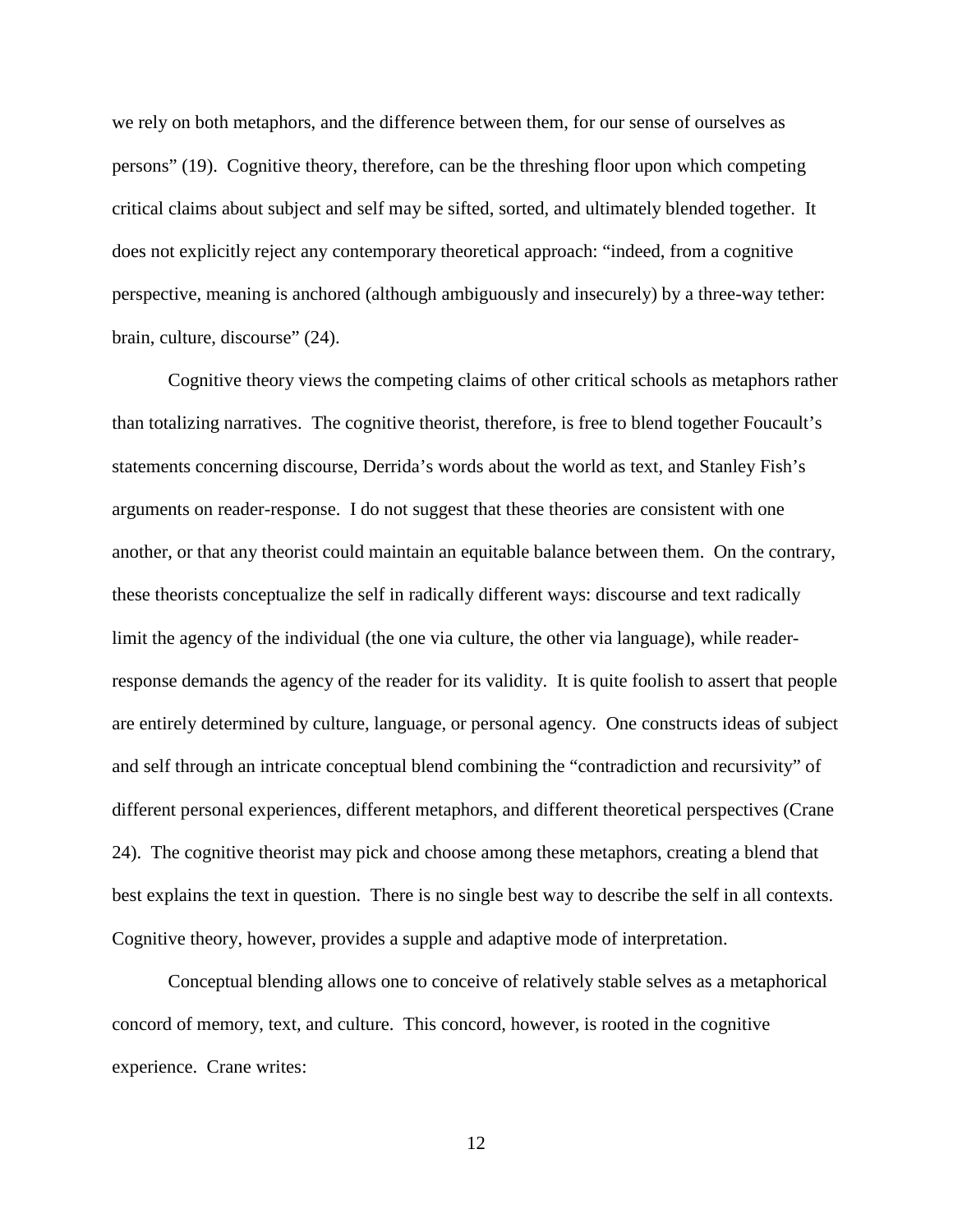we rely on both metaphors, and the difference between them, for our sense of ourselves as persons" (19). Cognitive theory, therefore, can be the threshing floor upon which competing critical claims about subject and self may be sifted, sorted, and ultimately blended together. It does not explicitly reject any contemporary theoretical approach: "indeed, from a cognitive perspective, meaning is anchored (although ambiguously and insecurely) by a three-way tether: brain, culture, discourse" (24).

Cognitive theory views the competing claims of other critical schools as metaphors rather than totalizing narratives. The cognitive theorist, therefore, is free to blend together Foucault's statements concerning discourse, Derrida's words about the world as text, and Stanley Fish's arguments on reader-response. I do not suggest that these theories are consistent with one another, or that any theorist could maintain an equitable balance between them. On the contrary, these theorists conceptualize the self in radically different ways: discourse and text radically limit the agency of the individual (the one via culture, the other via language), while reader-response demands the agency of the reader for its validity. It is quite foolish to assert that people are entirely determined by culture, language, or personal agency. One constructs ideas of subject and self through an intricate conceptual blend combining the "contradiction and recursivity" of different personal experiences, different metaphors, and different theoretical perspectives (Crane 24). The cognitive theorist may pick and choose among these metaphors, creating a blend that best explains the text in question. There is no single best way to describe the self in all contexts. Cognitive theory, however, provides a supple and adaptive mode of interpretation.

Conceptual blending allows one to conceive of relatively stable selves as a metaphorical concord of memory, text, and culture. This concord, however, is rooted in the cognitive experience. Crane writes: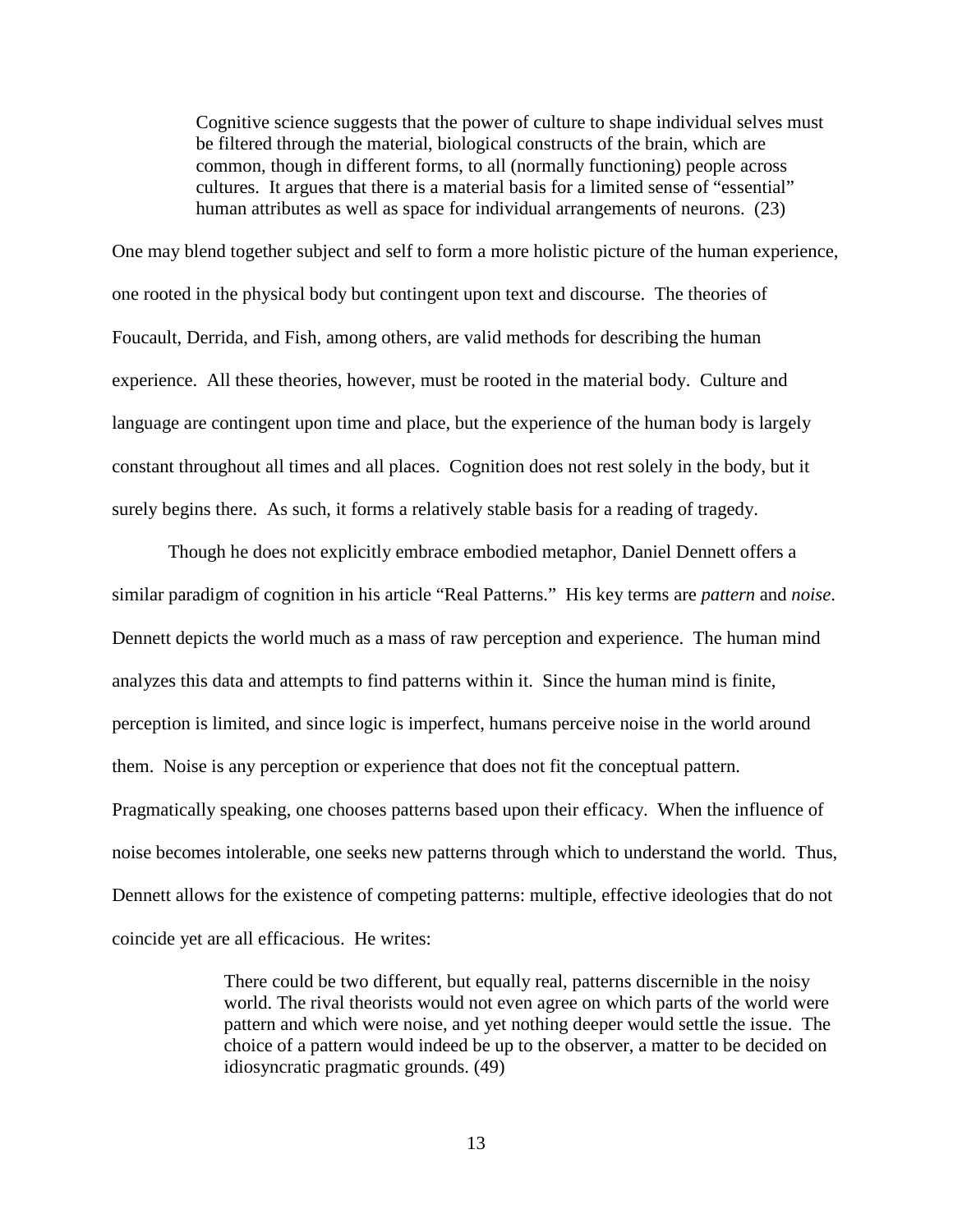> Cognitive science suggests that the power of culture to shape individual selves must be filtered through the material, biological constructs of the brain, which are common, though in different forms, to all (normally functioning) people across cultures. It argues that there is a material basis for a limited sense of "essential" human attributes as well as space for individual arrangements of neurons. (23)

One may blend together subject and self to form a more holistic picture of the human experience, one rooted in the physical body but contingent upon text and discourse. The theories of Foucault, Derrida, and Fish, among others, are valid methods for describing the human experience. All these theories, however, must be rooted in the material body. Culture and language are contingent upon time and place, but the experience of the human body is largely constant throughout all times and all places. Cognition does not rest solely in the body, but it surely begins there. As such, it forms a relatively stable basis for a reading of tragedy.

Though he does not explicitly embrace embodied metaphor, Daniel Dennett offers a similar paradigm of cognition in his article "Real Patterns." His key terms are *pattern* and *noise*. Dennett depicts the world much as a mass of raw perception and experience. The human mind analyzes this data and attempts to find patterns within it. Since the human mind is finite, perception is limited, and since logic is imperfect, humans perceive noise in the world around them. Noise is any perception or experience that does not fit the conceptual pattern. Pragmatically speaking, one chooses patterns based upon their efficacy. When the influence of noise becomes intolerable, one seeks new patterns through which to understand the world. Thus, Dennett allows for the existence of competing patterns: multiple, effective ideologies that do not coincide yet are all efficacious. He writes:

> There could be two different, but equally real, patterns discernible in the noisy world. The rival theorists would not even agree on which parts of the world were pattern and which were noise, and yet nothing deeper would settle the issue. The choice of a pattern would indeed be up to the observer, a matter to be decided on idiosyncratic pragmatic grounds. (49)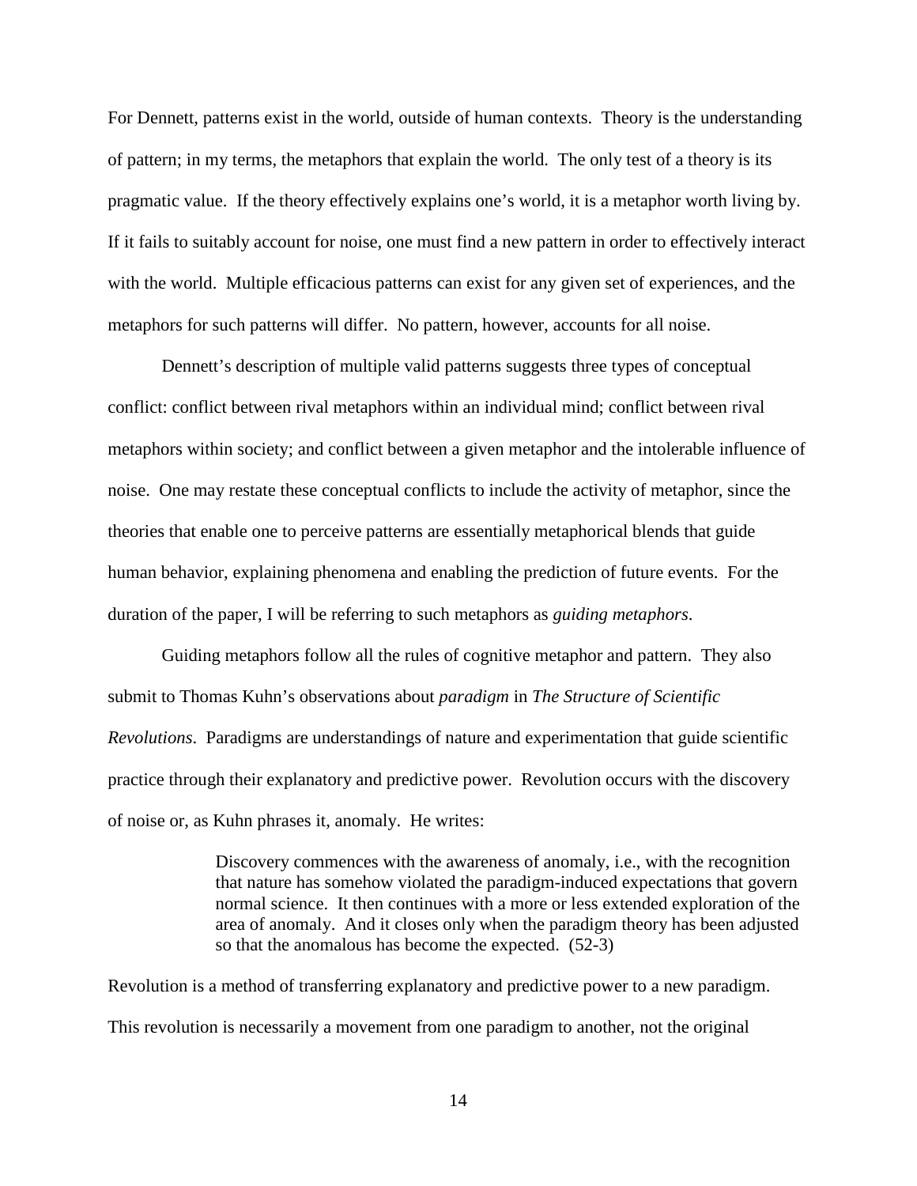For Dennett, patterns exist in the world, outside of human contexts. Theory is the understanding of pattern; in my terms, the metaphors that explain the world. The only test of a theory is its pragmatic value. If the theory effectively explains one's world, it is a metaphor worth living by. If it fails to suitably account for noise, one must find a new pattern in order to effectively interact with the world. Multiple efficacious patterns can exist for any given set of experiences, and the metaphors for such patterns will differ. No pattern, however, accounts for all noise.

Dennett's description of multiple valid patterns suggests three types of conceptual conflict: conflict between rival metaphors within an individual mind; conflict between rival metaphors within society; and conflict between a given metaphor and the intolerable influence of noise. One may restate these conceptual conflicts to include the activity of metaphor, since the theories that enable one to perceive patterns are essentially metaphorical blends that guide human behavior, explaining phenomena and enabling the prediction of future events. For the duration of the paper, I will be referring to such metaphors as *guiding metaphors*.

Guiding metaphors follow all the rules of cognitive metaphor and pattern. They also submit to Thomas Kuhn's observations about *paradigm* in *The Structure of Scientific Revolutions*. Paradigms are understandings of nature and experimentation that guide scientific practice through their explanatory and predictive power. Revolution occurs with the discovery of noise or, as Kuhn phrases it, anomaly. He writes:

> Discovery commences with the awareness of anomaly, i.e., with the recognition that nature has somehow violated the paradigm-induced expectations that govern normal science. It then continues with a more or less extended exploration of the area of anomaly. And it closes only when the paradigm theory has been adjusted so that the anomalous has become the expected. (52-3)

Revolution is a method of transferring explanatory and predictive power to a new paradigm. This revolution is necessarily a movement from one paradigm to another, not the original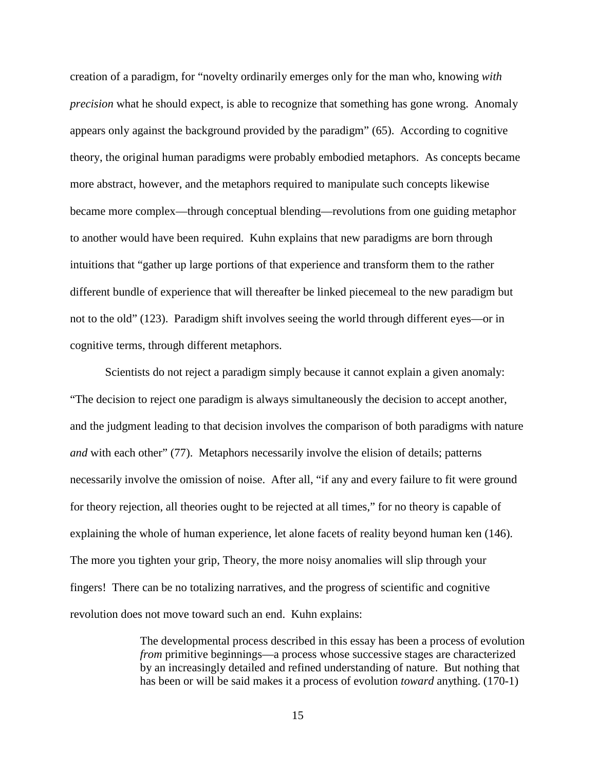creation of a paradigm, for "novelty ordinarily emerges only for the man who, knowing *with precision* what he should expect, is able to recognize that something has gone wrong. Anomaly appears only against the background provided by the paradigm" (65). According to cognitive theory, the original human paradigms were probably embodied metaphors. As concepts became more abstract, however, and the metaphors required to manipulate such concepts likewise became more complex—through conceptual blending—revolutions from one guiding metaphor to another would have been required. Kuhn explains that new paradigms are born through intuitions that "gather up large portions of that experience and transform them to the rather different bundle of experience that will thereafter be linked piecemeal to the new paradigm but not to the old" (123). Paradigm shift involves seeing the world through different eyes—or in cognitive terms, through different metaphors.

Scientists do not reject a paradigm simply because it cannot explain a given anomaly: "The decision to reject one paradigm is always simultaneously the decision to accept another, and the judgment leading to that decision involves the comparison of both paradigms with nature *and* with each other" (77). Metaphors necessarily involve the elision of details; patterns necessarily involve the omission of noise. After all, "if any and every failure to fit were ground for theory rejection, all theories ought to be rejected at all times," for no theory is capable of explaining the whole of human experience, let alone facets of reality beyond human ken (146). The more you tighten your grip, Theory, the more noisy anomalies will slip through your fingers! There can be no totalizing narratives, and the progress of scientific and cognitive revolution does not move toward such an end. Kuhn explains:

> The developmental process described in this essay has been a process of evolution *from* primitive beginnings—a process whose successive stages are characterized by an increasingly detailed and refined understanding of nature. But nothing that has been or will be said makes it a process of evolution *toward* anything. (170-1)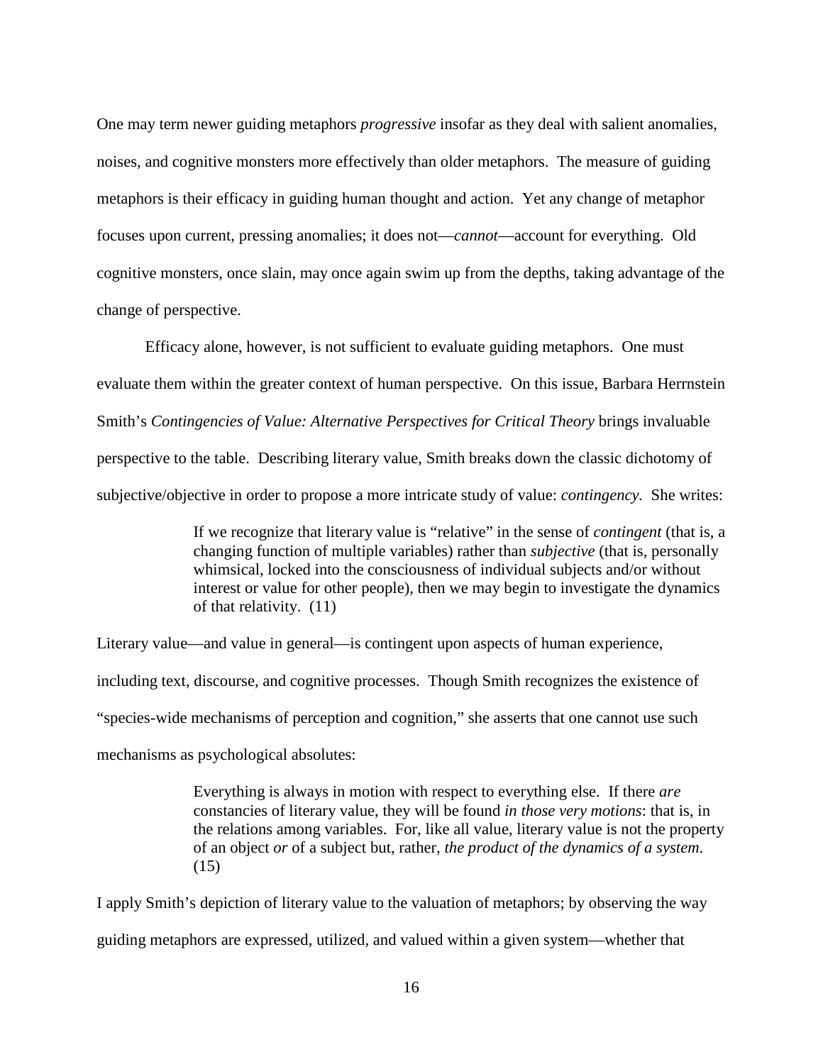One may term newer guiding metaphors *progressive* insofar as they deal with salient anomalies, noises, and cognitive monsters more effectively than older metaphors. The measure of guiding metaphors is their efficacy in guiding human thought and action. Yet any change of metaphor focuses upon current, pressing anomalies; it does not—*cannot*—account for everything. Old cognitive monsters, once slain, may once again swim up from the depths, taking advantage of the change of perspective.

Efficacy alone, however, is not sufficient to evaluate guiding metaphors. One must evaluate them within the greater context of human perspective. On this issue, Barbara Herrnstein Smith's *Contingencies of Value: Alternative Perspectives for Critical Theory* brings invaluable perspective to the table. Describing literary value, Smith breaks down the classic dichotomy of subjective/objective in order to propose a more intricate study of value: *contingency.* She writes:

> If we recognize that literary value is "relative" in the sense of *contingent* (that is, a changing function of multiple variables) rather than *subjective* (that is, personally whimsical, locked into the consciousness of individual subjects and/or without interest or value for other people), then we may begin to investigate the dynamics of that relativity. (11)

Literary value—and value in general—is contingent upon aspects of human experience, including text, discourse, and cognitive processes. Though Smith recognizes the existence of "species-wide mechanisms of perception and cognition," she asserts that one cannot use such mechanisms as psychological absolutes:

> Everything is always in motion with respect to everything else. If there *are* constancies of literary value, they will be found *in those very motions*: that is, in the relations among variables. For, like all value, literary value is not the property of an object *or* of a subject but, rather, *the product of the dynamics of a system.* (15)

I apply Smith's depiction of literary value to the valuation of metaphors; by observing the way guiding metaphors are expressed, utilized, and valued within a given system—whether that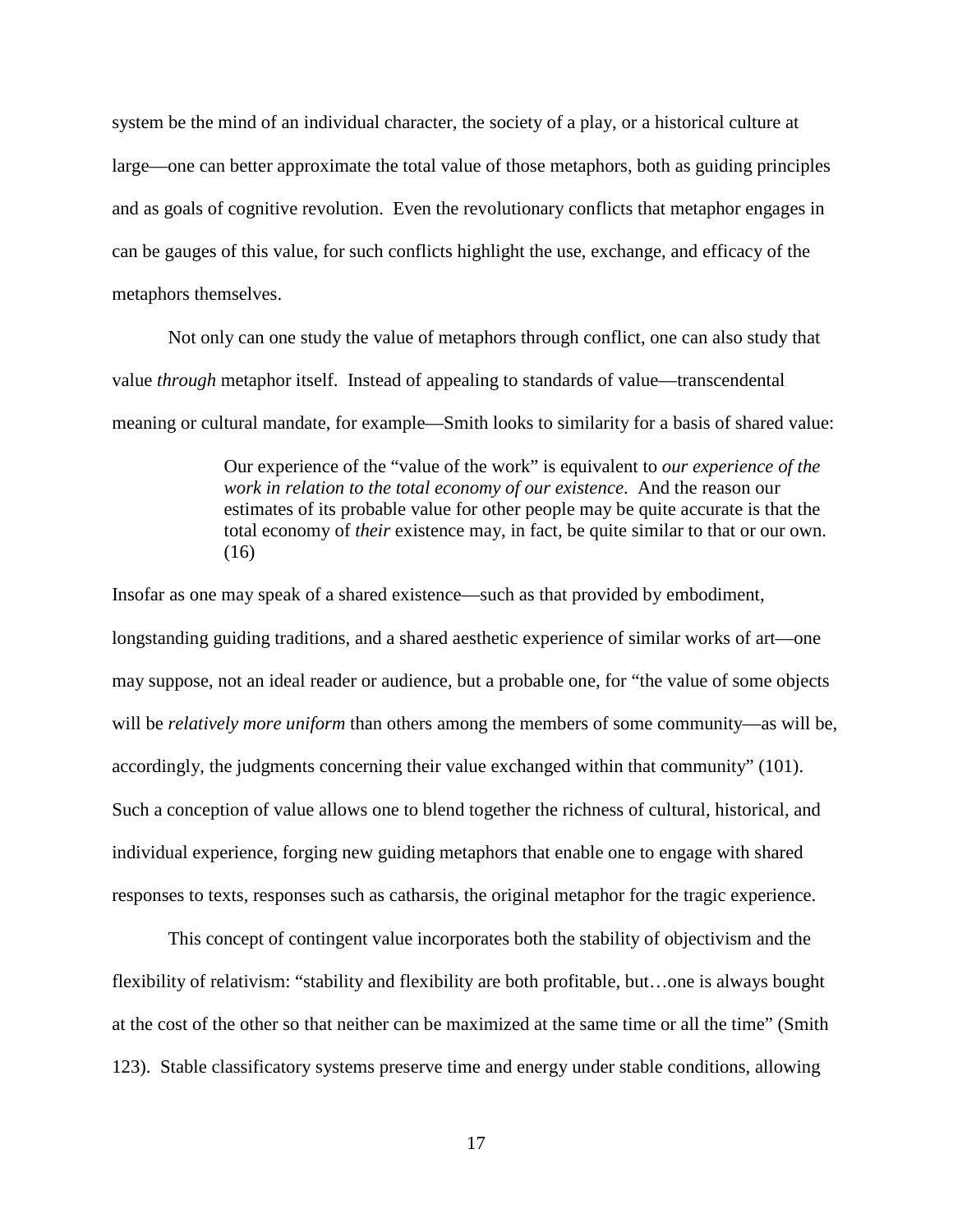system be the mind of an individual character, the society of a play, or a historical culture at large—one can better approximate the total value of those metaphors, both as guiding principles and as goals of cognitive revolution. Even the revolutionary conflicts that metaphor engages in can be gauges of this value, for such conflicts highlight the use, exchange, and efficacy of the metaphors themselves.

Not only can one study the value of metaphors through conflict, one can also study that value *through* metaphor itself. Instead of appealing to standards of value—transcendental meaning or cultural mandate, for example—Smith looks to similarity for a basis of shared value:

> Our experience of the "value of the work" is equivalent to *our experience of the work in relation to the total economy of our existence*. And the reason our estimates of its probable value for other people may be quite accurate is that the total economy of *their* existence may, in fact, be quite similar to that or our own. (16)

Insofar as one may speak of a shared existence—such as that provided by embodiment, longstanding guiding traditions, and a shared aesthetic experience of similar works of art—one may suppose, not an ideal reader or audience, but a probable one, for "the value of some objects will be *relatively more uniform* than others among the members of some community—as will be, accordingly, the judgments concerning their value exchanged within that community" (101). Such a conception of value allows one to blend together the richness of cultural, historical, and individual experience, forging new guiding metaphors that enable one to engage with shared responses to texts, responses such as catharsis, the original metaphor for the tragic experience.

This concept of contingent value incorporates both the stability of objectivism and the flexibility of relativism: "stability and flexibility are both profitable, but…one is always bought at the cost of the other so that neither can be maximized at the same time or all the time" (Smith 123). Stable classificatory systems preserve time and energy under stable conditions, allowing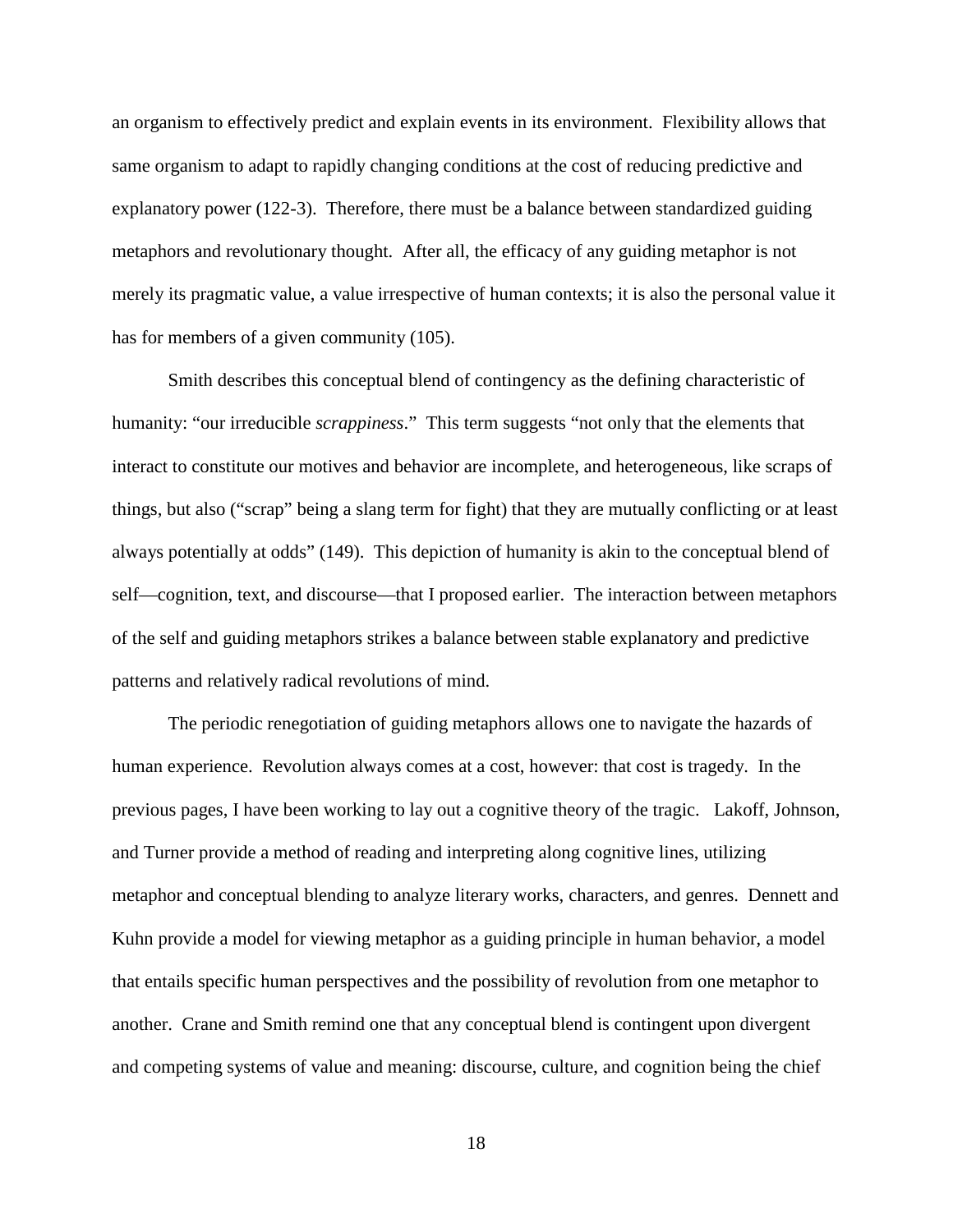an organism to effectively predict and explain events in its environment. Flexibility allows that same organism to adapt to rapidly changing conditions at the cost of reducing predictive and explanatory power (122-3). Therefore, there must be a balance between standardized guiding metaphors and revolutionary thought. After all, the efficacy of any guiding metaphor is not merely its pragmatic value, a value irrespective of human contexts; it is also the personal value it has for members of a given community (105).

Smith describes this conceptual blend of contingency as the defining characteristic of humanity: "our irreducible *scrappiness*." This term suggests "not only that the elements that interact to constitute our motives and behavior are incomplete, and heterogeneous, like scraps of things, but also ("scrap" being a slang term for fight) that they are mutually conflicting or at least always potentially at odds" (149). This depiction of humanity is akin to the conceptual blend of self—cognition, text, and discourse—that I proposed earlier. The interaction between metaphors of the self and guiding metaphors strikes a balance between stable explanatory and predictive patterns and relatively radical revolutions of mind.

The periodic renegotiation of guiding metaphors allows one to navigate the hazards of human experience. Revolution always comes at a cost, however: that cost is tragedy. In the previous pages, I have been working to lay out a cognitive theory of the tragic. Lakoff, Johnson, and Turner provide a method of reading and interpreting along cognitive lines, utilizing metaphor and conceptual blending to analyze literary works, characters, and genres. Dennett and Kuhn provide a model for viewing metaphor as a guiding principle in human behavior, a model that entails specific human perspectives and the possibility of revolution from one metaphor to another. Crane and Smith remind one that any conceptual blend is contingent upon divergent and competing systems of value and meaning: discourse, culture, and cognition being the chief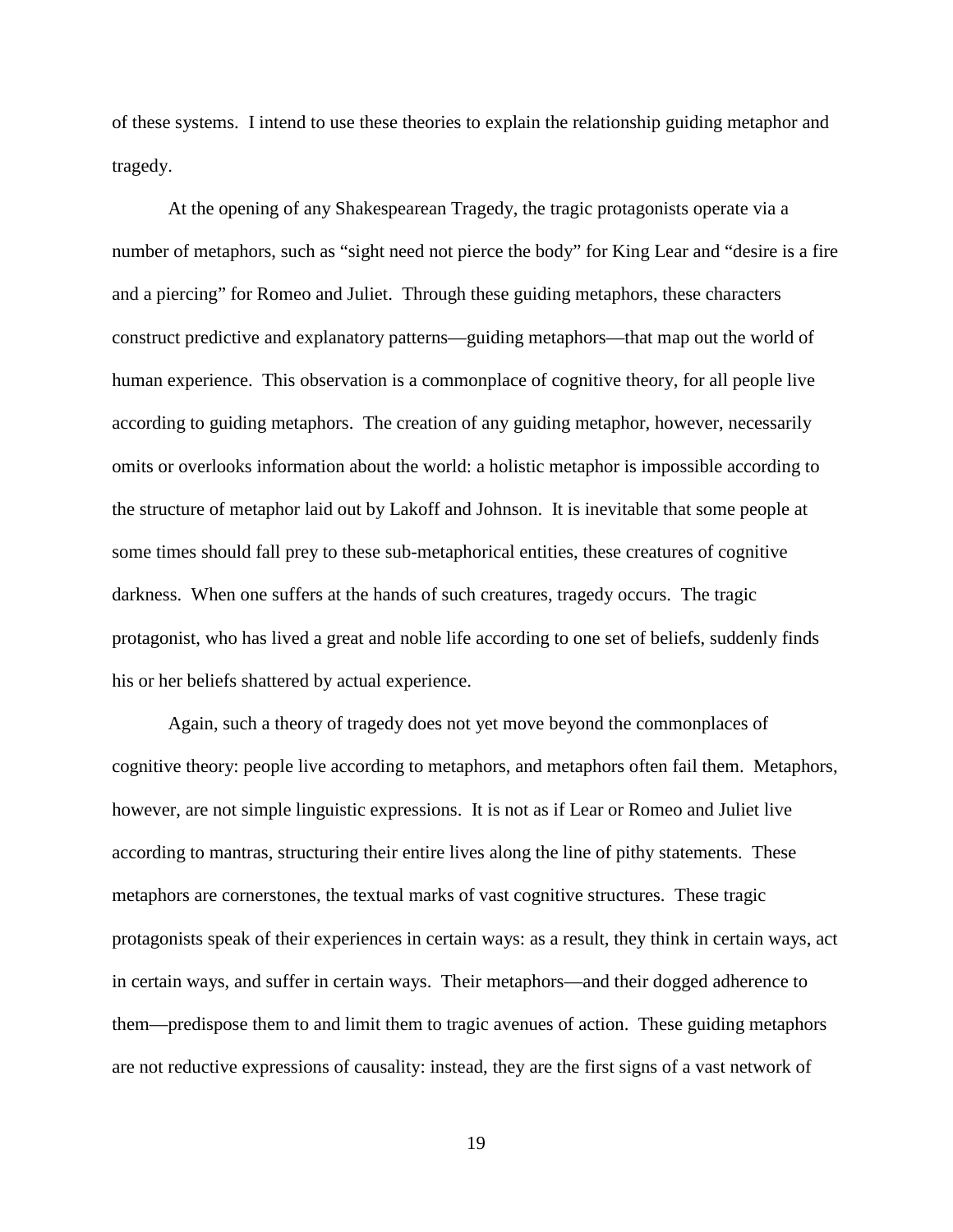of these systems. I intend to use these theories to explain the relationship guiding metaphor and tragedy.

At the opening of any Shakespearean Tragedy, the tragic protagonists operate via a number of metaphors, such as "sight need not pierce the body" for King Lear and "desire is a fire and a piercing" for Romeo and Juliet. Through these guiding metaphors, these characters construct predictive and explanatory patterns—guiding metaphors—that map out the world of human experience. This observation is a commonplace of cognitive theory, for all people live according to guiding metaphors. The creation of any guiding metaphor, however, necessarily omits or overlooks information about the world: a holistic metaphor is impossible according to the structure of metaphor laid out by Lakoff and Johnson. It is inevitable that some people at some times should fall prey to these sub-metaphorical entities, these creatures of cognitive darkness. When one suffers at the hands of such creatures, tragedy occurs. The tragic protagonist, who has lived a great and noble life according to one set of beliefs, suddenly finds his or her beliefs shattered by actual experience.

Again, such a theory of tragedy does not yet move beyond the commonplaces of cognitive theory: people live according to metaphors, and metaphors often fail them. Metaphors, however, are not simple linguistic expressions. It is not as if Lear or Romeo and Juliet live according to mantras, structuring their entire lives along the line of pithy statements. These metaphors are cornerstones, the textual marks of vast cognitive structures. These tragic protagonists speak of their experiences in certain ways: as a result, they think in certain ways, act in certain ways, and suffer in certain ways. Their metaphors—and their dogged adherence to them—predispose them to and limit them to tragic avenues of action. These guiding metaphors are not reductive expressions of causality: instead, they are the first signs of a vast network of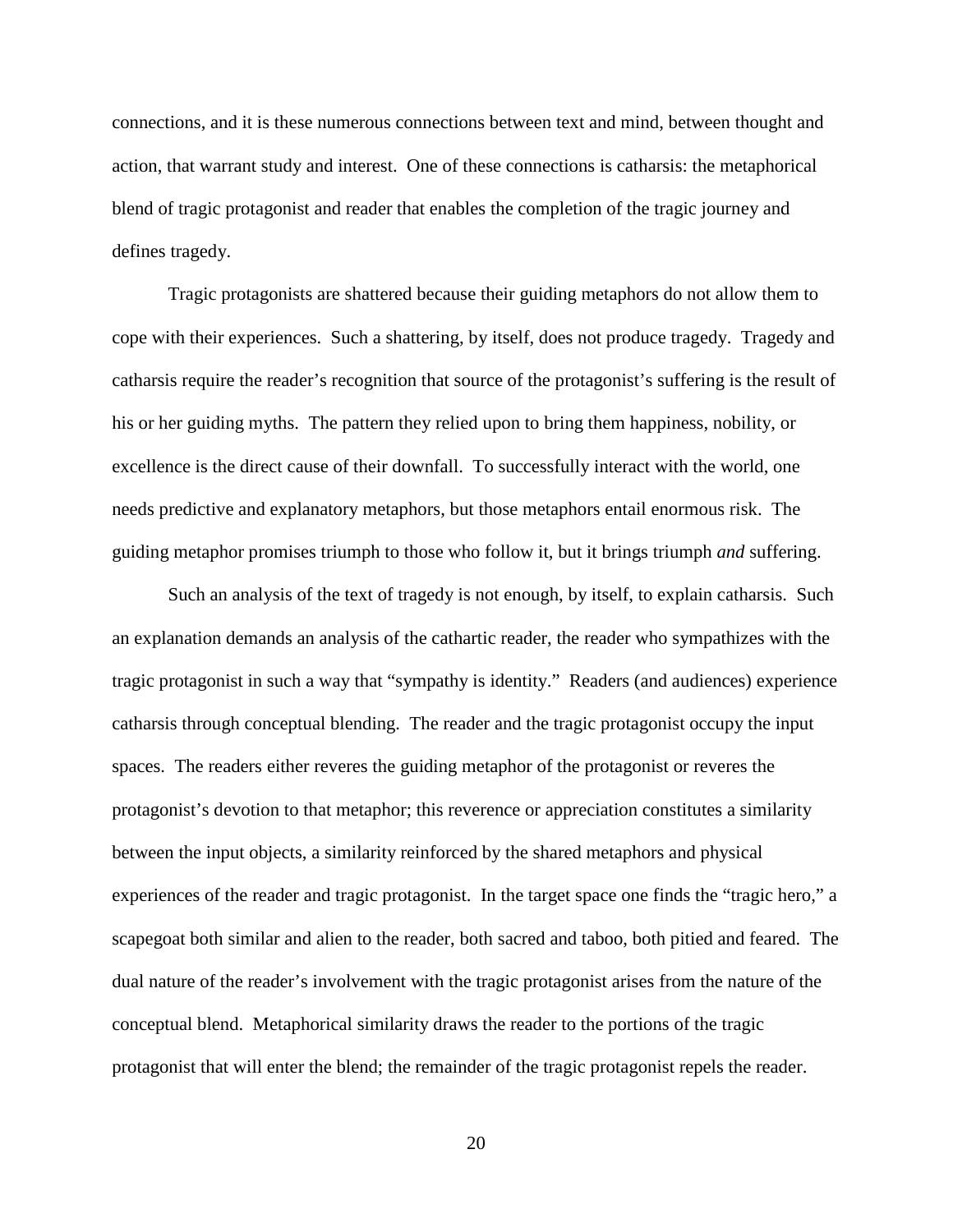connections, and it is these numerous connections between text and mind, between thought and action, that warrant study and interest. One of these connections is catharsis: the metaphorical blend of tragic protagonist and reader that enables the completion of the tragic journey and defines tragedy.

Tragic protagonists are shattered because their guiding metaphors do not allow them to cope with their experiences. Such a shattering, by itself, does not produce tragedy. Tragedy and catharsis require the reader's recognition that source of the protagonist's suffering is the result of his or her guiding myths. The pattern they relied upon to bring them happiness, nobility, or excellence is the direct cause of their downfall. To successfully interact with the world, one needs predictive and explanatory metaphors, but those metaphors entail enormous risk. The guiding metaphor promises triumph to those who follow it, but it brings triumph *and* suffering.

Such an analysis of the text of tragedy is not enough, by itself, to explain catharsis. Such an explanation demands an analysis of the cathartic reader, the reader who sympathizes with the tragic protagonist in such a way that "sympathy is identity." Readers (and audiences) experience catharsis through conceptual blending. The reader and the tragic protagonist occupy the input spaces. The readers either reveres the guiding metaphor of the protagonist or reveres the protagonist's devotion to that metaphor; this reverence or appreciation constitutes a similarity between the input objects, a similarity reinforced by the shared metaphors and physical experiences of the reader and tragic protagonist. In the target space one finds the "tragic hero," a scapegoat both similar and alien to the reader, both sacred and taboo, both pitied and feared. The dual nature of the reader's involvement with the tragic protagonist arises from the nature of the conceptual blend. Metaphorical similarity draws the reader to the portions of the tragic protagonist that will enter the blend; the remainder of the tragic protagonist repels the reader.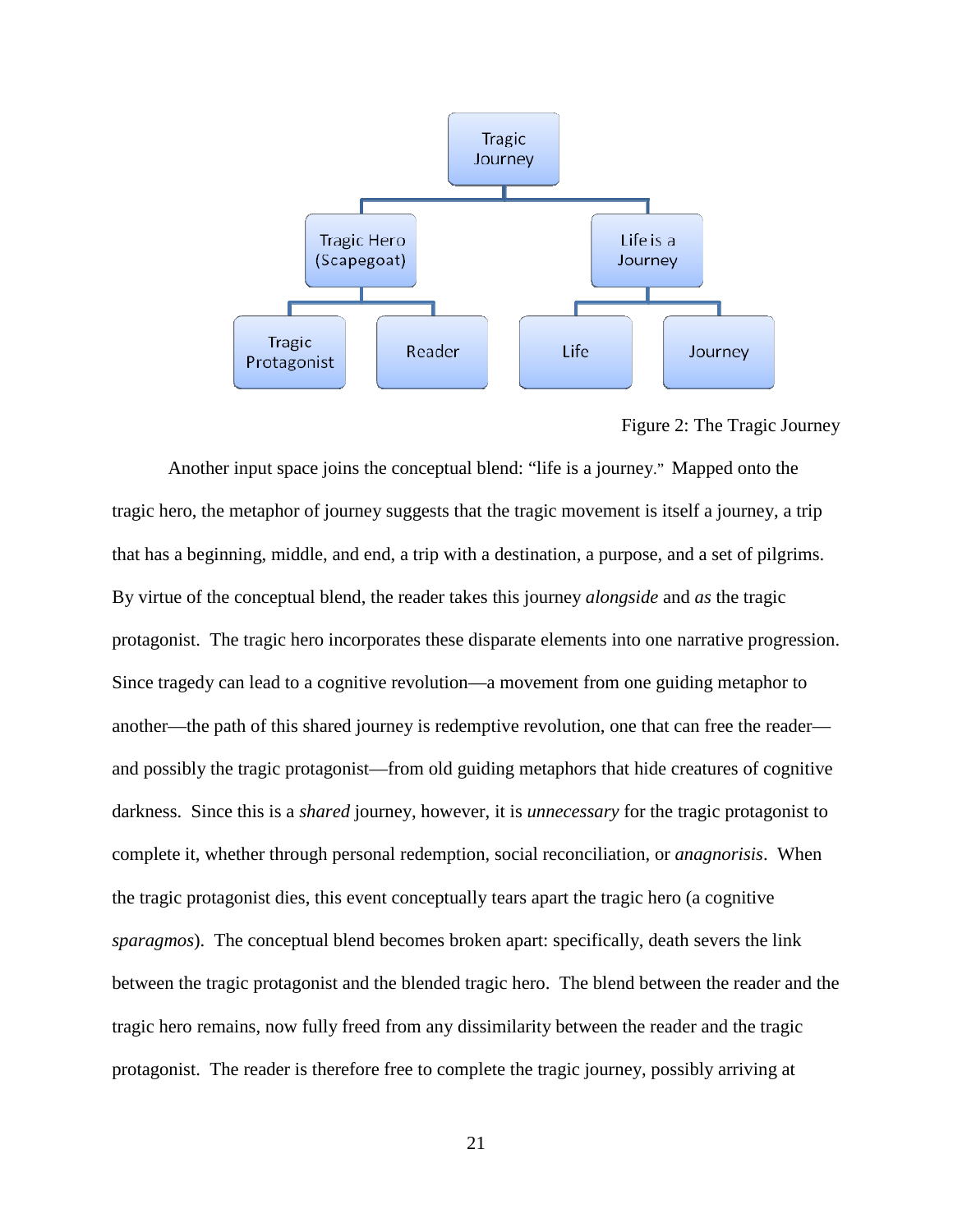Figure 2: The Tragic Journey

Another input space joins the conceptual blend: "life is a journey." Mapped onto the tragic hero, the metaphor of journey suggests that the tragic movement is itself a journey, a trip that has a beginning, middle, and end, a trip with a destination, a purpose, and a set of pilgrims. By virtue of the conceptual blend, the reader takes this journey *alongside* and *as* the tragic protagonist. The tragic hero incorporates these disparate elements into one narrative progression. Since tragedy can lead to a cognitive revolution—a movement from one guiding metaphor to another—the path of this shared journey is redemptive revolution, one that can free the reader—and possibly the tragic protagonist—from old guiding metaphors that hide creatures of cognitive darkness. Since this is a *shared* journey, however, it is *unnecessary* for the tragic protagonist to complete it, whether through personal redemption, social reconciliation, or *anagnorisis*. When the tragic protagonist dies, this event conceptually tears apart the tragic hero (a cognitive *sparagmos*). The conceptual blend becomes broken apart: specifically, death severs the link between the tragic protagonist and the blended tragic hero. The blend between the reader and the tragic hero remains, now fully freed from any dissimilarity between the reader and the tragic protagonist. The reader is therefore free to complete the tragic journey, possibly arriving at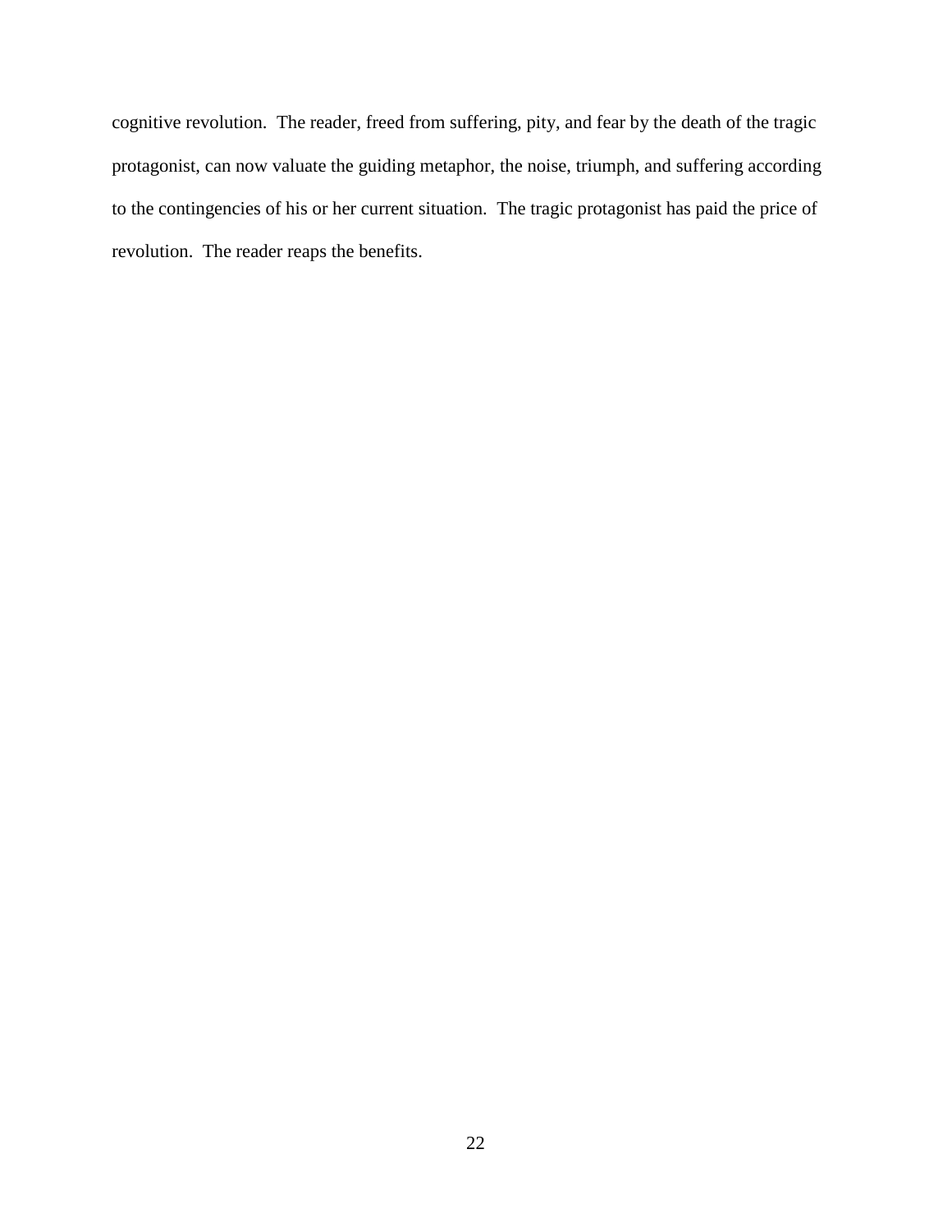cognitive revolution. The reader, freed from suffering, pity, and fear by the death of the tragic protagonist, can now valuate the guiding metaphor, the noise, triumph, and suffering according to the contingencies of his or her current situation. The tragic protagonist has paid the price of revolution. The reader reaps the benefits.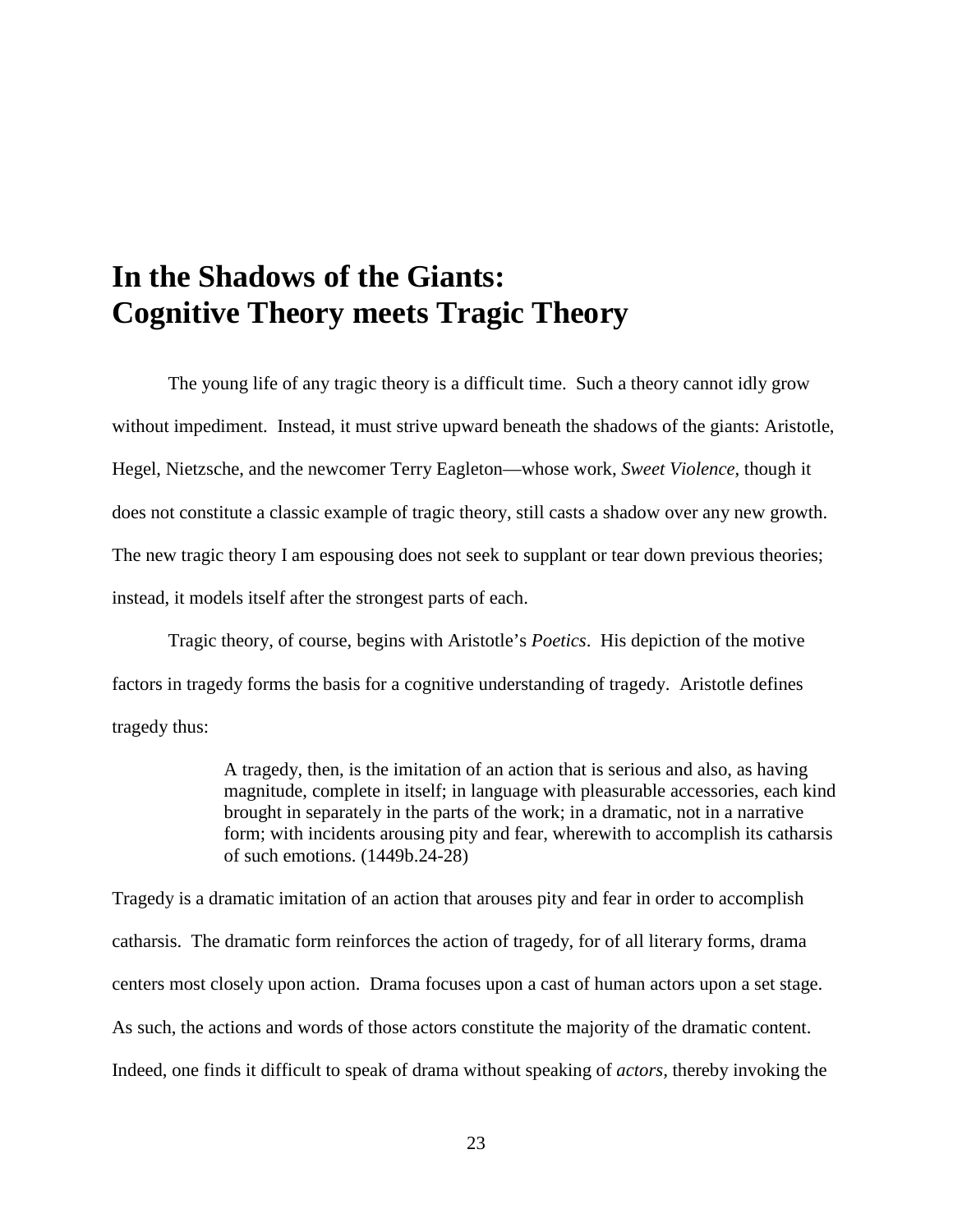# In the Shadows of the Giants: Cognitive Theory meets Tragic Theory

The young life of any tragic theory is a difficult time. Such a theory cannot idly grow without impediment. Instead, it must strive upward beneath the shadows of the giants: Aristotle, Hegel, Nietzsche, and the newcomer Terry Eagleton—whose work, *Sweet Violence*, though it does not constitute a classic example of tragic theory, still casts a shadow over any new growth. The new tragic theory I am espousing does not seek to supplant or tear down previous theories; instead, it models itself after the strongest parts of each.

Tragic theory, of course, begins with Aristotle's *Poetics*. His depiction of the motive factors in tragedy forms the basis for a cognitive understanding of tragedy. Aristotle defines tragedy thus:

> A tragedy, then, is the imitation of an action that is serious and also, as having magnitude, complete in itself; in language with pleasurable accessories, each kind brought in separately in the parts of the work; in a dramatic, not in a narrative form; with incidents arousing pity and fear, wherewith to accomplish its catharsis of such emotions. (1449b.24-28)

Tragedy is a dramatic imitation of an action that arouses pity and fear in order to accomplish catharsis. The dramatic form reinforces the action of tragedy, for of all literary forms, drama centers most closely upon action. Drama focuses upon a cast of human actors upon a set stage. As such, the actions and words of those actors constitute the majority of the dramatic content. Indeed, one finds it difficult to speak of drama without speaking of *actors*, thereby invoking the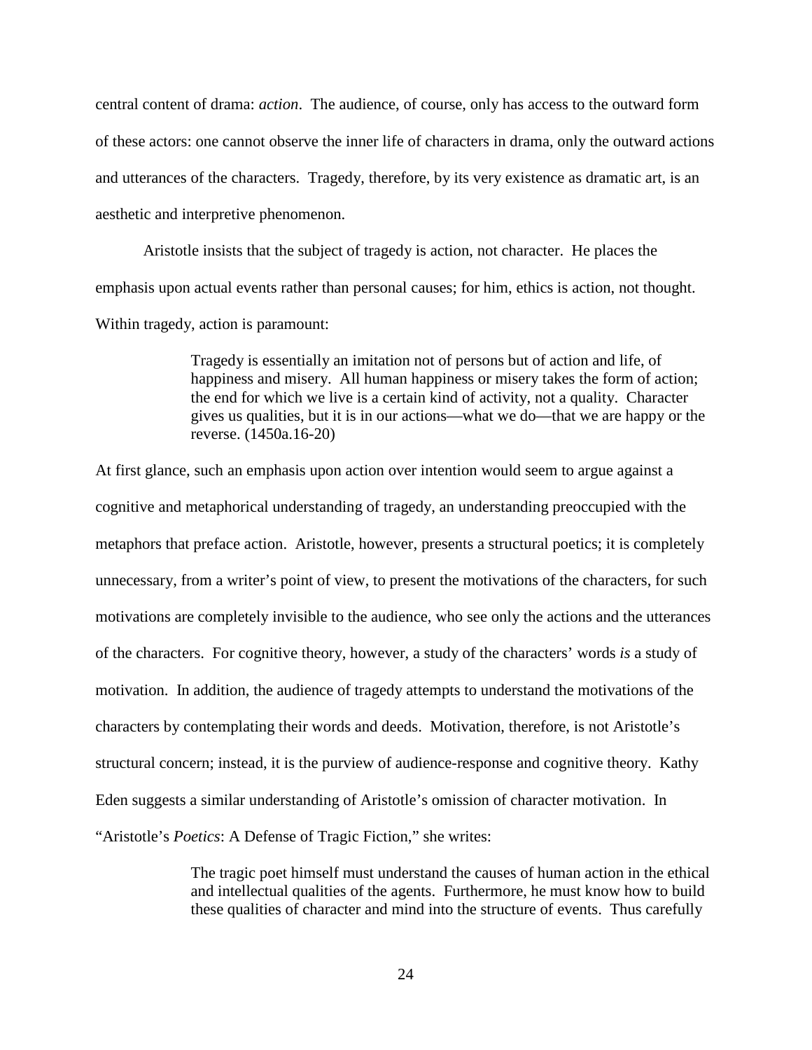central content of drama: *action*. The audience, of course, only has access to the outward form of these actors: one cannot observe the inner life of characters in drama, only the outward actions and utterances of the characters. Tragedy, therefore, by its very existence as dramatic art, is an aesthetic and interpretive phenomenon.

Aristotle insists that the subject of tragedy is action, not character. He places the emphasis upon actual events rather than personal causes; for him, ethics is action, not thought. Within tragedy, action is paramount:

> Tragedy is essentially an imitation not of persons but of action and life, of happiness and misery. All human happiness or misery takes the form of action; the end for which we live is a certain kind of activity, not a quality. Character gives us qualities, but it is in our actions—what we do—that we are happy or the reverse. (1450a.16-20)

At first glance, such an emphasis upon action over intention would seem to argue against a cognitive and metaphorical understanding of tragedy, an understanding preoccupied with the metaphors that preface action. Aristotle, however, presents a structural poetics; it is completely unnecessary, from a writer's point of view, to present the motivations of the characters, for such motivations are completely invisible to the audience, who see only the actions and the utterances of the characters. For cognitive theory, however, a study of the characters' words *is* a study of motivation. In addition, the audience of tragedy attempts to understand the motivations of the characters by contemplating their words and deeds. Motivation, therefore, is not Aristotle's structural concern; instead, it is the purview of audience-response and cognitive theory. Kathy Eden suggests a similar understanding of Aristotle's omission of character motivation. In "Aristotle's *Poetics*: A Defense of Tragic Fiction," she writes:

> The tragic poet himself must understand the causes of human action in the ethical and intellectual qualities of the agents. Furthermore, he must know how to build these qualities of character and mind into the structure of events. Thus carefully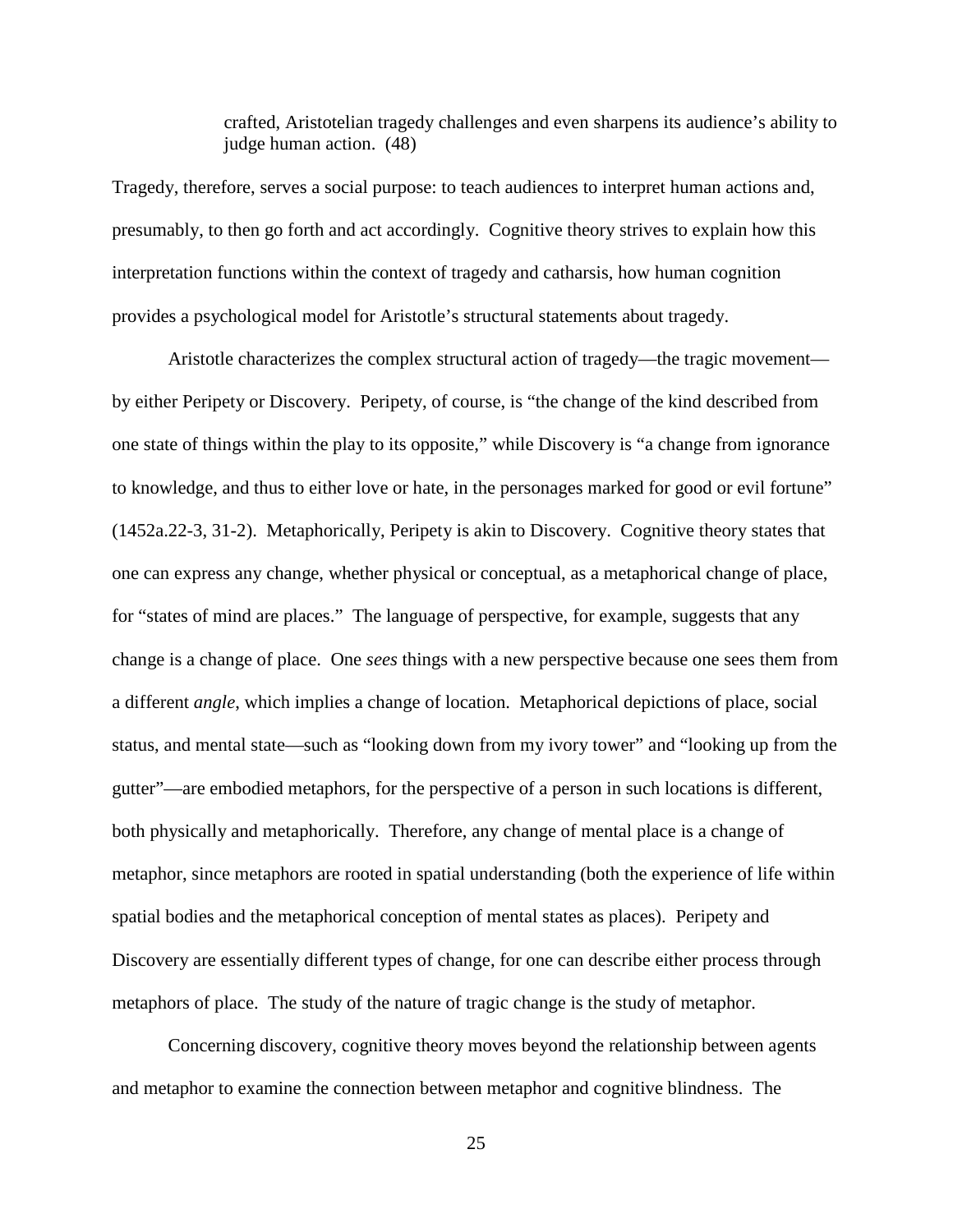> crafted, Aristotelian tragedy challenges and even sharpens its audience's ability to judge human action. (48)

Tragedy, therefore, serves a social purpose: to teach audiences to interpret human actions and, presumably, to then go forth and act accordingly. Cognitive theory strives to explain how this interpretation functions within the context of tragedy and catharsis, how human cognition provides a psychological model for Aristotle's structural statements about tragedy.

Aristotle characterizes the complex structural action of tragedy—the tragic movement—by either Peripety or Discovery. Peripety, of course, is "the change of the kind described from one state of things within the play to its opposite," while Discovery is "a change from ignorance to knowledge, and thus to either love or hate, in the personages marked for good or evil fortune" (1452a.22-3, 31-2). Metaphorically, Peripety is akin to Discovery. Cognitive theory states that one can express any change, whether physical or conceptual, as a metaphorical change of place, for "states of mind are places." The language of perspective, for example, suggests that any change is a change of place. One *sees* things with a new perspective because one sees them from a different *angle*, which implies a change of location. Metaphorical depictions of place, social status, and mental state—such as "looking down from my ivory tower" and "looking up from the gutter"—are embodied metaphors, for the perspective of a person in such locations is different, both physically and metaphorically. Therefore, any change of mental place is a change of metaphor, since metaphors are rooted in spatial understanding (both the experience of life within spatial bodies and the metaphorical conception of mental states as places). Peripety and Discovery are essentially different types of change, for one can describe either process through metaphors of place. The study of the nature of tragic change is the study of metaphor.

Concerning discovery, cognitive theory moves beyond the relationship between agents and metaphor to examine the connection between metaphor and cognitive blindness. The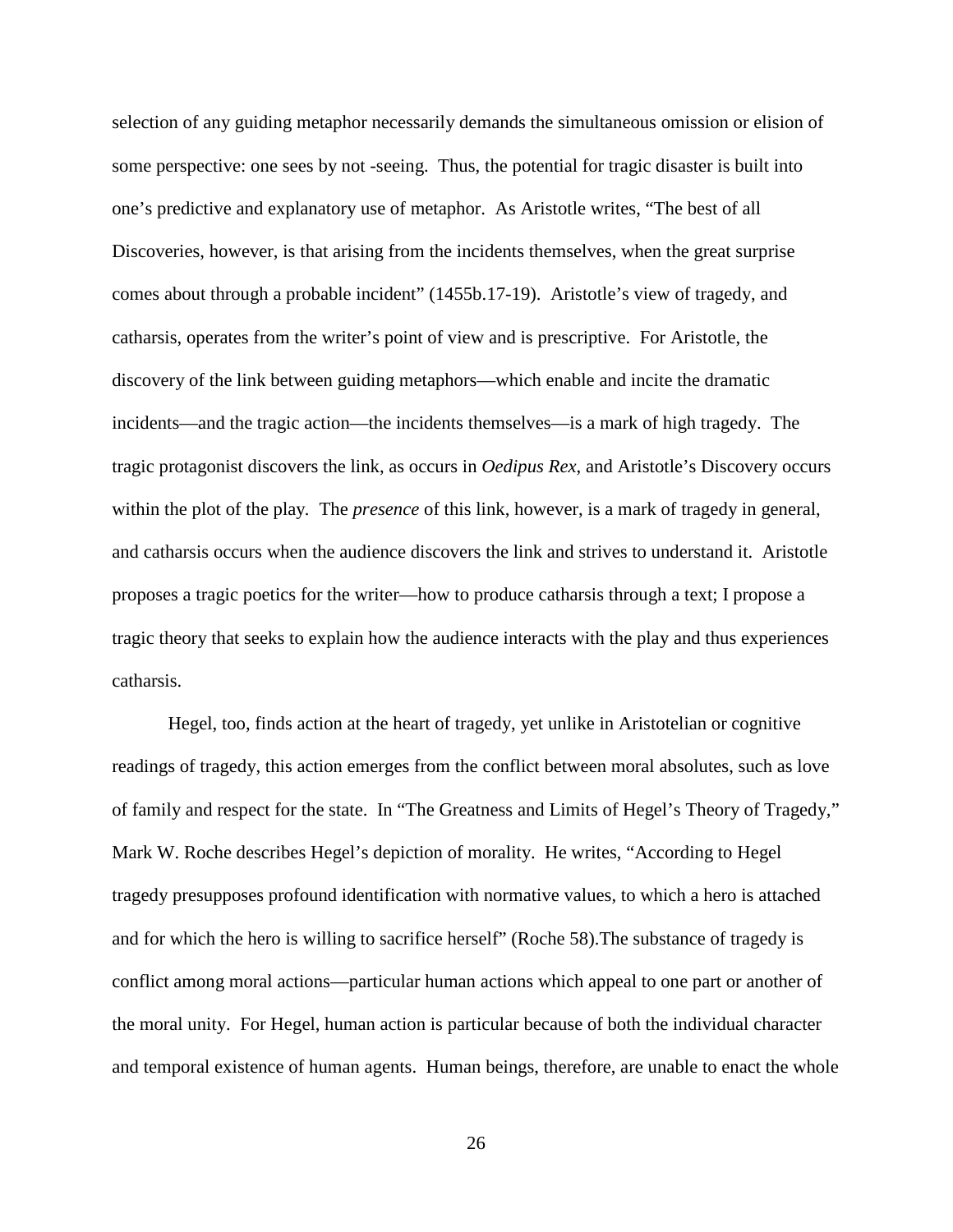selection of any guiding metaphor necessarily demands the simultaneous omission or elision of some perspective: one sees by not -seeing. Thus, the potential for tragic disaster is built into one's predictive and explanatory use of metaphor. As Aristotle writes, "The best of all Discoveries, however, is that arising from the incidents themselves, when the great surprise comes about through a probable incident" (1455b.17-19). Aristotle's view of tragedy, and catharsis, operates from the writer's point of view and is prescriptive. For Aristotle, the discovery of the link between guiding metaphors—which enable and incite the dramatic incidents—and the tragic action—the incidents themselves—is a mark of high tragedy. The tragic protagonist discovers the link, as occurs in *Oedipus Rex*, and Aristotle's Discovery occurs within the plot of the play. The *presence* of this link, however, is a mark of tragedy in general, and catharsis occurs when the audience discovers the link and strives to understand it. Aristotle proposes a tragic poetics for the writer—how to produce catharsis through a text; I propose a tragic theory that seeks to explain how the audience interacts with the play and thus experiences catharsis.

Hegel, too, finds action at the heart of tragedy, yet unlike in Aristotelian or cognitive readings of tragedy, this action emerges from the conflict between moral absolutes, such as love of family and respect for the state. In "The Greatness and Limits of Hegel's Theory of Tragedy," Mark W. Roche describes Hegel's depiction of morality. He writes, "According to Hegel tragedy presupposes profound identification with normative values, to which a hero is attached and for which the hero is willing to sacrifice herself" (Roche 58).The substance of tragedy is conflict among moral actions—particular human actions which appeal to one part or another of the moral unity. For Hegel, human action is particular because of both the individual character and temporal existence of human agents. Human beings, therefore, are unable to enact the whole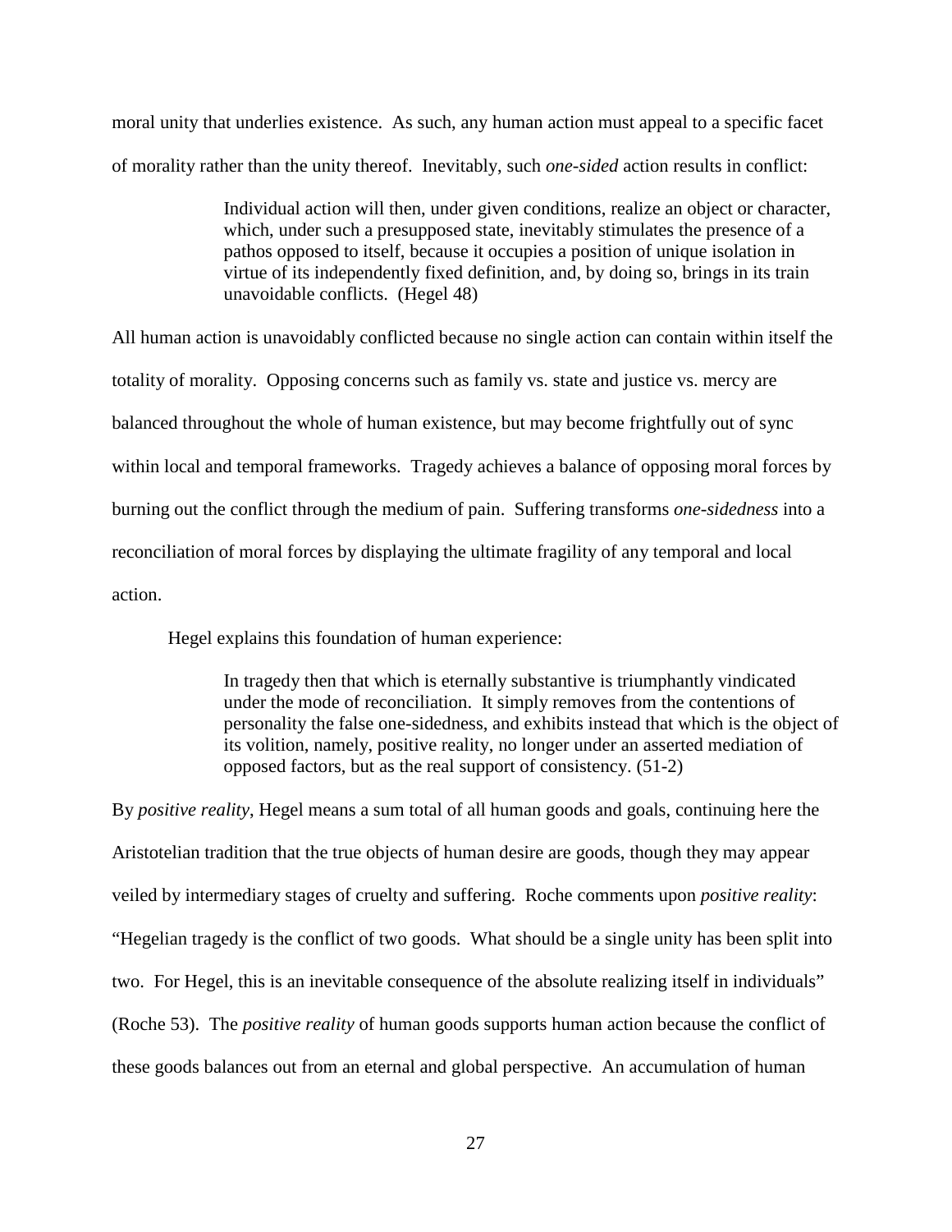moral unity that underlies existence. As such, any human action must appeal to a specific facet of morality rather than the unity thereof. Inevitably, such *one-sided* action results in conflict:

> Individual action will then, under given conditions, realize an object or character, which, under such a presupposed state, inevitably stimulates the presence of a pathos opposed to itself, because it occupies a position of unique isolation in virtue of its independently fixed definition, and, by doing so, brings in its train unavoidable conflicts. (Hegel 48)

All human action is unavoidably conflicted because no single action can contain within itself the totality of morality. Opposing concerns such as family vs. state and justice vs. mercy are balanced throughout the whole of human existence, but may become frightfully out of sync within local and temporal frameworks. Tragedy achieves a balance of opposing moral forces by burning out the conflict through the medium of pain. Suffering transforms *one-sidedness* into a reconciliation of moral forces by displaying the ultimate fragility of any temporal and local action.

Hegel explains this foundation of human experience:

> In tragedy then that which is eternally substantive is triumphantly vindicated under the mode of reconciliation. It simply removes from the contentions of personality the false one-sidedness, and exhibits instead that which is the object of its volition, namely, positive reality, no longer under an asserted mediation of opposed factors, but as the real support of consistency. (51-2)

By *positive reality*, Hegel means a sum total of all human goods and goals, continuing here the Aristotelian tradition that the true objects of human desire are goods, though they may appear veiled by intermediary stages of cruelty and suffering. Roche comments upon *positive reality*: "Hegelian tragedy is the conflict of two goods. What should be a single unity has been split into two. For Hegel, this is an inevitable consequence of the absolute realizing itself in individuals" (Roche 53). The *positive reality* of human goods supports human action because the conflict of these goods balances out from an eternal and global perspective. An accumulation of human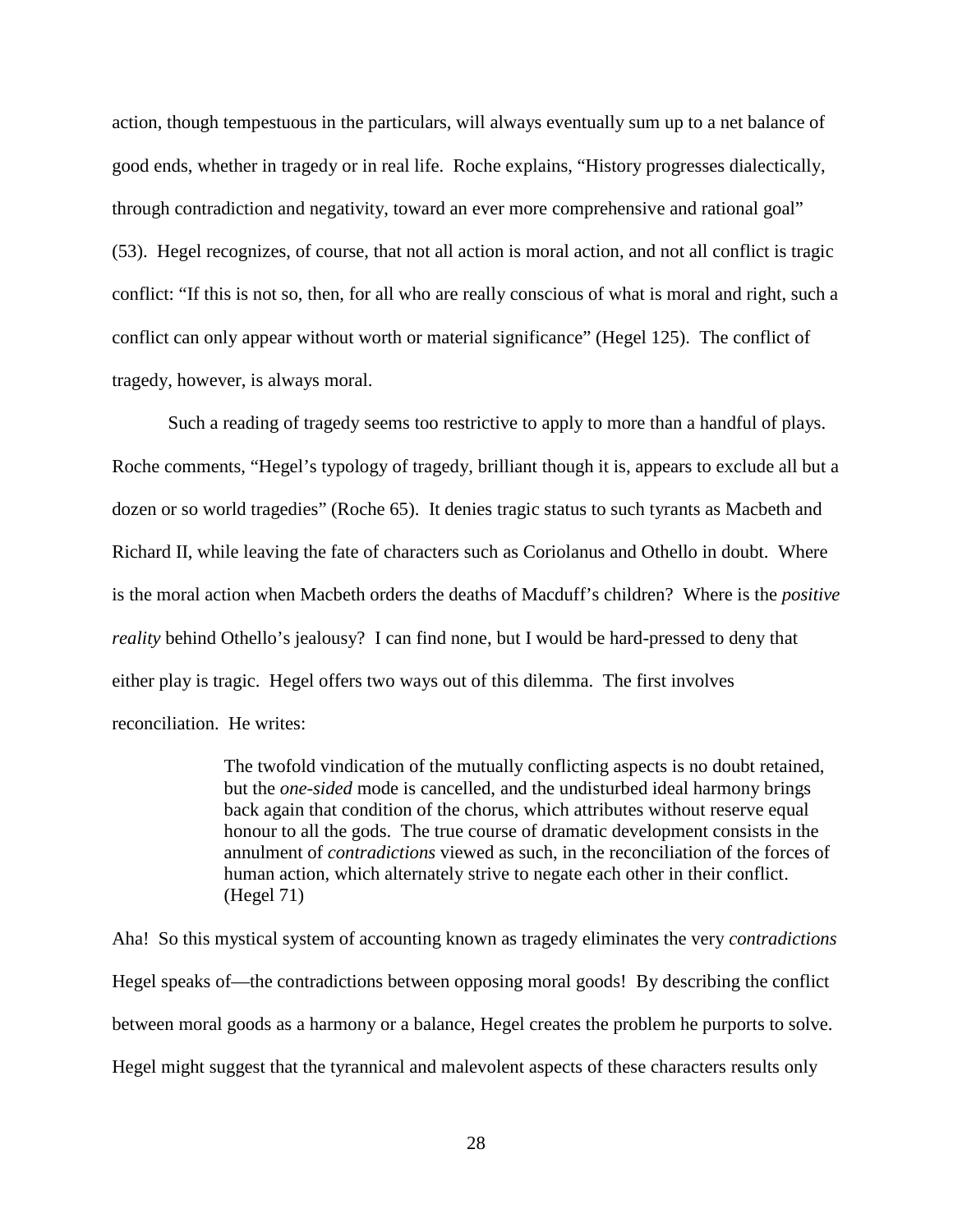action, though tempestuous in the particulars, will always eventually sum up to a net balance of good ends, whether in tragedy or in real life. Roche explains, "History progresses dialectically, through contradiction and negativity, toward an ever more comprehensive and rational goal" (53). Hegel recognizes, of course, that not all action is moral action, and not all conflict is tragic conflict: "If this is not so, then, for all who are really conscious of what is moral and right, such a conflict can only appear without worth or material significance" (Hegel 125). The conflict of tragedy, however, is always moral.

Such a reading of tragedy seems too restrictive to apply to more than a handful of plays. Roche comments, "Hegel's typology of tragedy, brilliant though it is, appears to exclude all but a dozen or so world tragedies" (Roche 65). It denies tragic status to such tyrants as Macbeth and Richard II, while leaving the fate of characters such as Coriolanus and Othello in doubt. Where is the moral action when Macbeth orders the deaths of Macduff's children? Where is the *positive reality* behind Othello's jealousy? I can find none, but I would be hard-pressed to deny that either play is tragic. Hegel offers two ways out of this dilemma. The first involves reconciliation. He writes:

> The twofold vindication of the mutually conflicting aspects is no doubt retained, but the *one-sided* mode is cancelled, and the undisturbed ideal harmony brings back again that condition of the chorus, which attributes without reserve equal honour to all the gods. The true course of dramatic development consists in the annulment of *contradictions* viewed as such, in the reconciliation of the forces of human action, which alternately strive to negate each other in their conflict. (Hegel 71)

Aha! So this mystical system of accounting known as tragedy eliminates the very *contradictions* Hegel speaks of—the contradictions between opposing moral goods! By describing the conflict between moral goods as a harmony or a balance, Hegel creates the problem he purports to solve. Hegel might suggest that the tyrannical and malevolent aspects of these characters results only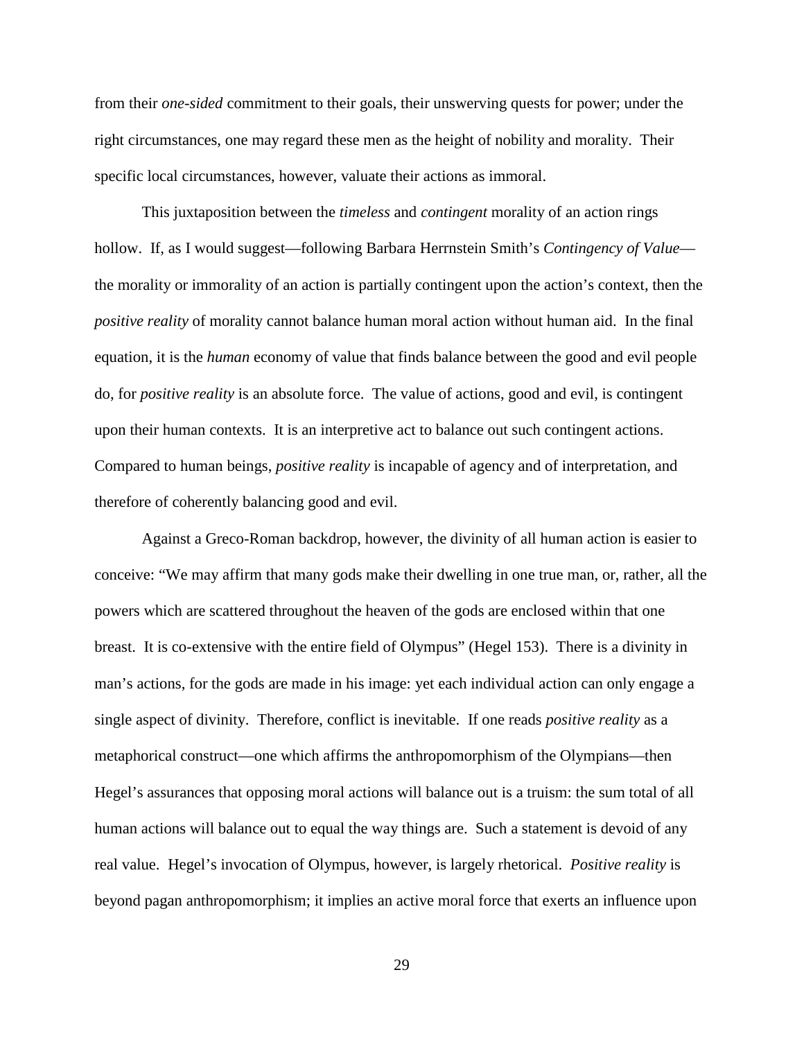from their *one-sided* commitment to their goals, their unswerving quests for power; under the right circumstances, one may regard these men as the height of nobility and morality. Their specific local circumstances, however, valuate their actions as immoral.

This juxtaposition between the *timeless* and *contingent* morality of an action rings hollow. If, as I would suggest—following Barbara Herrnstein Smith's *Contingency of Value*—the morality or immorality of an action is partially contingent upon the action's context, then the *positive reality* of morality cannot balance human moral action without human aid. In the final equation, it is the *human* economy of value that finds balance between the good and evil people do, for *positive reality* is an absolute force. The value of actions, good and evil, is contingent upon their human contexts. It is an interpretive act to balance out such contingent actions. Compared to human beings, *positive reality* is incapable of agency and of interpretation, and therefore of coherently balancing good and evil.

Against a Greco-Roman backdrop, however, the divinity of all human action is easier to conceive: "We may affirm that many gods make their dwelling in one true man, or, rather, all the powers which are scattered throughout the heaven of the gods are enclosed within that one breast. It is co-extensive with the entire field of Olympus" (Hegel 153). There is a divinity in man's actions, for the gods are made in his image: yet each individual action can only engage a single aspect of divinity. Therefore, conflict is inevitable. If one reads *positive reality* as a metaphorical construct—one which affirms the anthropomorphism of the Olympians—then Hegel's assurances that opposing moral actions will balance out is a truism: the sum total of all human actions will balance out to equal the way things are. Such a statement is devoid of any real value. Hegel's invocation of Olympus, however, is largely rhetorical. *Positive reality* is beyond pagan anthropomorphism; it implies an active moral force that exerts an influence upon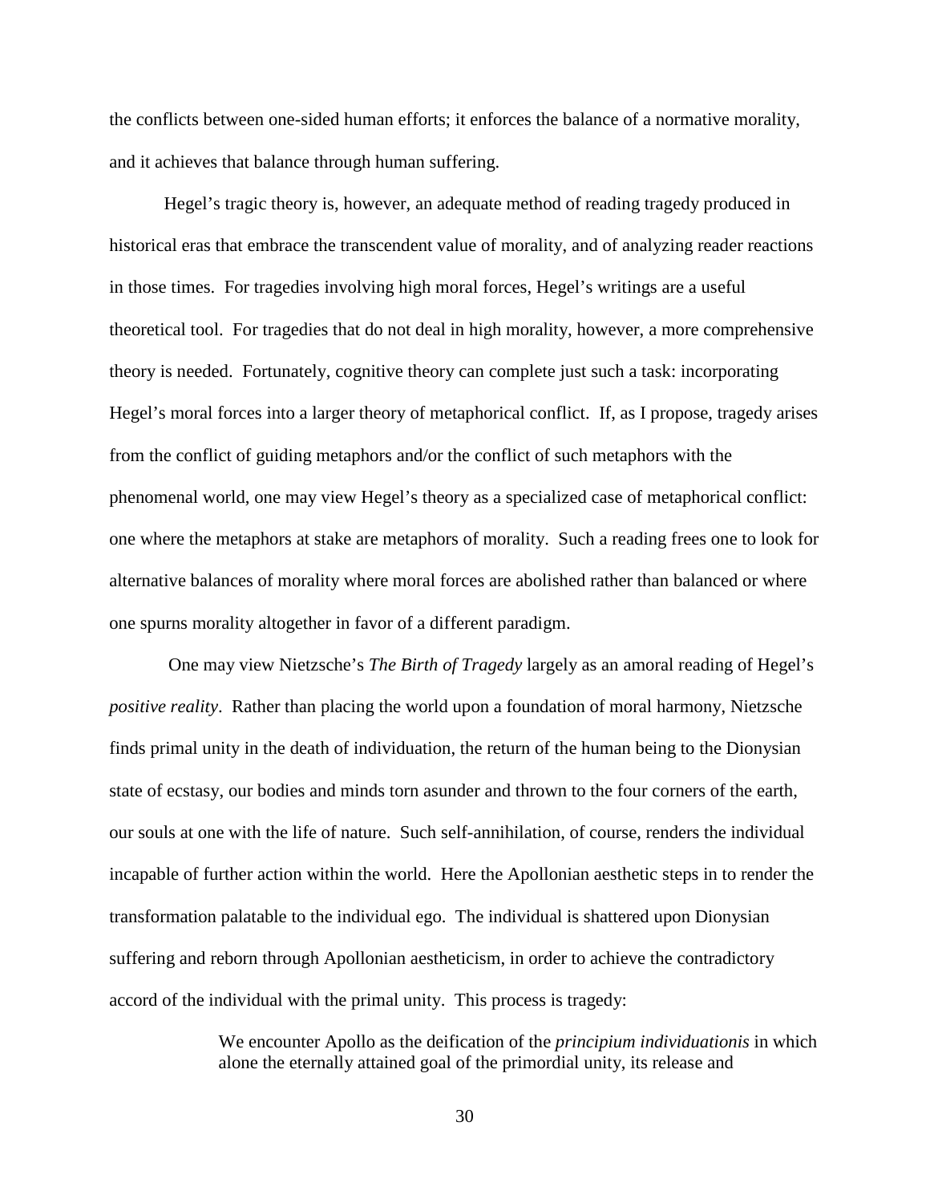the conflicts between one-sided human efforts; it enforces the balance of a normative morality, and it achieves that balance through human suffering.

Hegel's tragic theory is, however, an adequate method of reading tragedy produced in historical eras that embrace the transcendent value of morality, and of analyzing reader reactions in those times. For tragedies involving high moral forces, Hegel's writings are a useful theoretical tool. For tragedies that do not deal in high morality, however, a more comprehensive theory is needed. Fortunately, cognitive theory can complete just such a task: incorporating Hegel's moral forces into a larger theory of metaphorical conflict. If, as I propose, tragedy arises from the conflict of guiding metaphors and/or the conflict of such metaphors with the phenomenal world, one may view Hegel's theory as a specialized case of metaphorical conflict: one where the metaphors at stake are metaphors of morality. Such a reading frees one to look for alternative balances of morality where moral forces are abolished rather than balanced or where one spurns morality altogether in favor of a different paradigm.

One may view Nietzsche's *The Birth of Tragedy* largely as an amoral reading of Hegel's *positive reality*. Rather than placing the world upon a foundation of moral harmony, Nietzsche finds primal unity in the death of individuation, the return of the human being to the Dionysian state of ecstasy, our bodies and minds torn asunder and thrown to the four corners of the earth, our souls at one with the life of nature. Such self-annihilation, of course, renders the individual incapable of further action within the world. Here the Apollonian aesthetic steps in to render the transformation palatable to the individual ego. The individual is shattered upon Dionysian suffering and reborn through Apollonian aestheticism, in order to achieve the contradictory accord of the individual with the primal unity. This process is tragedy:

> We encounter Apollo as the deification of the *principium individuationis* in which alone the eternally attained goal of the primordial unity, its release and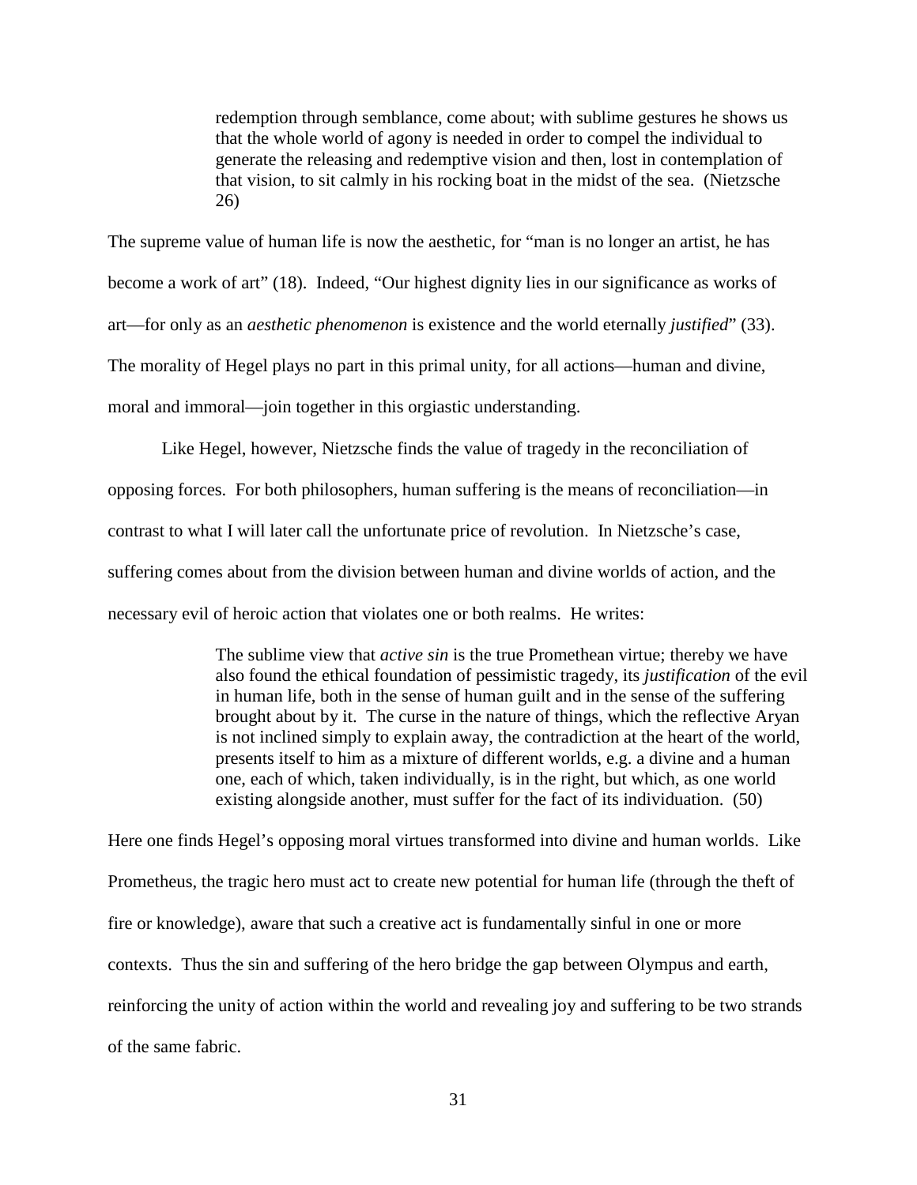> redemption through semblance, come about; with sublime gestures he shows us that the whole world of agony is needed in order to compel the individual to generate the releasing and redemptive vision and then, lost in contemplation of that vision, to sit calmly in his rocking boat in the midst of the sea. (Nietzsche 26)

The supreme value of human life is now the aesthetic, for "man is no longer an artist, he has become a work of art" (18). Indeed, "Our highest dignity lies in our significance as works of art—for only as an *aesthetic phenomenon* is existence and the world eternally *justified*" (33). The morality of Hegel plays no part in this primal unity, for all actions—human and divine, moral and immoral—join together in this orgiastic understanding.

Like Hegel, however, Nietzsche finds the value of tragedy in the reconciliation of opposing forces. For both philosophers, human suffering is the means of reconciliation—in contrast to what I will later call the unfortunate price of revolution. In Nietzsche's case, suffering comes about from the division between human and divine worlds of action, and the necessary evil of heroic action that violates one or both realms. He writes:

> The sublime view that *active sin* is the true Promethean virtue; thereby we have also found the ethical foundation of pessimistic tragedy, its *justification* of the evil in human life, both in the sense of human guilt and in the sense of the suffering brought about by it. The curse in the nature of things, which the reflective Aryan is not inclined simply to explain away, the contradiction at the heart of the world, presents itself to him as a mixture of different worlds, e.g. a divine and a human one, each of which, taken individually, is in the right, but which, as one world existing alongside another, must suffer for the fact of its individuation. (50)

Here one finds Hegel's opposing moral virtues transformed into divine and human worlds. Like Prometheus, the tragic hero must act to create new potential for human life (through the theft of fire or knowledge), aware that such a creative act is fundamentally sinful in one or more contexts. Thus the sin and suffering of the hero bridge the gap between Olympus and earth, reinforcing the unity of action within the world and revealing joy and suffering to be two strands of the same fabric.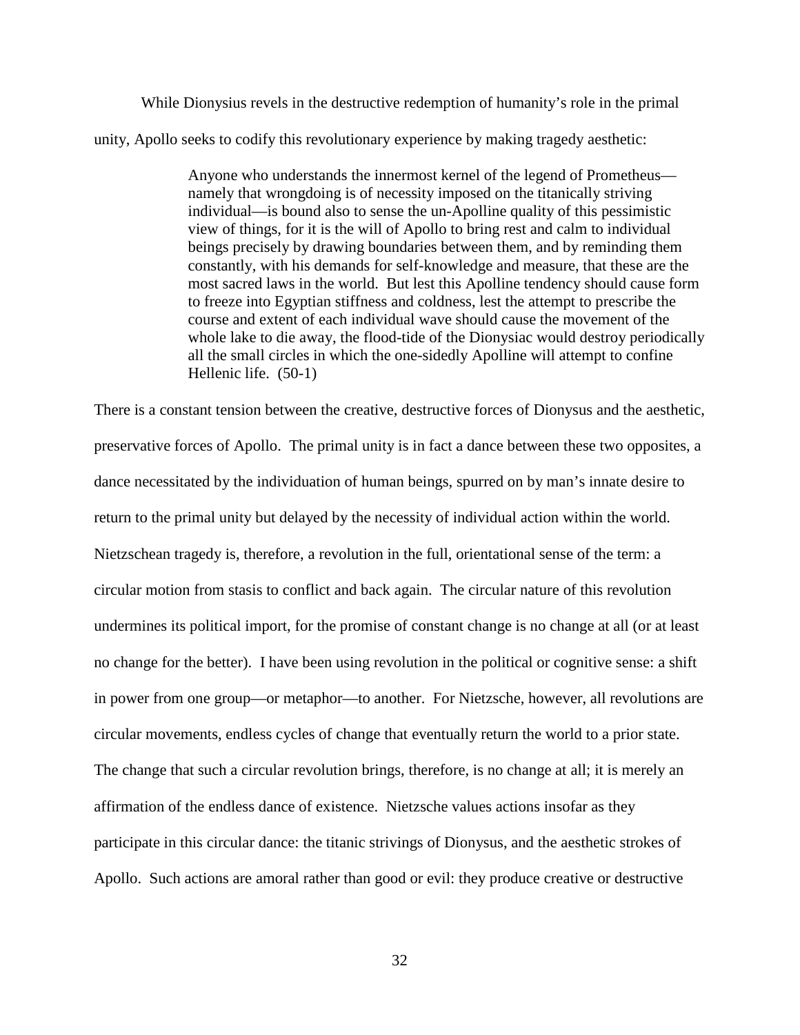While Dionysius revels in the destructive redemption of humanity's role in the primal unity, Apollo seeks to codify this revolutionary experience by making tragedy aesthetic:

> Anyone who understands the innermost kernel of the legend of Prometheus—namely that wrongdoing is of necessity imposed on the titanically striving individual—is bound also to sense the un-Apolline quality of this pessimistic view of things, for it is the will of Apollo to bring rest and calm to individual beings precisely by drawing boundaries between them, and by reminding them constantly, with his demands for self-knowledge and measure, that these are the most sacred laws in the world. But lest this Apolline tendency should cause form to freeze into Egyptian stiffness and coldness, lest the attempt to prescribe the course and extent of each individual wave should cause the movement of the whole lake to die away, the flood-tide of the Dionysiac would destroy periodically all the small circles in which the one-sidedly Apolline will attempt to confine Hellenic life. (50-1)

There is a constant tension between the creative, destructive forces of Dionysus and the aesthetic, preservative forces of Apollo. The primal unity is in fact a dance between these two opposites, a dance necessitated by the individuation of human beings, spurred on by man's innate desire to return to the primal unity but delayed by the necessity of individual action within the world. Nietzschean tragedy is, therefore, a revolution in the full, orientational sense of the term: a circular motion from stasis to conflict and back again. The circular nature of this revolution undermines its political import, for the promise of constant change is no change at all (or at least no change for the better). I have been using revolution in the political or cognitive sense: a shift in power from one group—or metaphor—to another. For Nietzsche, however, all revolutions are circular movements, endless cycles of change that eventually return the world to a prior state. The change that such a circular revolution brings, therefore, is no change at all; it is merely an affirmation of the endless dance of existence. Nietzsche values actions insofar as they participate in this circular dance: the titanic strivings of Dionysus, and the aesthetic strokes of Apollo. Such actions are amoral rather than good or evil: they produce creative or destructive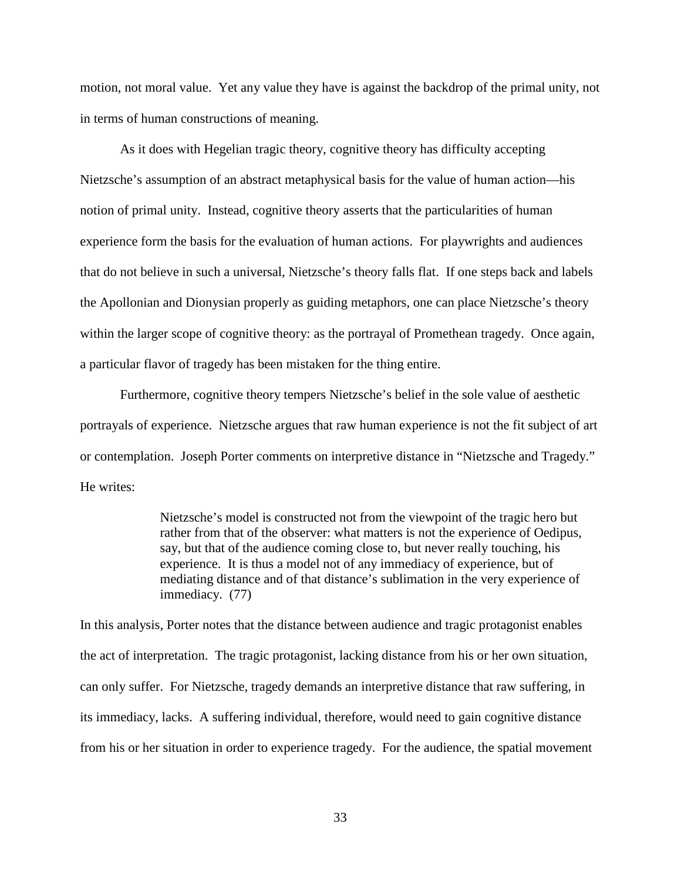motion, not moral value. Yet any value they have is against the backdrop of the primal unity, not in terms of human constructions of meaning.

As it does with Hegelian tragic theory, cognitive theory has difficulty accepting Nietzsche's assumption of an abstract metaphysical basis for the value of human action—his notion of primal unity. Instead, cognitive theory asserts that the particularities of human experience form the basis for the evaluation of human actions. For playwrights and audiences that do not believe in such a universal, Nietzsche's theory falls flat. If one steps back and labels the Apollonian and Dionysian properly as guiding metaphors, one can place Nietzsche's theory within the larger scope of cognitive theory: as the portrayal of Promethean tragedy. Once again, a particular flavor of tragedy has been mistaken for the thing entire.

Furthermore, cognitive theory tempers Nietzsche's belief in the sole value of aesthetic portrayals of experience. Nietzsche argues that raw human experience is not the fit subject of art or contemplation. Joseph Porter comments on interpretive distance in "Nietzsche and Tragedy." He writes:

> Nietzsche's model is constructed not from the viewpoint of the tragic hero but rather from that of the observer: what matters is not the experience of Oedipus, say, but that of the audience coming close to, but never really touching, his experience. It is thus a model not of any immediacy of experience, but of mediating distance and of that distance's sublimation in the very experience of immediacy. (77)

In this analysis, Porter notes that the distance between audience and tragic protagonist enables the act of interpretation. The tragic protagonist, lacking distance from his or her own situation, can only suffer. For Nietzsche, tragedy demands an interpretive distance that raw suffering, in its immediacy, lacks. A suffering individual, therefore, would need to gain cognitive distance from his or her situation in order to experience tragedy. For the audience, the spatial movement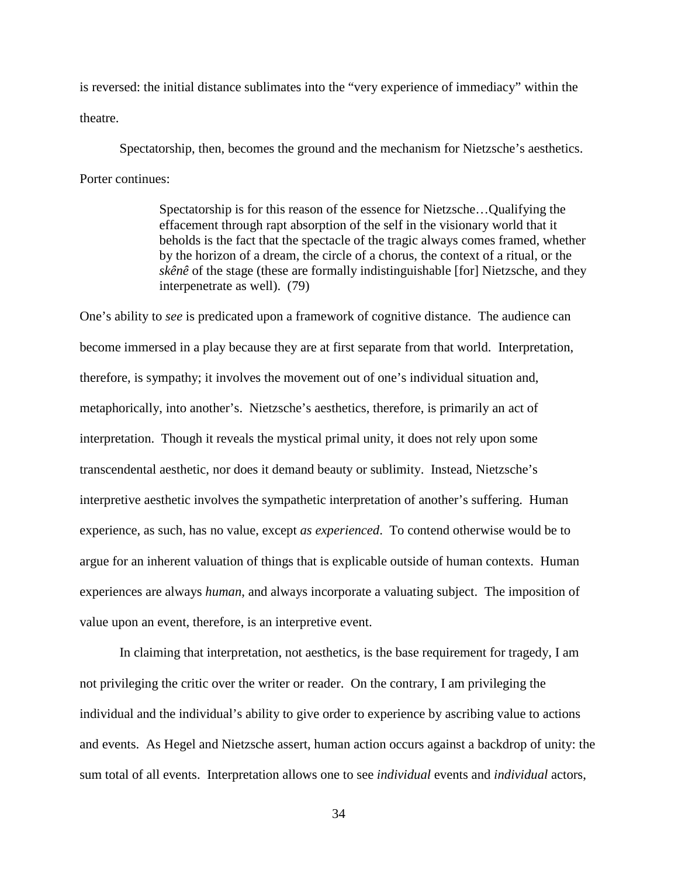is reversed: the initial distance sublimates into the "very experience of immediacy" within the theatre.

Spectatorship, then, becomes the ground and the mechanism for Nietzsche's aesthetics. Porter continues:

> Spectatorship is for this reason of the essence for Nietzsche…Qualifying the effacement through rapt absorption of the self in the visionary world that it beholds is the fact that the spectacle of the tragic always comes framed, whether by the horizon of a dream, the circle of a chorus, the context of a ritual, or the *skênê* of the stage (these are formally indistinguishable [for] Nietzsche, and they interpenetrate as well). (79)

One's ability to *see* is predicated upon a framework of cognitive distance. The audience can become immersed in a play because they are at first separate from that world. Interpretation, therefore, is sympathy; it involves the movement out of one's individual situation and, metaphorically, into another's. Nietzsche's aesthetics, therefore, is primarily an act of interpretation. Though it reveals the mystical primal unity, it does not rely upon some transcendental aesthetic, nor does it demand beauty or sublimity. Instead, Nietzsche's interpretive aesthetic involves the sympathetic interpretation of another's suffering. Human experience, as such, has no value, except *as experienced*. To contend otherwise would be to argue for an inherent valuation of things that is explicable outside of human contexts. Human experiences are always *human*, and always incorporate a valuating subject. The imposition of value upon an event, therefore, is an interpretive event.

In claiming that interpretation, not aesthetics, is the base requirement for tragedy, I am not privileging the critic over the writer or reader. On the contrary, I am privileging the individual and the individual's ability to give order to experience by ascribing value to actions and events. As Hegel and Nietzsche assert, human action occurs against a backdrop of unity: the sum total of all events. Interpretation allows one to see *individual* events and *individual* actors,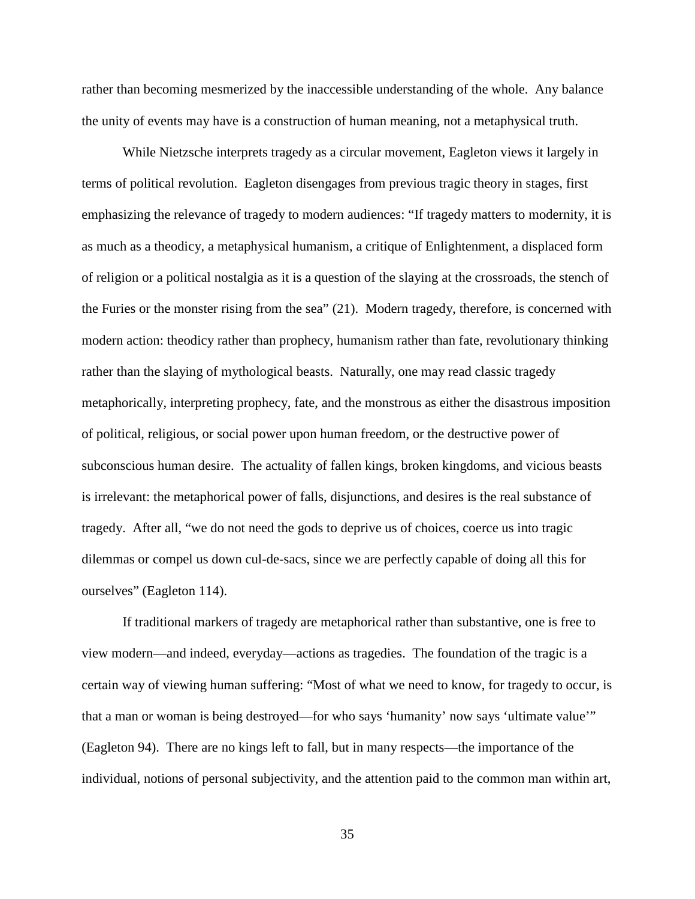rather than becoming mesmerized by the inaccessible understanding of the whole. Any balance the unity of events may have is a construction of human meaning, not a metaphysical truth.

While Nietzsche interprets tragedy as a circular movement, Eagleton views it largely in terms of political revolution. Eagleton disengages from previous tragic theory in stages, first emphasizing the relevance of tragedy to modern audiences: "If tragedy matters to modernity, it is as much as a theodicy, a metaphysical humanism, a critique of Enlightenment, a displaced form of religion or a political nostalgia as it is a question of the slaying at the crossroads, the stench of the Furies or the monster rising from the sea" (21). Modern tragedy, therefore, is concerned with modern action: theodicy rather than prophecy, humanism rather than fate, revolutionary thinking rather than the slaying of mythological beasts. Naturally, one may read classic tragedy metaphorically, interpreting prophecy, fate, and the monstrous as either the disastrous imposition of political, religious, or social power upon human freedom, or the destructive power of subconscious human desire. The actuality of fallen kings, broken kingdoms, and vicious beasts is irrelevant: the metaphorical power of falls, disjunctions, and desires is the real substance of tragedy. After all, "we do not need the gods to deprive us of choices, coerce us into tragic dilemmas or compel us down cul-de-sacs, since we are perfectly capable of doing all this for ourselves" (Eagleton 114).

If traditional markers of tragedy are metaphorical rather than substantive, one is free to view modern—and indeed, everyday—actions as tragedies. The foundation of the tragic is a certain way of viewing human suffering: "Most of what we need to know, for tragedy to occur, is that a man or woman is being destroyed—for who says 'humanity' now says 'ultimate value'" (Eagleton 94). There are no kings left to fall, but in many respects—the importance of the individual, notions of personal subjectivity, and the attention paid to the common man within art,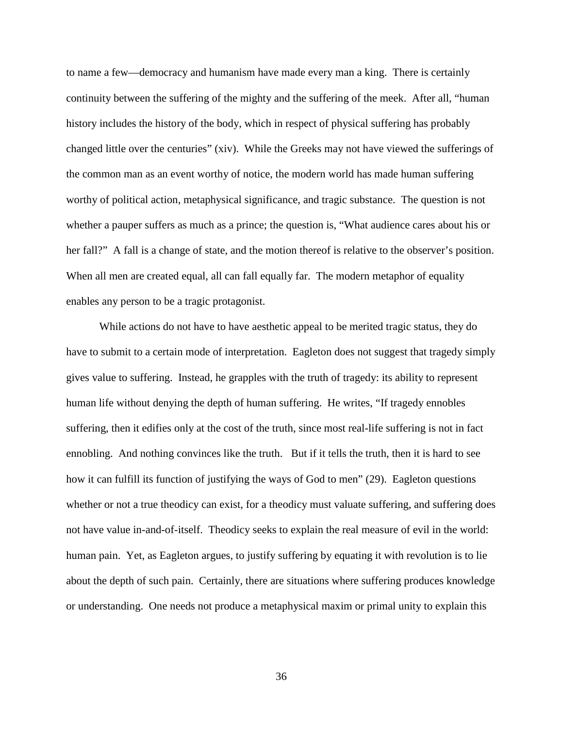to name a few—democracy and humanism have made every man a king. There is certainly continuity between the suffering of the mighty and the suffering of the meek. After all, "human history includes the history of the body, which in respect of physical suffering has probably changed little over the centuries" (xiv). While the Greeks may not have viewed the sufferings of the common man as an event worthy of notice, the modern world has made human suffering worthy of political action, metaphysical significance, and tragic substance. The question is not whether a pauper suffers as much as a prince; the question is, "What audience cares about his or her fall?" A fall is a change of state, and the motion thereof is relative to the observer's position. When all men are created equal, all can fall equally far. The modern metaphor of equality enables any person to be a tragic protagonist.

While actions do not have to have aesthetic appeal to be merited tragic status, they do have to submit to a certain mode of interpretation. Eagleton does not suggest that tragedy simply gives value to suffering. Instead, he grapples with the truth of tragedy: its ability to represent human life without denying the depth of human suffering. He writes, "If tragedy ennobles suffering, then it edifies only at the cost of the truth, since most real-life suffering is not in fact ennobling. And nothing convinces like the truth. But if it tells the truth, then it is hard to see how it can fulfill its function of justifying the ways of God to men" (29). Eagleton questions whether or not a true theodicy can exist, for a theodicy must valuate suffering, and suffering does not have value in-and-of-itself. Theodicy seeks to explain the real measure of evil in the world: human pain. Yet, as Eagleton argues, to justify suffering by equating it with revolution is to lie about the depth of such pain. Certainly, there are situations where suffering produces knowledge or understanding. One needs not produce a metaphysical maxim or primal unity to explain this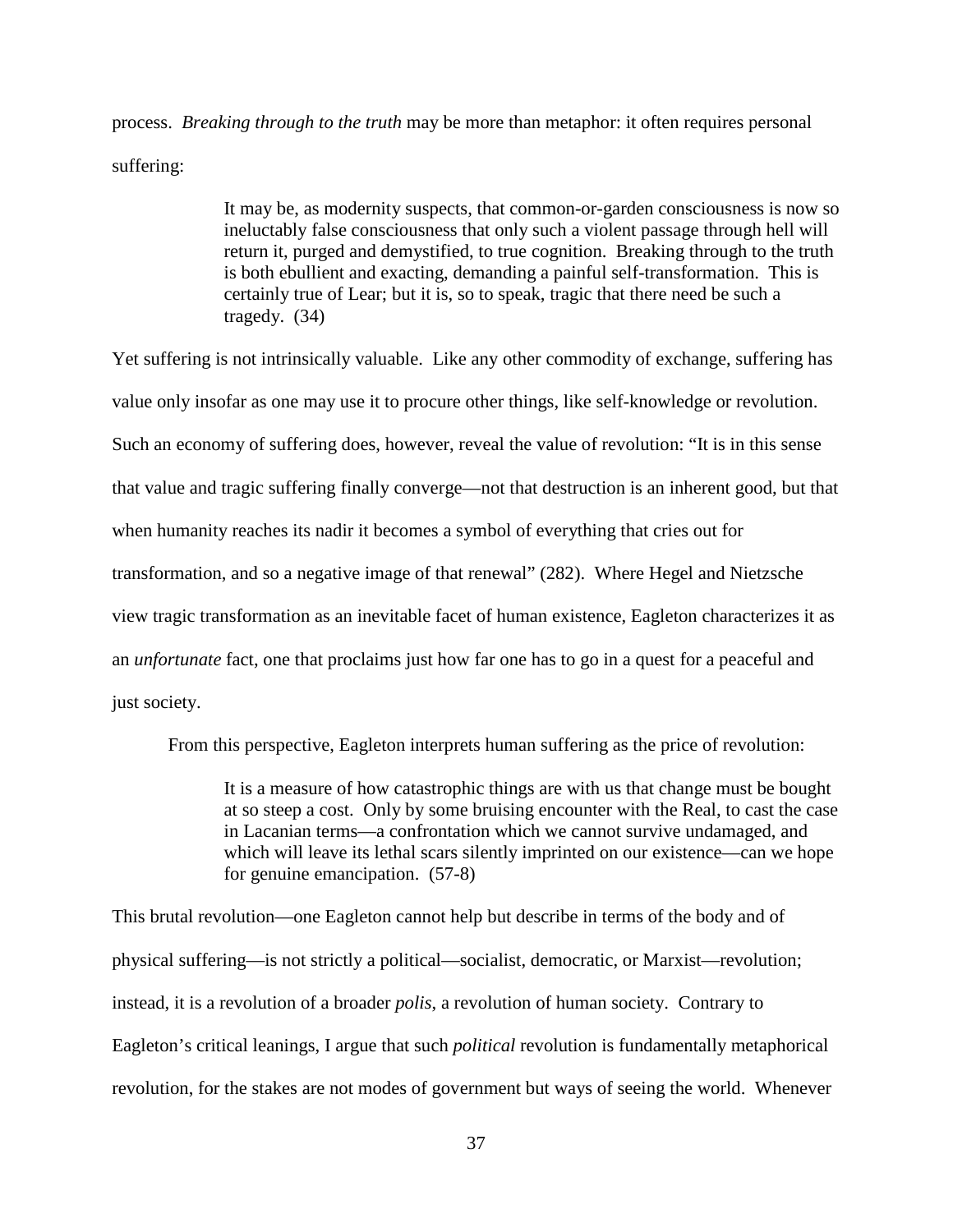process. *Breaking through to the truth* may be more than metaphor: it often requires personal suffering:

> It may be, as modernity suspects, that common-or-garden consciousness is now so ineluctably false consciousness that only such a violent passage through hell will return it, purged and demystified, to true cognition. Breaking through to the truth is both ebullient and exacting, demanding a painful self-transformation. This is certainly true of Lear; but it is, so to speak, tragic that there need be such a tragedy. (34)

Yet suffering is not intrinsically valuable. Like any other commodity of exchange, suffering has value only insofar as one may use it to procure other things, like self-knowledge or revolution. Such an economy of suffering does, however, reveal the value of revolution: "It is in this sense that value and tragic suffering finally converge—not that destruction is an inherent good, but that when humanity reaches its nadir it becomes a symbol of everything that cries out for transformation, and so a negative image of that renewal" (282). Where Hegel and Nietzsche view tragic transformation as an inevitable facet of human existence, Eagleton characterizes it as an *unfortunate* fact, one that proclaims just how far one has to go in a quest for a peaceful and just society.

From this perspective, Eagleton interprets human suffering as the price of revolution:

> It is a measure of how catastrophic things are with us that change must be bought at so steep a cost. Only by some bruising encounter with the Real, to cast the case in Lacanian terms—a confrontation which we cannot survive undamaged, and which will leave its lethal scars silently imprinted on our existence—can we hope for genuine emancipation. (57-8)

This brutal revolution—one Eagleton cannot help but describe in terms of the body and of physical suffering—is not strictly a political—socialist, democratic, or Marxist—revolution; instead, it is a revolution of a broader *polis*, a revolution of human society. Contrary to Eagleton's critical leanings, I argue that such *political* revolution is fundamentally metaphorical revolution, for the stakes are not modes of government but ways of seeing the world. Whenever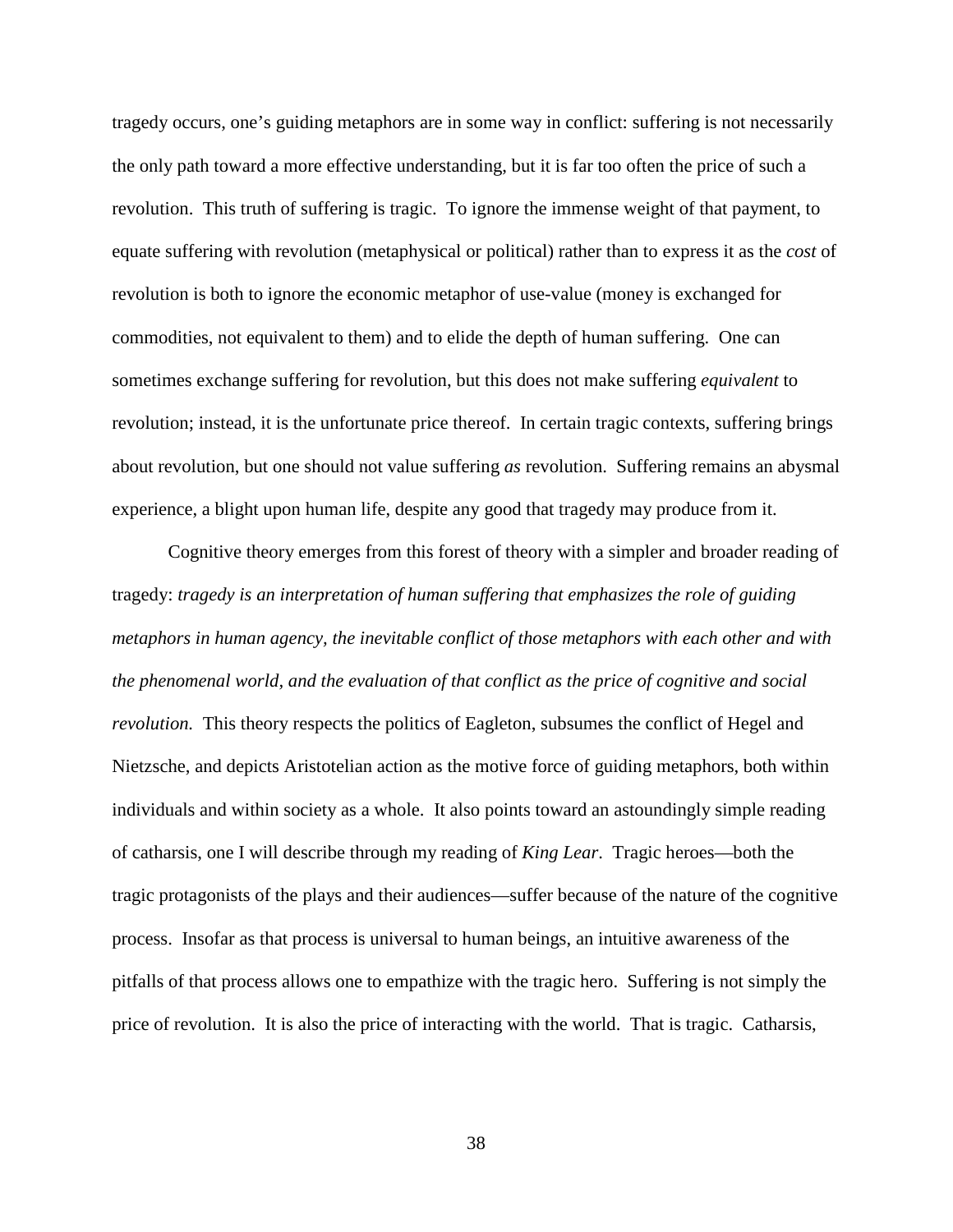tragedy occurs, one's guiding metaphors are in some way in conflict: suffering is not necessarily the only path toward a more effective understanding, but it is far too often the price of such a revolution. This truth of suffering is tragic. To ignore the immense weight of that payment, to equate suffering with revolution (metaphysical or political) rather than to express it as the *cost* of revolution is both to ignore the economic metaphor of use-value (money is exchanged for commodities, not equivalent to them) and to elide the depth of human suffering. One can sometimes exchange suffering for revolution, but this does not make suffering *equivalent* to revolution; instead, it is the unfortunate price thereof. In certain tragic contexts, suffering brings about revolution, but one should not value suffering *as* revolution. Suffering remains an abysmal experience, a blight upon human life, despite any good that tragedy may produce from it.

Cognitive theory emerges from this forest of theory with a simpler and broader reading of tragedy: *tragedy is an interpretation of human suffering that emphasizes the role of guiding metaphors in human agency, the inevitable conflict of those metaphors with each other and with the phenomenal world, and the evaluation of that conflict as the price of cognitive and social revolution.* This theory respects the politics of Eagleton, subsumes the conflict of Hegel and Nietzsche, and depicts Aristotelian action as the motive force of guiding metaphors, both within individuals and within society as a whole. It also points toward an astoundingly simple reading of catharsis, one I will describe through my reading of *King Lear*. Tragic heroes—both the tragic protagonists of the plays and their audiences—suffer because of the nature of the cognitive process. Insofar as that process is universal to human beings, an intuitive awareness of the pitfalls of that process allows one to empathize with the tragic hero. Suffering is not simply the price of revolution. It is also the price of interacting with the world. That is tragic. Catharsis,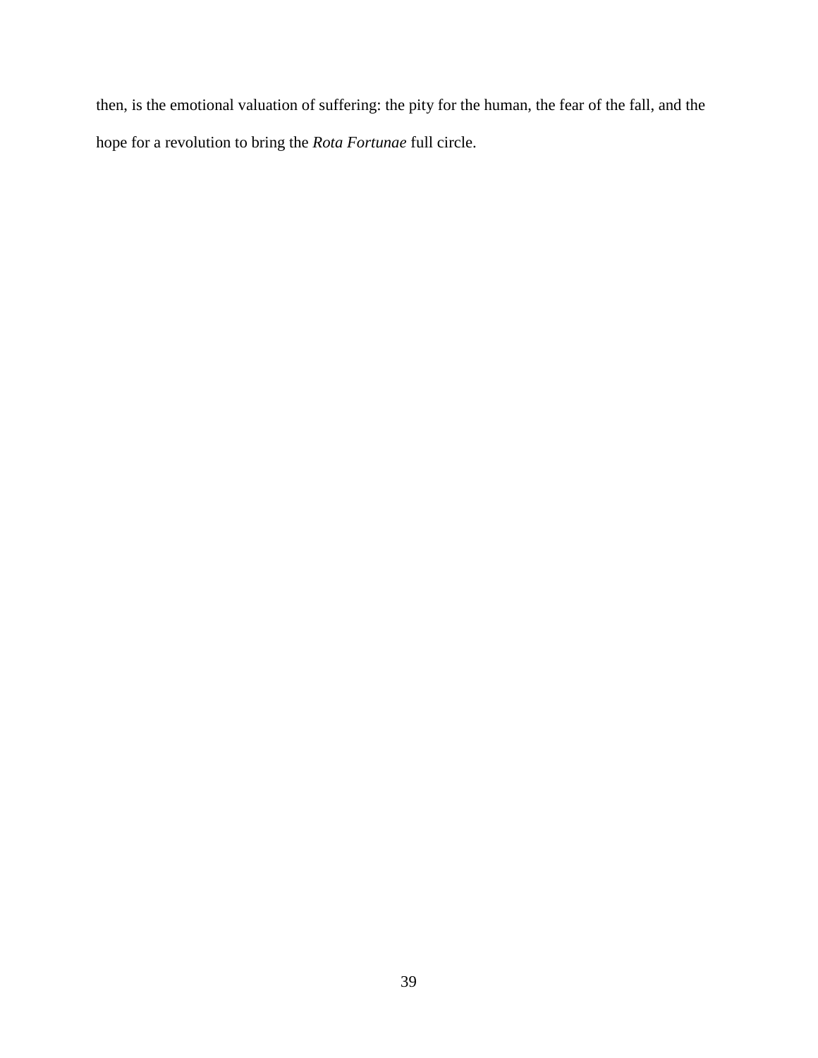then, is the emotional valuation of suffering: the pity for the human, the fear of the fall, and the hope for a revolution to bring the *Rota Fortunae* full circle.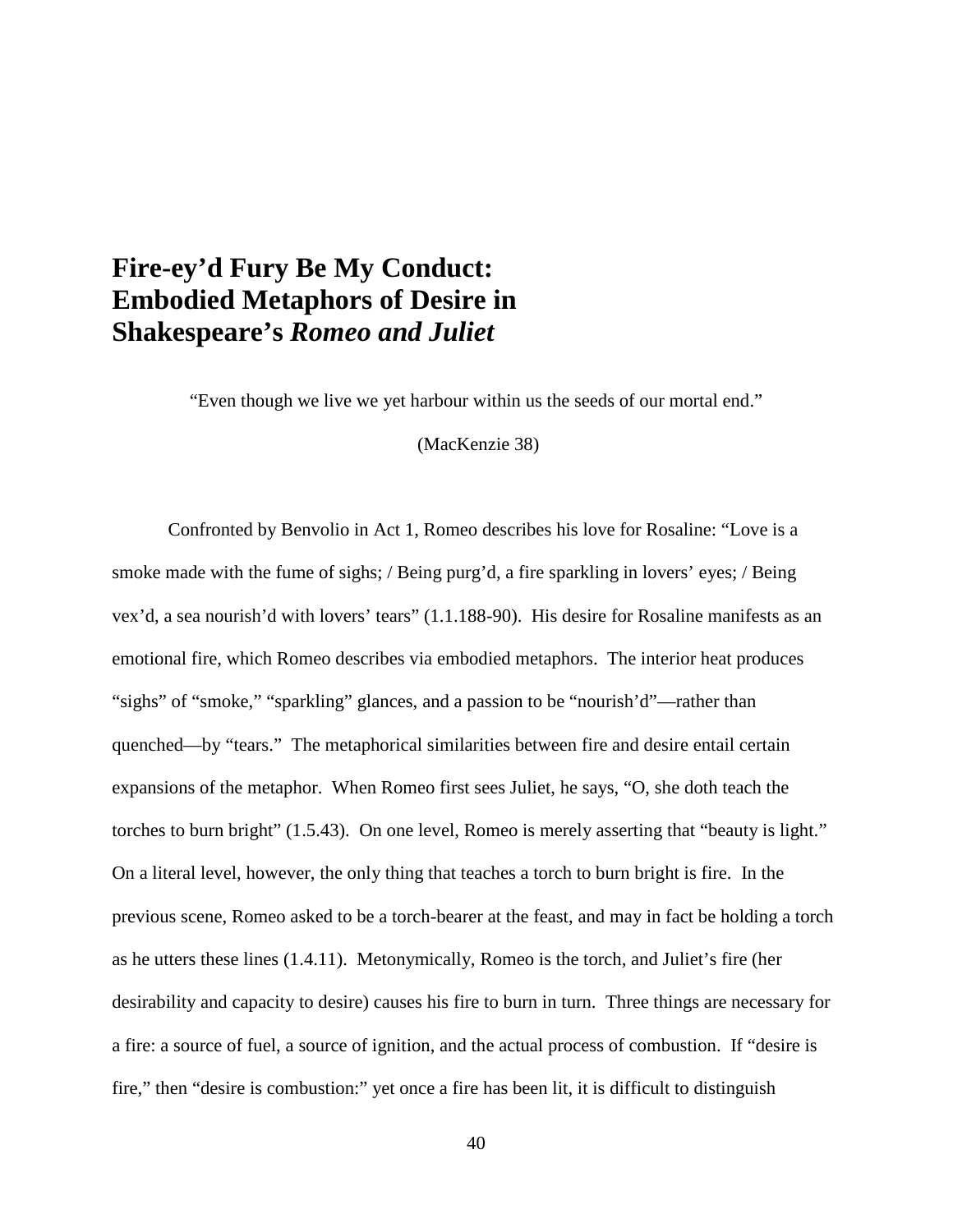# Fire-ey'd Fury Be My Conduct: Embodied Metaphors of Desire in Shakespeare's *Romeo and Juliet*

"Even though we live we yet harbour within us the seeds of our mortal end."

(MacKenzie 38)

Confronted by Benvolio in Act 1, Romeo describes his love for Rosaline: "Love is a smoke made with the fume of sighs; / Being purg'd, a fire sparkling in lovers' eyes; / Being vex'd, a sea nourish'd with lovers' tears" (1.1.188-90). His desire for Rosaline manifests as an emotional fire, which Romeo describes via embodied metaphors. The interior heat produces "sighs" of "smoke," "sparkling" glances, and a passion to be "nourish'd"—rather than quenched—by "tears." The metaphorical similarities between fire and desire entail certain expansions of the metaphor. When Romeo first sees Juliet, he says, "O, she doth teach the torches to burn bright" (1.5.43). On one level, Romeo is merely asserting that "beauty is light." On a literal level, however, the only thing that teaches a torch to burn bright is fire. In the previous scene, Romeo asked to be a torch-bearer at the feast, and may in fact be holding a torch as he utters these lines (1.4.11). Metonymically, Romeo is the torch, and Juliet's fire (her desirability and capacity to desire) causes his fire to burn in turn. Three things are necessary for a fire: a source of fuel, a source of ignition, and the actual process of combustion. If "desire is fire," then "desire is combustion:" yet once a fire has been lit, it is difficult to distinguish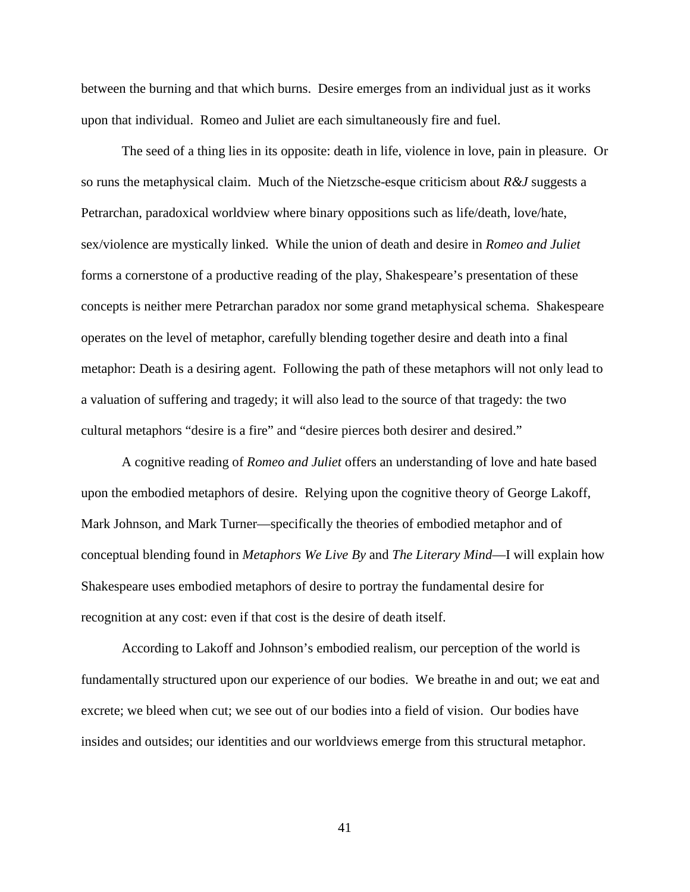between the burning and that which burns. Desire emerges from an individual just as it works upon that individual. Romeo and Juliet are each simultaneously fire and fuel.

The seed of a thing lies in its opposite: death in life, violence in love, pain in pleasure. Or so runs the metaphysical claim. Much of the Nietzsche-esque criticism about *R&J* suggests a Petrarchan, paradoxical worldview where binary oppositions such as life/death, love/hate, sex/violence are mystically linked. While the union of death and desire in *Romeo and Juliet* forms a cornerstone of a productive reading of the play, Shakespeare's presentation of these concepts is neither mere Petrarchan paradox nor some grand metaphysical schema. Shakespeare operates on the level of metaphor, carefully blending together desire and death into a final metaphor: Death is a desiring agent. Following the path of these metaphors will not only lead to a valuation of suffering and tragedy; it will also lead to the source of that tragedy: the two cultural metaphors "desire is a fire" and "desire pierces both desirer and desired."

A cognitive reading of *Romeo and Juliet* offers an understanding of love and hate based upon the embodied metaphors of desire. Relying upon the cognitive theory of George Lakoff, Mark Johnson, and Mark Turner—specifically the theories of embodied metaphor and of conceptual blending found in *Metaphors We Live By* and *The Literary Mind*—I will explain how Shakespeare uses embodied metaphors of desire to portray the fundamental desire for recognition at any cost: even if that cost is the desire of death itself.

According to Lakoff and Johnson's embodied realism, our perception of the world is fundamentally structured upon our experience of our bodies. We breathe in and out; we eat and excrete; we bleed when cut; we see out of our bodies into a field of vision. Our bodies have insides and outsides; our identities and our worldviews emerge from this structural metaphor.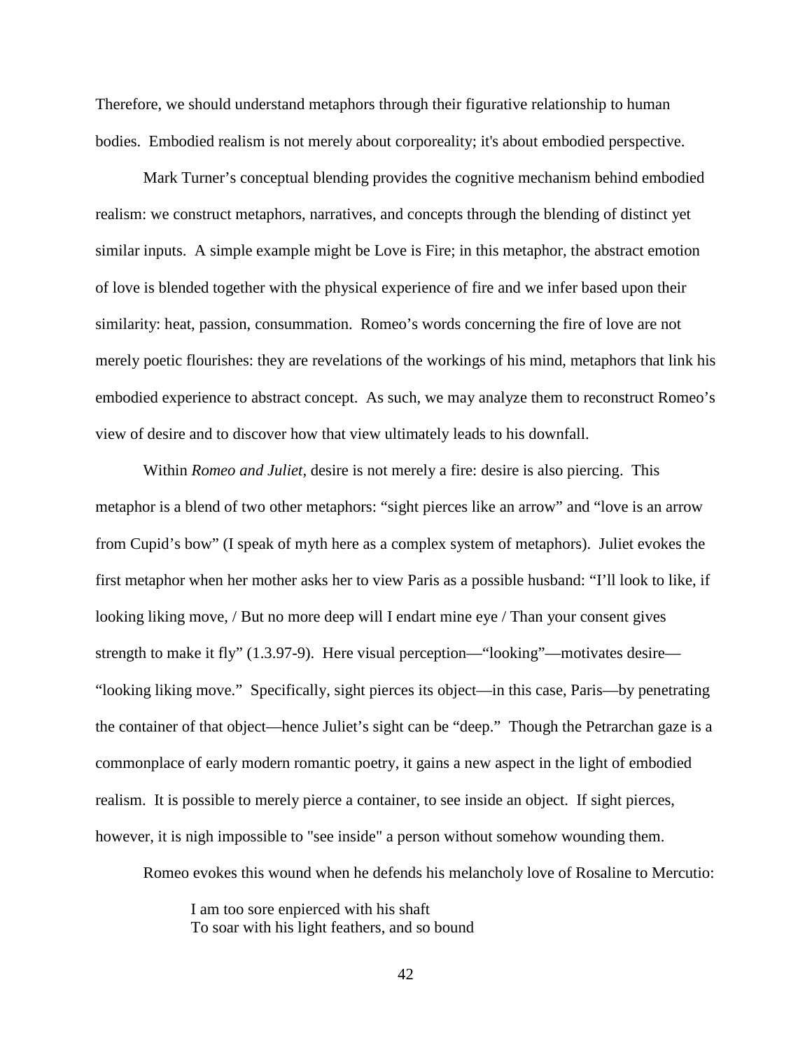Therefore, we should understand metaphors through their figurative relationship to human bodies. Embodied realism is not merely about corporeality; it's about embodied perspective.

Mark Turner's conceptual blending provides the cognitive mechanism behind embodied realism: we construct metaphors, narratives, and concepts through the blending of distinct yet similar inputs. A simple example might be Love is Fire; in this metaphor, the abstract emotion of love is blended together with the physical experience of fire and we infer based upon their similarity: heat, passion, consummation. Romeo's words concerning the fire of love are not merely poetic flourishes: they are revelations of the workings of his mind, metaphors that link his embodied experience to abstract concept. As such, we may analyze them to reconstruct Romeo's view of desire and to discover how that view ultimately leads to his downfall.

Within *Romeo and Juliet*, desire is not merely a fire: desire is also piercing. This metaphor is a blend of two other metaphors: "sight pierces like an arrow" and "love is an arrow from Cupid's bow" (I speak of myth here as a complex system of metaphors). Juliet evokes the first metaphor when her mother asks her to view Paris as a possible husband: "I'll look to like, if looking liking move, / But no more deep will I endart mine eye / Than your consent gives strength to make it fly" (1.3.97-9). Here visual perception—"looking"—motivates desire—"looking liking move." Specifically, sight pierces its object—in this case, Paris—by penetrating the container of that object—hence Juliet's sight can be "deep." Though the Petrarchan gaze is a commonplace of early modern romantic poetry, it gains a new aspect in the light of embodied realism. It is possible to merely pierce a container, to see inside an object. If sight pierces, however, it is nigh impossible to "see inside" a person without somehow wounding them.

Romeo evokes this wound when he defends his melancholy love of Rosaline to Mercutio:

> I am too sore enpierced with his shaft
> To soar with his light feathers, and so bound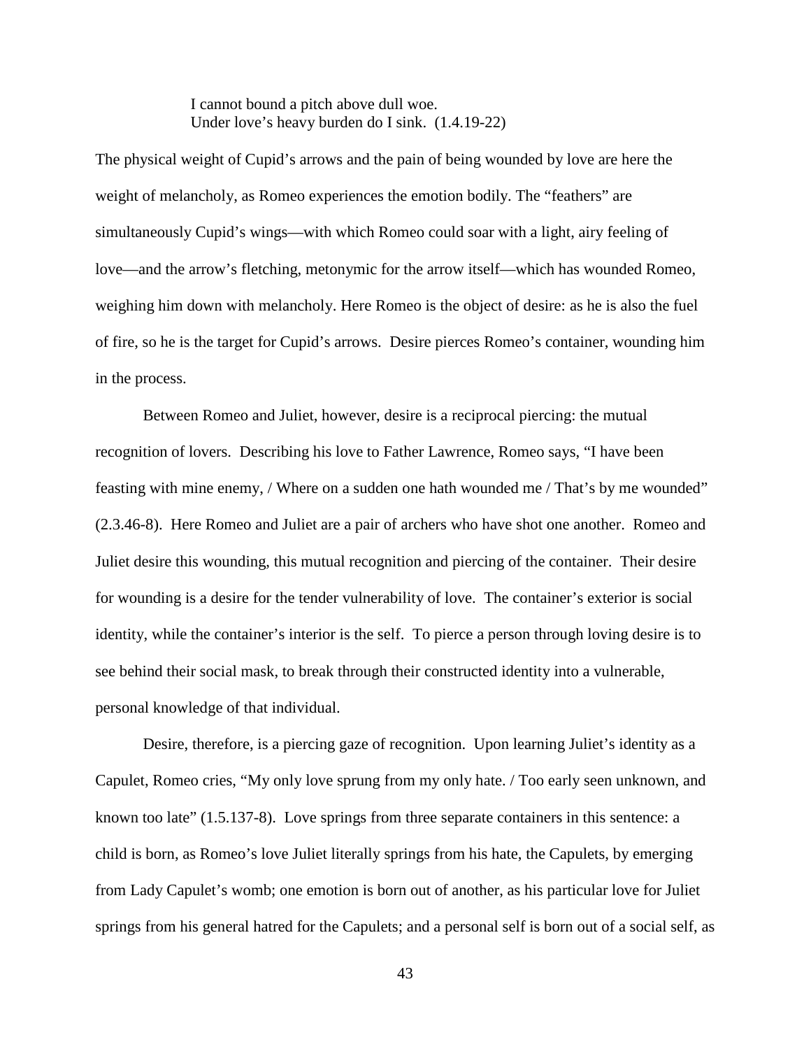> I cannot bound a pitch above dull woe.
> Under love's heavy burden do I sink. (1.4.19-22)

The physical weight of Cupid's arrows and the pain of being wounded by love are here the weight of melancholy, as Romeo experiences the emotion bodily. The "feathers" are simultaneously Cupid's wings—with which Romeo could soar with a light, airy feeling of love—and the arrow's fletching, metonymic for the arrow itself—which has wounded Romeo, weighing him down with melancholy. Here Romeo is the object of desire: as he is also the fuel of fire, so he is the target for Cupid's arrows. Desire pierces Romeo's container, wounding him in the process.

Between Romeo and Juliet, however, desire is a reciprocal piercing: the mutual recognition of lovers. Describing his love to Father Lawrence, Romeo says, "I have been feasting with mine enemy, / Where on a sudden one hath wounded me / That's by me wounded" (2.3.46-8). Here Romeo and Juliet are a pair of archers who have shot one another. Romeo and Juliet desire this wounding, this mutual recognition and piercing of the container. Their desire for wounding is a desire for the tender vulnerability of love. The container's exterior is social identity, while the container's interior is the self. To pierce a person through loving desire is to see behind their social mask, to break through their constructed identity into a vulnerable, personal knowledge of that individual.

Desire, therefore, is a piercing gaze of recognition. Upon learning Juliet's identity as a Capulet, Romeo cries, "My only love sprung from my only hate. / Too early seen unknown, and known too late" (1.5.137-8). Love springs from three separate containers in this sentence: a child is born, as Romeo's love Juliet literally springs from his hate, the Capulets, by emerging from Lady Capulet's womb; one emotion is born out of another, as his particular love for Juliet springs from his general hatred for the Capulets; and a personal self is born out of a social self, as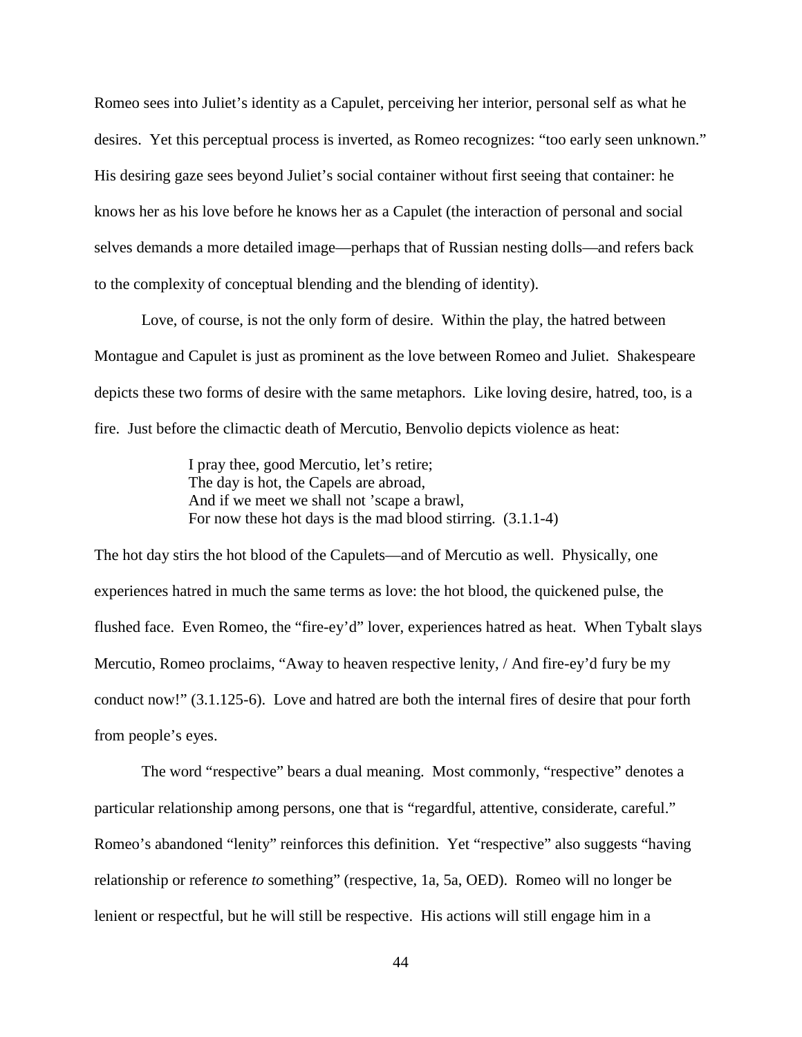Romeo sees into Juliet's identity as a Capulet, perceiving her interior, personal self as what he desires. Yet this perceptual process is inverted, as Romeo recognizes: "too early seen unknown." His desiring gaze sees beyond Juliet's social container without first seeing that container: he knows her as his love before he knows her as a Capulet (the interaction of personal and social selves demands a more detailed image—perhaps that of Russian nesting dolls—and refers back to the complexity of conceptual blending and the blending of identity).

Love, of course, is not the only form of desire. Within the play, the hatred between Montague and Capulet is just as prominent as the love between Romeo and Juliet. Shakespeare depicts these two forms of desire with the same metaphors. Like loving desire, hatred, too, is a fire. Just before the climactic death of Mercutio, Benvolio depicts violence as heat:

> I pray thee, good Mercutio, let's retire;
> The day is hot, the Capels are abroad,
> And if we meet we shall not 'scape a brawl,
> For now these hot days is the mad blood stirring. (3.1.1-4)

The hot day stirs the hot blood of the Capulets—and of Mercutio as well. Physically, one experiences hatred in much the same terms as love: the hot blood, the quickened pulse, the flushed face. Even Romeo, the "fire-ey'd" lover, experiences hatred as heat. When Tybalt slays Mercutio, Romeo proclaims, "Away to heaven respective lenity, / And fire-ey'd fury be my conduct now!" (3.1.125-6). Love and hatred are both the internal fires of desire that pour forth from people's eyes.

The word "respective" bears a dual meaning. Most commonly, "respective" denotes a particular relationship among persons, one that is "regardful, attentive, considerate, careful." Romeo's abandoned "lenity" reinforces this definition. Yet "respective" also suggests "having relationship or reference *to* something" (respective, 1a, 5a, OED). Romeo will no longer be lenient or respectful, but he will still be respective. His actions will still engage him in a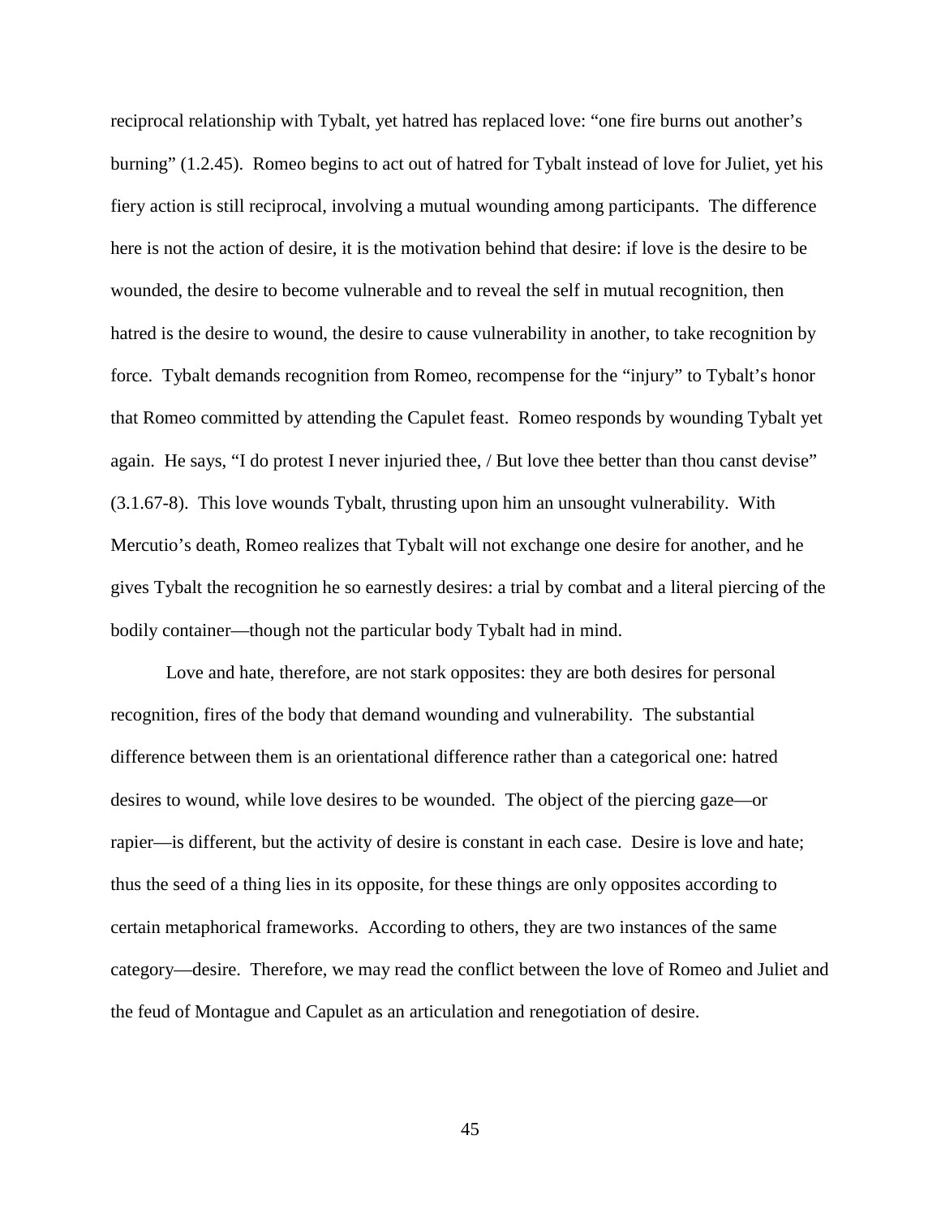reciprocal relationship with Tybalt, yet hatred has replaced love: “one fire burns out another’s burning” (1.2.45). Romeo begins to act out of hatred for Tybalt instead of love for Juliet, yet his fiery action is still reciprocal, involving a mutual wounding among participants. The difference here is not the action of desire, it is the motivation behind that desire: if love is the desire to be wounded, the desire to become vulnerable and to reveal the self in mutual recognition, then hatred is the desire to wound, the desire to cause vulnerability in another, to take recognition by force. Tybalt demands recognition from Romeo, recompense for the “injury” to Tybalt’s honor that Romeo committed by attending the Capulet feast. Romeo responds by wounding Tybalt yet again. He says, “I do protest I never injuried thee, / But love thee better than thou canst devise” (3.1.67-8). This love wounds Tybalt, thrusting upon him an unsought vulnerability. With Mercutio’s death, Romeo realizes that Tybalt will not exchange one desire for another, and he gives Tybalt the recognition he so earnestly desires: a trial by combat and a literal piercing of the bodily container—though not the particular body Tybalt had in mind.

Love and hate, therefore, are not stark opposites: they are both desires for personal recognition, fires of the body that demand wounding and vulnerability. The substantial difference between them is an orientational difference rather than a categorical one: hatred desires to wound, while love desires to be wounded. The object of the piercing gaze—or rapier—is different, but the activity of desire is constant in each case. Desire is love and hate; thus the seed of a thing lies in its opposite, for these things are only opposites according to certain metaphorical frameworks. According to others, they are two instances of the same category—desire. Therefore, we may read the conflict between the love of Romeo and Juliet and the feud of Montague and Capulet as an articulation and renegotiation of desire.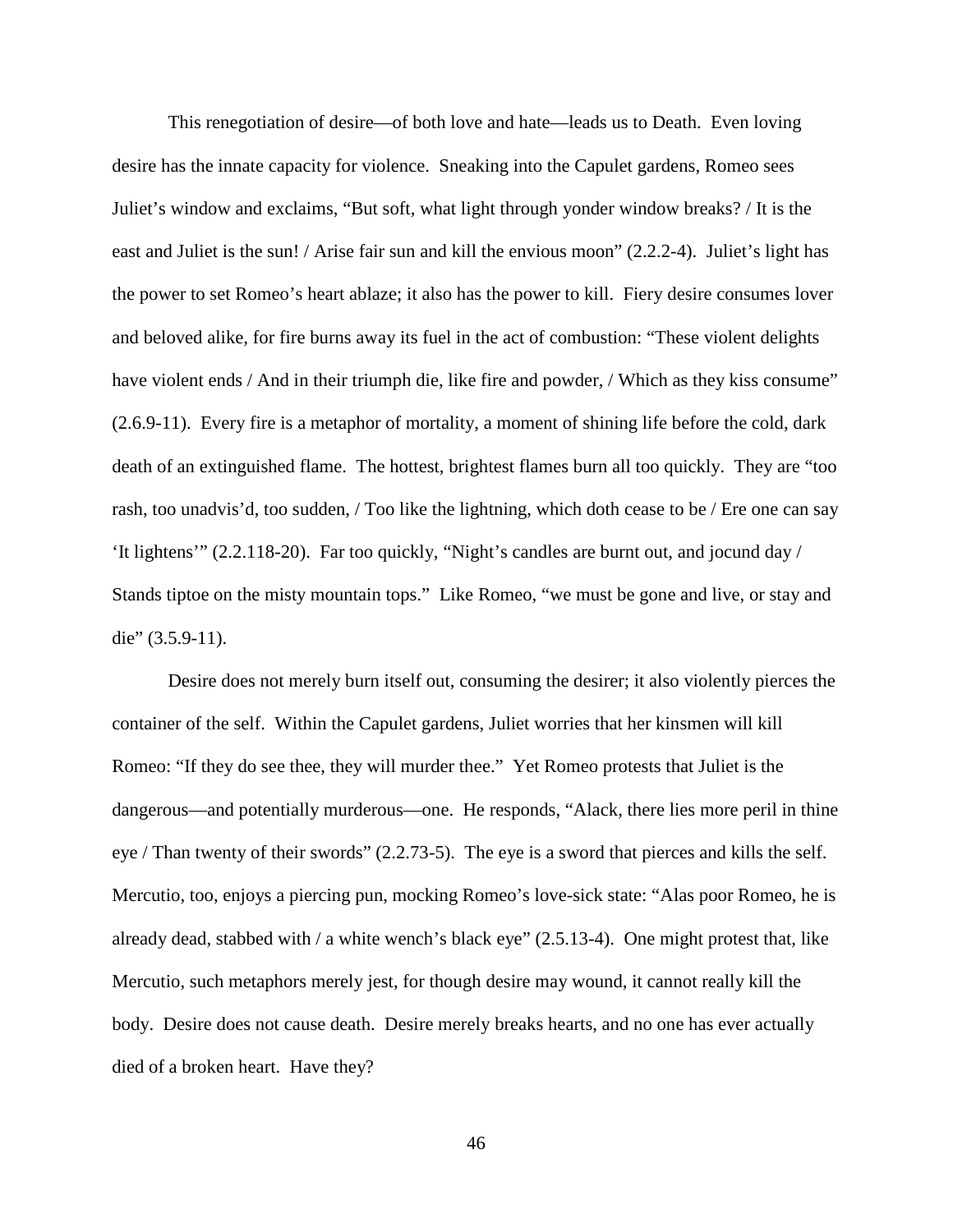This renegotiation of desire—of both love and hate—leads us to Death. Even loving desire has the innate capacity for violence. Sneaking into the Capulet gardens, Romeo sees Juliet's window and exclaims, "But soft, what light through yonder window breaks? / It is the east and Juliet is the sun! / Arise fair sun and kill the envious moon" (2.2.2-4). Juliet's light has the power to set Romeo's heart ablaze; it also has the power to kill. Fiery desire consumes lover and beloved alike, for fire burns away its fuel in the act of combustion: "These violent delights have violent ends / And in their triumph die, like fire and powder, / Which as they kiss consume" (2.6.9-11). Every fire is a metaphor of mortality, a moment of shining life before the cold, dark death of an extinguished flame. The hottest, brightest flames burn all too quickly. They are "too rash, too unadvis'd, too sudden, / Too like the lightning, which doth cease to be / Ere one can say 'It lightens'" (2.2.118-20). Far too quickly, "Night's candles are burnt out, and jocund day / Stands tiptoe on the misty mountain tops." Like Romeo, "we must be gone and live, or stay and die" (3.5.9-11).

Desire does not merely burn itself out, consuming the desirer; it also violently pierces the container of the self. Within the Capulet gardens, Juliet worries that her kinsmen will kill Romeo: "If they do see thee, they will murder thee." Yet Romeo protests that Juliet is the dangerous—and potentially murderous—one. He responds, "Alack, there lies more peril in thine eye / Than twenty of their swords" (2.2.73-5). The eye is a sword that pierces and kills the self. Mercutio, too, enjoys a piercing pun, mocking Romeo's love-sick state: "Alas poor Romeo, he is already dead, stabbed with / a white wench's black eye" (2.5.13-4). One might protest that, like Mercutio, such metaphors merely jest, for though desire may wound, it cannot really kill the body. Desire does not cause death. Desire merely breaks hearts, and no one has ever actually died of a broken heart. Have they?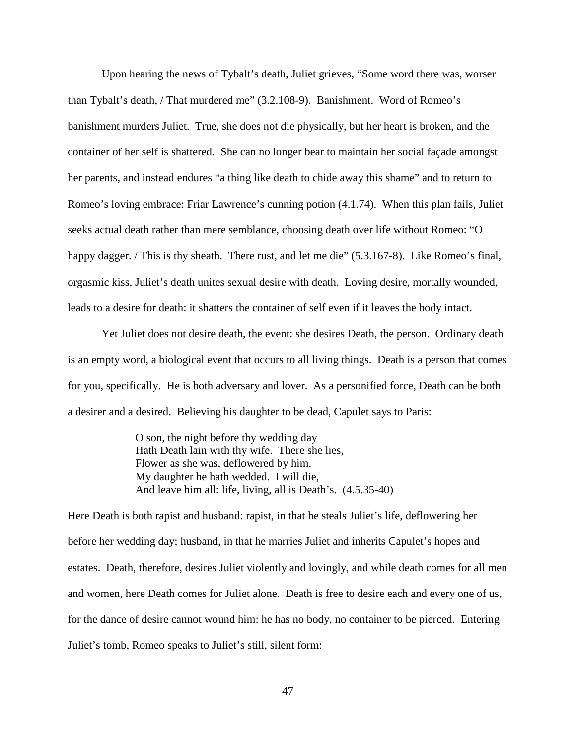Upon hearing the news of Tybalt's death, Juliet grieves, "Some word there was, worser than Tybalt's death, / That murdered me" (3.2.108-9). Banishment. Word of Romeo's banishment murders Juliet. True, she does not die physically, but her heart is broken, and the container of her self is shattered. She can no longer bear to maintain her social façade amongst her parents, and instead endures "a thing like death to chide away this shame" and to return to Romeo's loving embrace: Friar Lawrence's cunning potion (4.1.74). When this plan fails, Juliet seeks actual death rather than mere semblance, choosing death over life without Romeo: "O happy dagger. / This is thy sheath. There rust, and let me die" (5.3.167-8). Like Romeo's final, orgasmic kiss, Juliet's death unites sexual desire with death. Loving desire, mortally wounded, leads to a desire for death: it shatters the container of self even if it leaves the body intact.

Yet Juliet does not desire death, the event: she desires Death, the person. Ordinary death is an empty word, a biological event that occurs to all living things. Death is a person that comes for you, specifically. He is both adversary and lover. As a personified force, Death can be both a desirer and a desired. Believing his daughter to be dead, Capulet says to Paris:

> O son, the night before thy wedding day
> Hath Death lain with thy wife. There she lies,
> Flower as she was, deflowered by him.
> My daughter he hath wedded. I will die,
> And leave him all: life, living, all is Death's. (4.5.35-40)

Here Death is both rapist and husband: rapist, in that he steals Juliet's life, deflowering her before her wedding day; husband, in that he marries Juliet and inherits Capulet's hopes and estates. Death, therefore, desires Juliet violently and lovingly, and while death comes for all men and women, here Death comes for Juliet alone. Death is free to desire each and every one of us, for the dance of desire cannot wound him: he has no body, no container to be pierced. Entering Juliet's tomb, Romeo speaks to Juliet's still, silent form: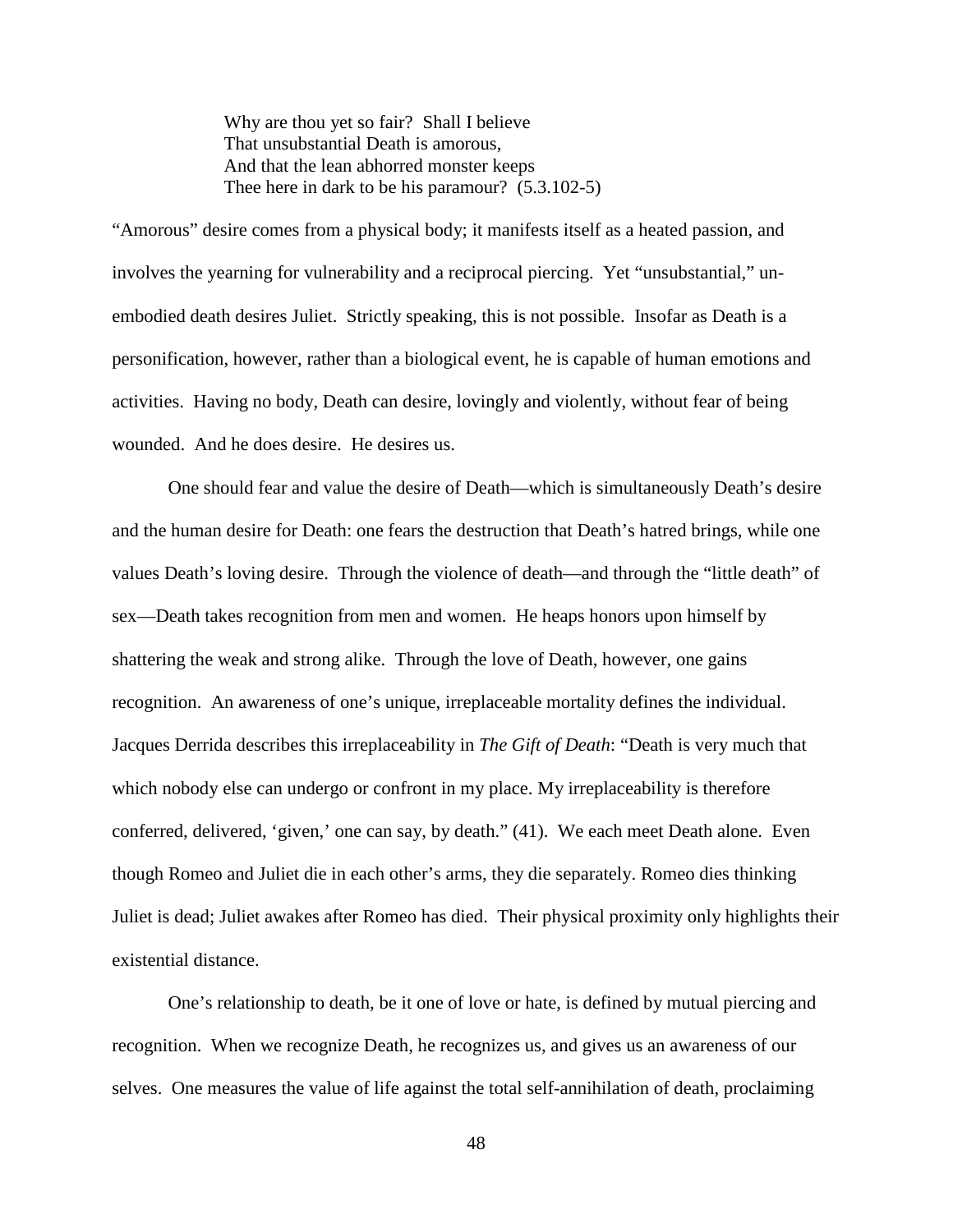> Why are thou yet so fair? Shall I believe
> That unsubstantial Death is amorous,
> And that the lean abhorred monster keeps
> Thee here in dark to be his paramour? (5.3.102-5)

"Amorous" desire comes from a physical body; it manifests itself as a heated passion, and involves the yearning for vulnerability and a reciprocal piercing. Yet "unsubstantial," un-embodied death desires Juliet. Strictly speaking, this is not possible. Insofar as Death is a personification, however, rather than a biological event, he is capable of human emotions and activities. Having no body, Death can desire, lovingly and violently, without fear of being wounded. And he does desire. He desires us.

One should fear and value the desire of Death—which is simultaneously Death's desire and the human desire for Death: one fears the destruction that Death's hatred brings, while one values Death's loving desire. Through the violence of death—and through the "little death" of sex—Death takes recognition from men and women. He heaps honors upon himself by shattering the weak and strong alike. Through the love of Death, however, one gains recognition. An awareness of one's unique, irreplaceable mortality defines the individual. Jacques Derrida describes this irreplaceability in *The Gift of Death*: "Death is very much that which nobody else can undergo or confront in my place. My irreplaceability is therefore conferred, delivered, 'given,' one can say, by death." (41). We each meet Death alone. Even though Romeo and Juliet die in each other's arms, they die separately. Romeo dies thinking Juliet is dead; Juliet awakes after Romeo has died. Their physical proximity only highlights their existential distance.

One's relationship to death, be it one of love or hate, is defined by mutual piercing and recognition. When we recognize Death, he recognizes us, and gives us an awareness of our selves. One measures the value of life against the total self-annihilation of death, proclaiming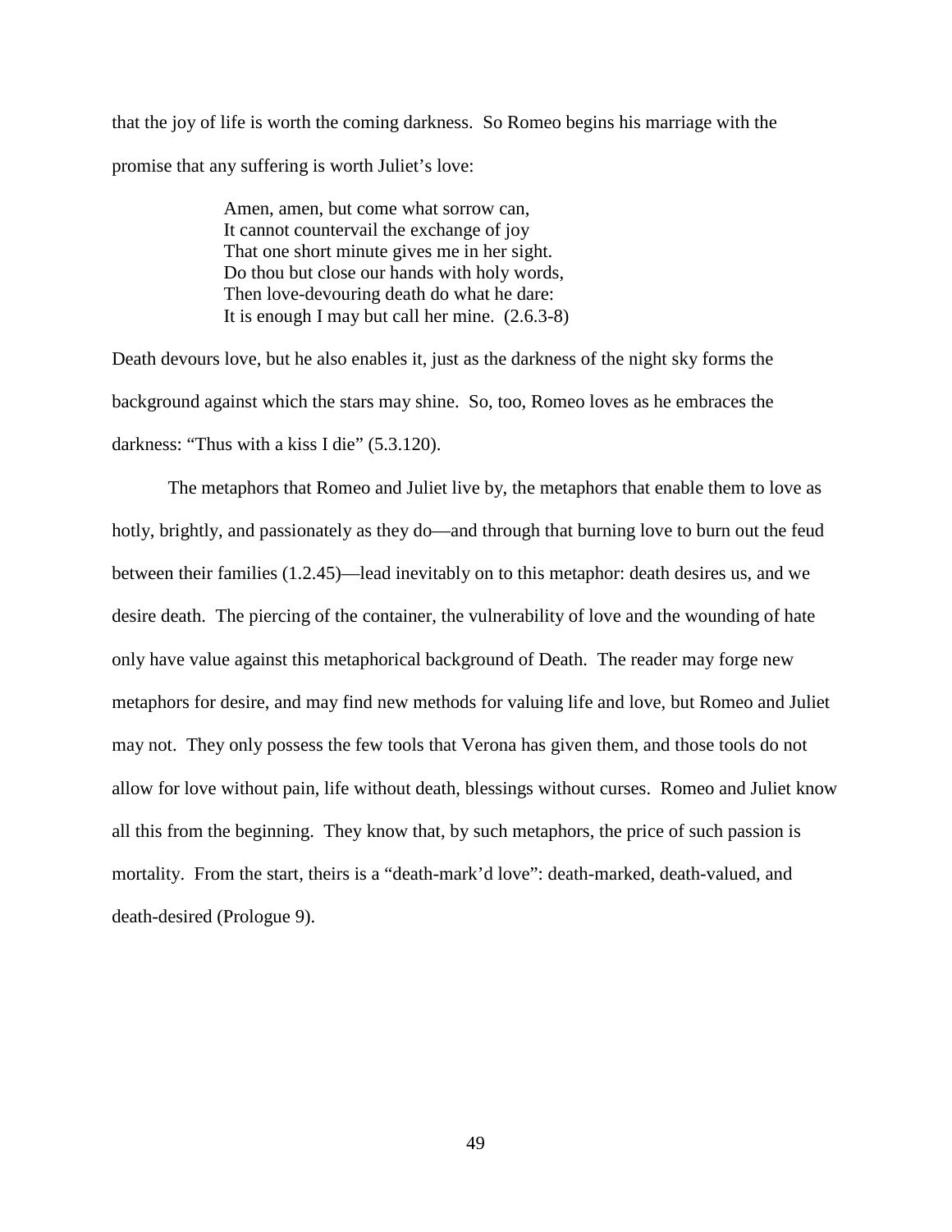that the joy of life is worth the coming darkness. So Romeo begins his marriage with the promise that any suffering is worth Juliet's love:

> Amen, amen, but come what sorrow can,  
> It cannot countervail the exchange of joy  
> That one short minute gives me in her sight.  
> Do thou but close our hands with holy words,  
> Then love-devouring death do what he dare:  
> It is enough I may but call her mine. (2.6.3-8)

Death devours love, but he also enables it, just as the darkness of the night sky forms the background against which the stars may shine. So, too, Romeo loves as he embraces the darkness: "Thus with a kiss I die" (5.3.120).

The metaphors that Romeo and Juliet live by, the metaphors that enable them to love as hotly, brightly, and passionately as they do—and through that burning love to burn out the feud between their families (1.2.45)—lead inevitably on to this metaphor: death desires us, and we desire death. The piercing of the container, the vulnerability of love and the wounding of hate only have value against this metaphorical background of Death. The reader may forge new metaphors for desire, and may find new methods for valuing life and love, but Romeo and Juliet may not. They only possess the few tools that Verona has given them, and those tools do not allow for love without pain, life without death, blessings without curses. Romeo and Juliet know all this from the beginning. They know that, by such metaphors, the price of such passion is mortality. From the start, theirs is a "death-mark'd love": death-marked, death-valued, and death-desired (Prologue 9).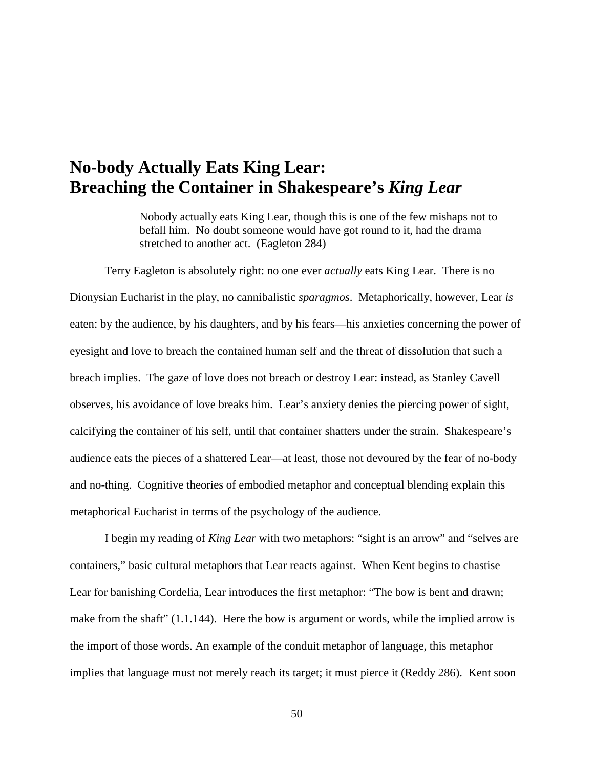# No-body Actually Eats King Lear: Breaching the Container in Shakespeare's *King Lear*

> Nobody actually eats King Lear, though this is one of the few mishaps not to befall him. No doubt someone would have got round to it, had the drama stretched to another act. (Eagleton 284)

Terry Eagleton is absolutely right: no one ever *actually* eats King Lear. There is no Dionysian Eucharist in the play, no cannibalistic *sparagmos*. Metaphorically, however, Lear *is* eaten: by the audience, by his daughters, and by his fears—his anxieties concerning the power of eyesight and love to breach the contained human self and the threat of dissolution that such a breach implies. The gaze of love does not breach or destroy Lear: instead, as Stanley Cavell observes, his avoidance of love breaks him. Lear's anxiety denies the piercing power of sight, calcifying the container of his self, until that container shatters under the strain. Shakespeare's audience eats the pieces of a shattered Lear—at least, those not devoured by the fear of no-body and no-thing. Cognitive theories of embodied metaphor and conceptual blending explain this metaphorical Eucharist in terms of the psychology of the audience.

I begin my reading of *King Lear* with two metaphors: "sight is an arrow" and "selves are containers," basic cultural metaphors that Lear reacts against. When Kent begins to chastise Lear for banishing Cordelia, Lear introduces the first metaphor: "The bow is bent and drawn; make from the shaft" (1.1.144). Here the bow is argument or words, while the implied arrow is the import of those words. An example of the conduit metaphor of language, this metaphor implies that language must not merely reach its target; it must pierce it (Reddy 286). Kent soon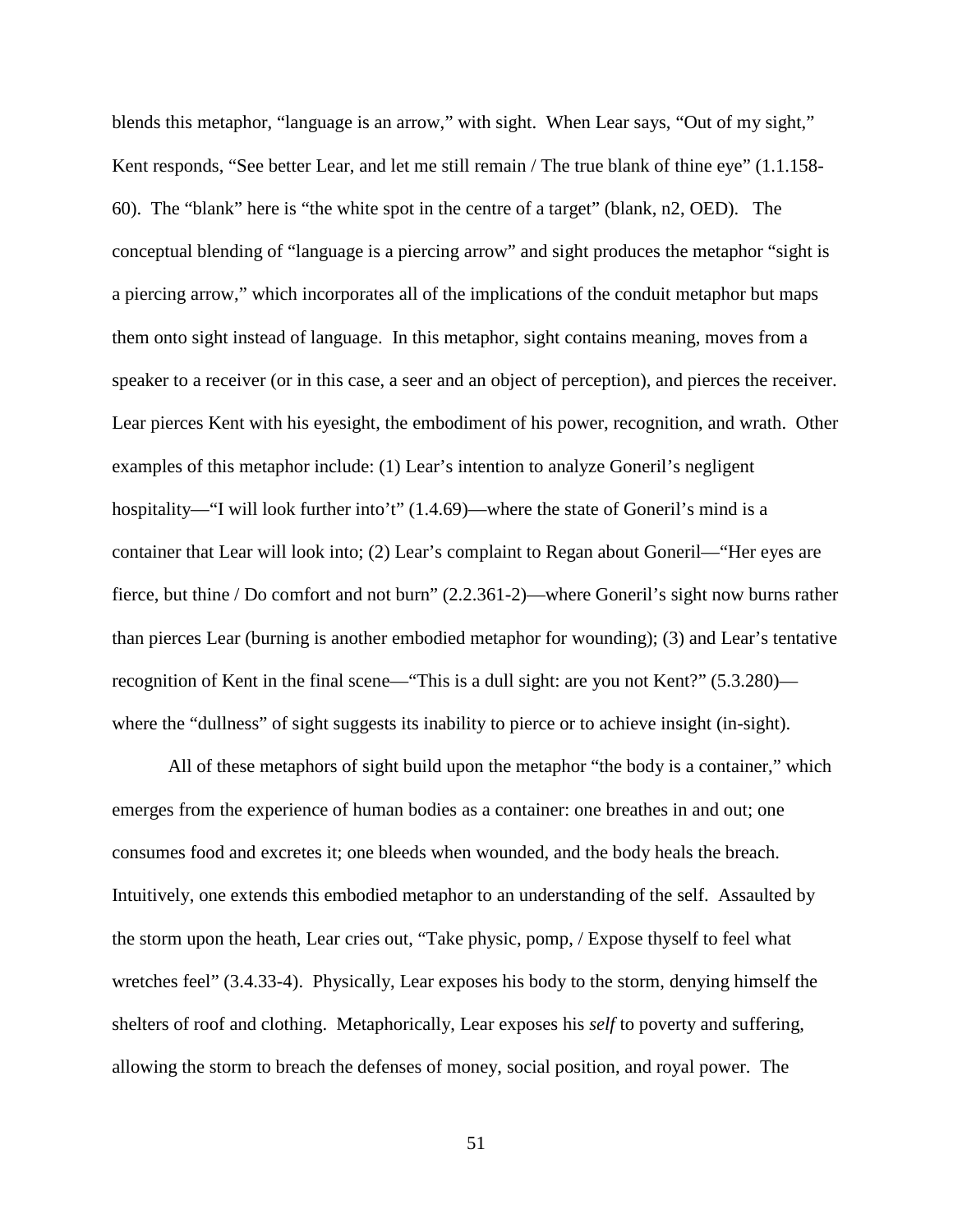blends this metaphor, "language is an arrow," with sight. When Lear says, "Out of my sight," Kent responds, "See better Lear, and let me still remain / The true blank of thine eye" (1.1.158-60). The "blank" here is "the white spot in the centre of a target" (blank, n2, OED). The conceptual blending of "language is a piercing arrow" and sight produces the metaphor "sight is a piercing arrow," which incorporates all of the implications of the conduit metaphor but maps them onto sight instead of language. In this metaphor, sight contains meaning, moves from a speaker to a receiver (or in this case, a seer and an object of perception), and pierces the receiver. Lear pierces Kent with his eyesight, the embodiment of his power, recognition, and wrath. Other examples of this metaphor include: (1) Lear's intention to analyze Goneril's negligent hospitality—"I will look further into't" (1.4.69)—where the state of Goneril's mind is a container that Lear will look into; (2) Lear's complaint to Regan about Goneril—"Her eyes are fierce, but thine / Do comfort and not burn" (2.2.361-2)—where Goneril's sight now burns rather than pierces Lear (burning is another embodied metaphor for wounding); (3) and Lear's tentative recognition of Kent in the final scene—"This is a dull sight: are you not Kent?" (5.3.280)—where the "dullness" of sight suggests its inability to pierce or to achieve insight (in-sight).

All of these metaphors of sight build upon the metaphor "the body is a container," which emerges from the experience of human bodies as a container: one breathes in and out; one consumes food and excretes it; one bleeds when wounded, and the body heals the breach. Intuitively, one extends this embodied metaphor to an understanding of the self. Assaulted by the storm upon the heath, Lear cries out, "Take physic, pomp, / Expose thyself to feel what wretches feel" (3.4.33-4). Physically, Lear exposes his body to the storm, denying himself the shelters of roof and clothing. Metaphorically, Lear exposes his *self* to poverty and suffering, allowing the storm to breach the defenses of money, social position, and royal power. The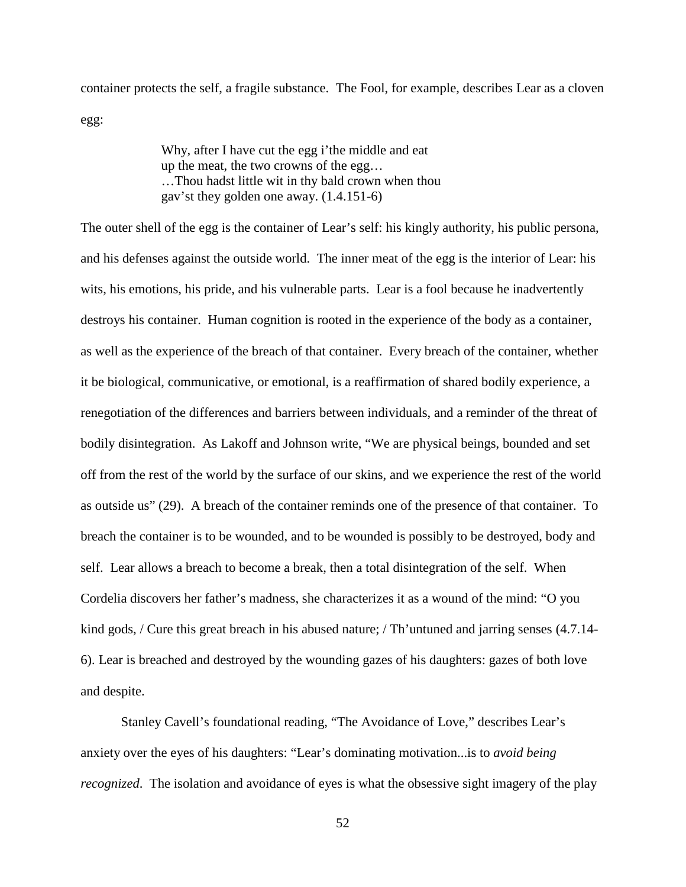container protects the self, a fragile substance. The Fool, for example, describes Lear as a cloven egg:

> Why, after I have cut the egg i'the middle and eat
> up the meat, the two crowns of the egg…
> …Thou hadst little wit in thy bald crown when thou
> gav'st they golden one away. (1.4.151-6)

The outer shell of the egg is the container of Lear's self: his kingly authority, his public persona, and his defenses against the outside world. The inner meat of the egg is the interior of Lear: his wits, his emotions, his pride, and his vulnerable parts. Lear is a fool because he inadvertently destroys his container. Human cognition is rooted in the experience of the body as a container, as well as the experience of the breach of that container. Every breach of the container, whether it be biological, communicative, or emotional, is a reaffirmation of shared bodily experience, a renegotiation of the differences and barriers between individuals, and a reminder of the threat of bodily disintegration. As Lakoff and Johnson write, "We are physical beings, bounded and set off from the rest of the world by the surface of our skins, and we experience the rest of the world as outside us" (29). A breach of the container reminds one of the presence of that container. To breach the container is to be wounded, and to be wounded is possibly to be destroyed, body and self. Lear allows a breach to become a break, then a total disintegration of the self. When Cordelia discovers her father's madness, she characterizes it as a wound of the mind: "O you kind gods, / Cure this great breach in his abused nature; / Th'untuned and jarring senses (4.7.14-6). Lear is breached and destroyed by the wounding gazes of his daughters: gazes of both love and despite.

Stanley Cavell's foundational reading, "The Avoidance of Love," describes Lear's anxiety over the eyes of his daughters: "Lear's dominating motivation...is to *avoid being recognized*. The isolation and avoidance of eyes is what the obsessive sight imagery of the play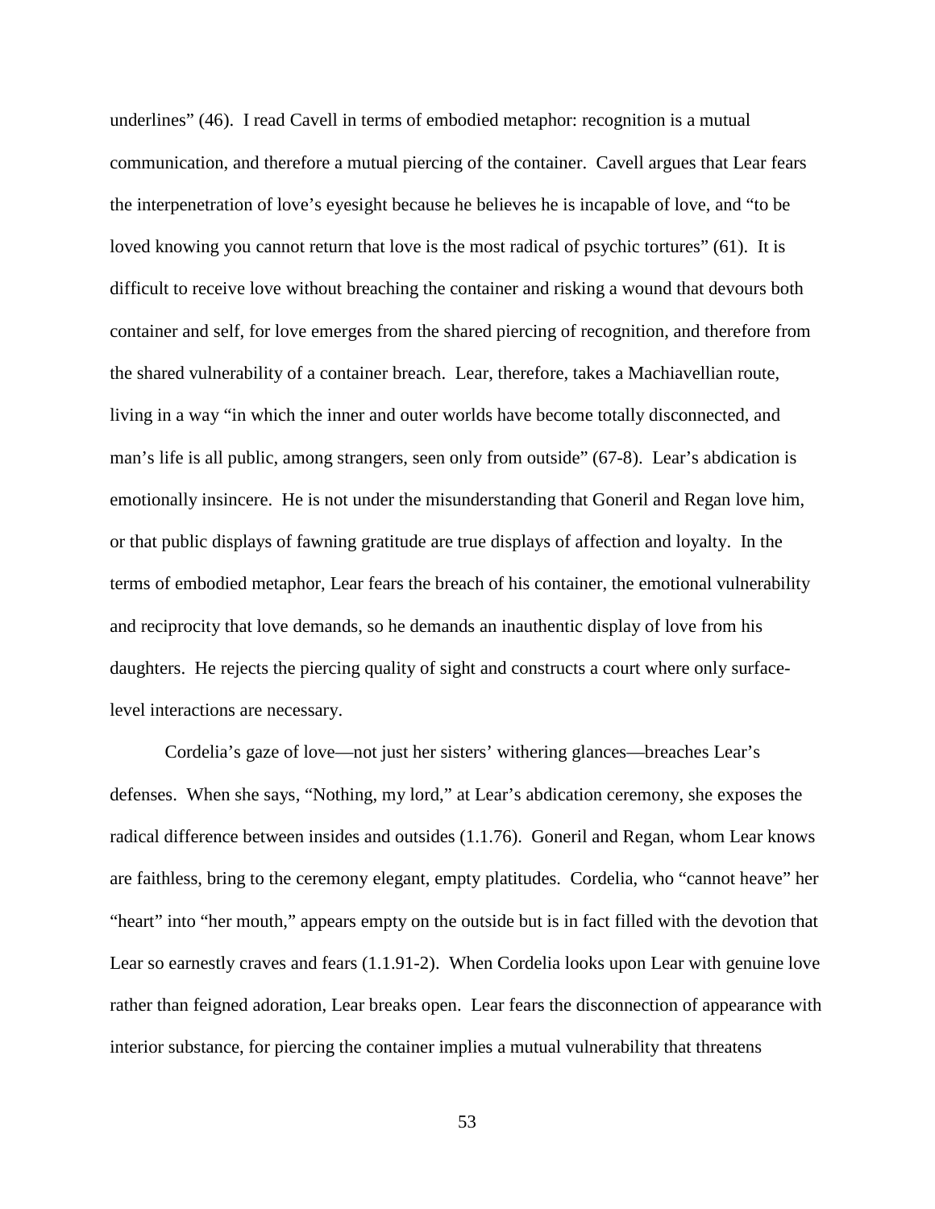underlines" (46). I read Cavell in terms of embodied metaphor: recognition is a mutual communication, and therefore a mutual piercing of the container. Cavell argues that Lear fears the interpenetration of love's eyesight because he believes he is incapable of love, and "to be loved knowing you cannot return that love is the most radical of psychic tortures" (61). It is difficult to receive love without breaching the container and risking a wound that devours both container and self, for love emerges from the shared piercing of recognition, and therefore from the shared vulnerability of a container breach. Lear, therefore, takes a Machiavellian route, living in a way "in which the inner and outer worlds have become totally disconnected, and man's life is all public, among strangers, seen only from outside" (67-8). Lear's abdication is emotionally insincere. He is not under the misunderstanding that Goneril and Regan love him, or that public displays of fawning gratitude are true displays of affection and loyalty. In the terms of embodied metaphor, Lear fears the breach of his container, the emotional vulnerability and reciprocity that love demands, so he demands an inauthentic display of love from his daughters. He rejects the piercing quality of sight and constructs a court where only surface-level interactions are necessary.

Cordelia's gaze of love—not just her sisters' withering glances—breaches Lear's defenses. When she says, "Nothing, my lord," at Lear's abdication ceremony, she exposes the radical difference between insides and outsides (1.1.76). Goneril and Regan, whom Lear knows are faithless, bring to the ceremony elegant, empty platitudes. Cordelia, who "cannot heave" her "heart" into "her mouth," appears empty on the outside but is in fact filled with the devotion that Lear so earnestly craves and fears (1.1.91-2). When Cordelia looks upon Lear with genuine love rather than feigned adoration, Lear breaks open. Lear fears the disconnection of appearance with interior substance, for piercing the container implies a mutual vulnerability that threatens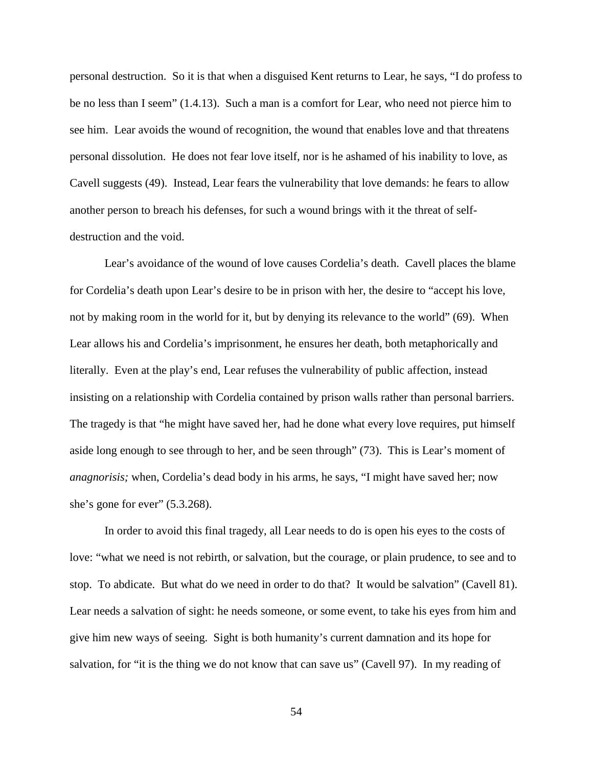personal destruction. So it is that when a disguised Kent returns to Lear, he says, "I do profess to be no less than I seem" (1.4.13). Such a man is a comfort for Lear, who need not pierce him to see him. Lear avoids the wound of recognition, the wound that enables love and that threatens personal dissolution. He does not fear love itself, nor is he ashamed of his inability to love, as Cavell suggests (49). Instead, Lear fears the vulnerability that love demands: he fears to allow another person to breach his defenses, for such a wound brings with it the threat of self-destruction and the void.

Lear's avoidance of the wound of love causes Cordelia's death. Cavell places the blame for Cordelia's death upon Lear's desire to be in prison with her, the desire to "accept his love, not by making room in the world for it, but by denying its relevance to the world" (69). When Lear allows his and Cordelia's imprisonment, he ensures her death, both metaphorically and literally. Even at the play's end, Lear refuses the vulnerability of public affection, instead insisting on a relationship with Cordelia contained by prison walls rather than personal barriers. The tragedy is that "he might have saved her, had he done what every love requires, put himself aside long enough to see through to her, and be seen through" (73). This is Lear's moment of *anagnorisis;* when, Cordelia's dead body in his arms, he says, "I might have saved her; now she's gone for ever" (5.3.268).

In order to avoid this final tragedy, all Lear needs to do is open his eyes to the costs of love: "what we need is not rebirth, or salvation, but the courage, or plain prudence, to see and to stop. To abdicate. But what do we need in order to do that? It would be salvation" (Cavell 81). Lear needs a salvation of sight: he needs someone, or some event, to take his eyes from him and give him new ways of seeing. Sight is both humanity's current damnation and its hope for salvation, for "it is the thing we do not know that can save us" (Cavell 97). In my reading of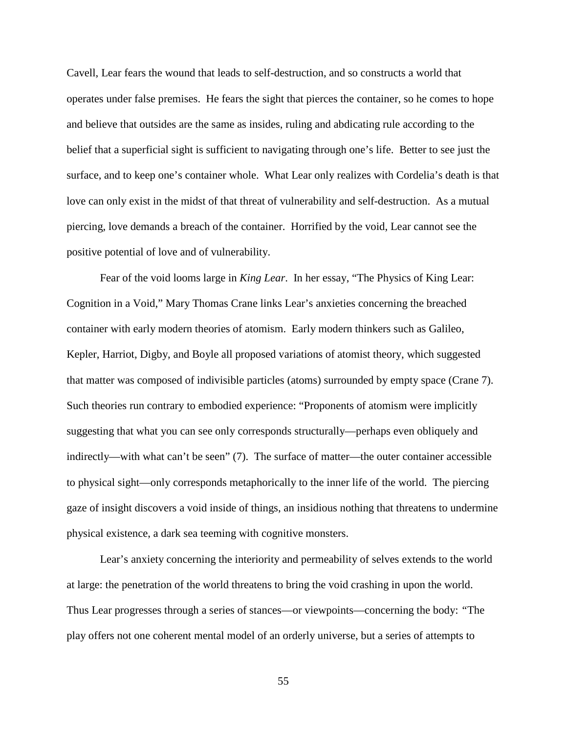Cavell, Lear fears the wound that leads to self-destruction, and so constructs a world that operates under false premises. He fears the sight that pierces the container, so he comes to hope and believe that outsides are the same as insides, ruling and abdicating rule according to the belief that a superficial sight is sufficient to navigating through one's life. Better to see just the surface, and to keep one's container whole. What Lear only realizes with Cordelia's death is that love can only exist in the midst of that threat of vulnerability and self-destruction. As a mutual piercing, love demands a breach of the container. Horrified by the void, Lear cannot see the positive potential of love and of vulnerability.

Fear of the void looms large in *King Lear*. In her essay, "The Physics of King Lear: Cognition in a Void," Mary Thomas Crane links Lear's anxieties concerning the breached container with early modern theories of atomism. Early modern thinkers such as Galileo, Kepler, Harriot, Digby, and Boyle all proposed variations of atomist theory, which suggested that matter was composed of indivisible particles (atoms) surrounded by empty space (Crane 7). Such theories run contrary to embodied experience: "Proponents of atomism were implicitly suggesting that what you can see only corresponds structurally—perhaps even obliquely and indirectly—with what can't be seen" (7). The surface of matter—the outer container accessible to physical sight—only corresponds metaphorically to the inner life of the world. The piercing gaze of insight discovers a void inside of things, an insidious nothing that threatens to undermine physical existence, a dark sea teeming with cognitive monsters.

Lear's anxiety concerning the interiority and permeability of selves extends to the world at large: the penetration of the world threatens to bring the void crashing in upon the world. Thus Lear progresses through a series of stances—or viewpoints—concerning the body: "The play offers not one coherent mental model of an orderly universe, but a series of attempts to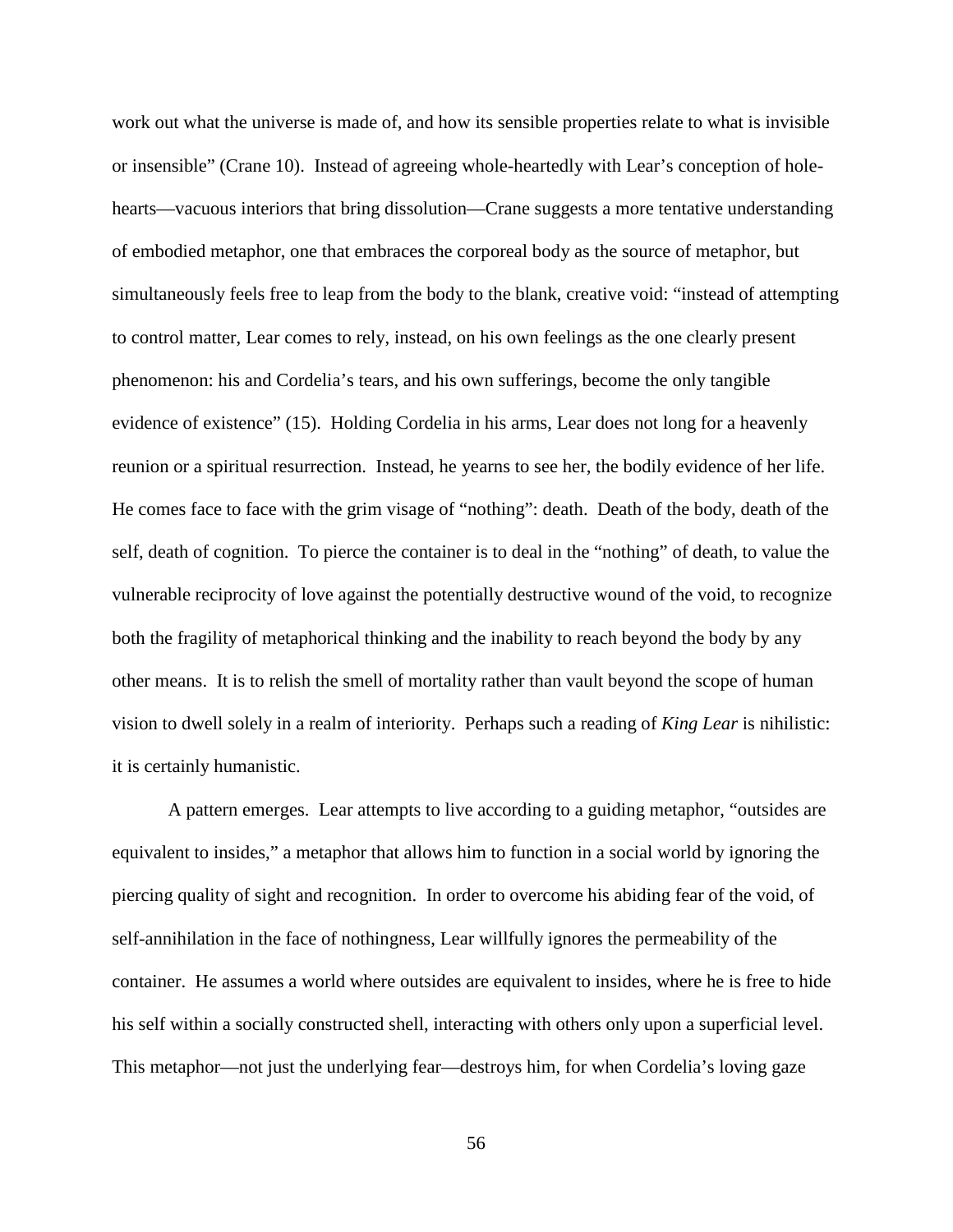work out what the universe is made of, and how its sensible properties relate to what is invisible or insensible" (Crane 10). Instead of agreeing whole-heartedly with Lear's conception of hole-hearts—vacuous interiors that bring dissolution—Crane suggests a more tentative understanding of embodied metaphor, one that embraces the corporeal body as the source of metaphor, but simultaneously feels free to leap from the body to the blank, creative void: "instead of attempting to control matter, Lear comes to rely, instead, on his own feelings as the one clearly present phenomenon: his and Cordelia's tears, and his own sufferings, become the only tangible evidence of existence" (15). Holding Cordelia in his arms, Lear does not long for a heavenly reunion or a spiritual resurrection. Instead, he yearns to see her, the bodily evidence of her life. He comes face to face with the grim visage of "nothing": death. Death of the body, death of the self, death of cognition. To pierce the container is to deal in the "nothing" of death, to value the vulnerable reciprocity of love against the potentially destructive wound of the void, to recognize both the fragility of metaphorical thinking and the inability to reach beyond the body by any other means. It is to relish the smell of mortality rather than vault beyond the scope of human vision to dwell solely in a realm of interiority. Perhaps such a reading of *King Lear* is nihilistic: it is certainly humanistic.

A pattern emerges. Lear attempts to live according to a guiding metaphor, "outsides are equivalent to insides," a metaphor that allows him to function in a social world by ignoring the piercing quality of sight and recognition. In order to overcome his abiding fear of the void, of self-annihilation in the face of nothingness, Lear willfully ignores the permeability of the container. He assumes a world where outsides are equivalent to insides, where he is free to hide his self within a socially constructed shell, interacting with others only upon a superficial level. This metaphor—not just the underlying fear—destroys him, for when Cordelia's loving gaze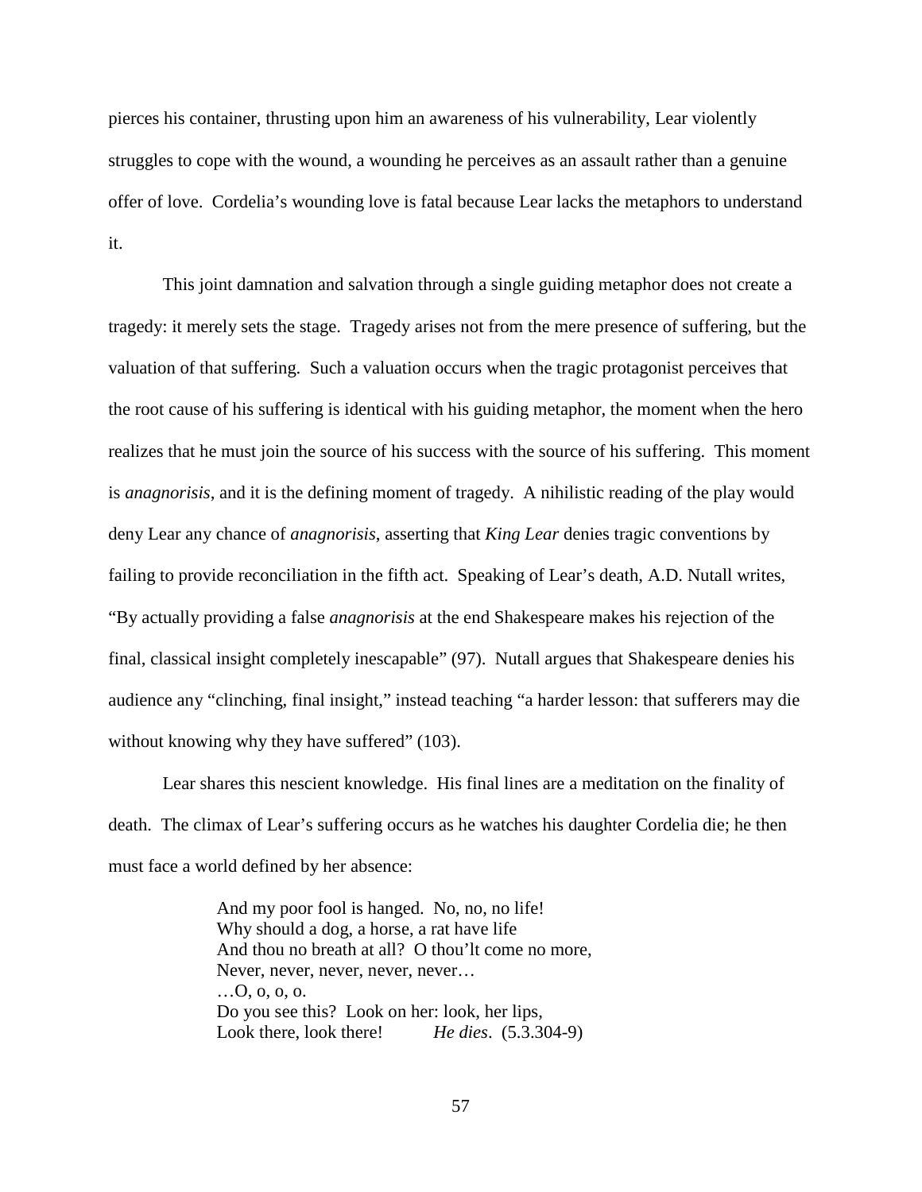pierces his container, thrusting upon him an awareness of his vulnerability, Lear violently struggles to cope with the wound, a wounding he perceives as an assault rather than a genuine offer of love. Cordelia's wounding love is fatal because Lear lacks the metaphors to understand it.

This joint damnation and salvation through a single guiding metaphor does not create a tragedy: it merely sets the stage. Tragedy arises not from the mere presence of suffering, but the valuation of that suffering. Such a valuation occurs when the tragic protagonist perceives that the root cause of his suffering is identical with his guiding metaphor, the moment when the hero realizes that he must join the source of his success with the source of his suffering. This moment is *anagnorisis*, and it is the defining moment of tragedy. A nihilistic reading of the play would deny Lear any chance of *anagnorisis*, asserting that *King Lear* denies tragic conventions by failing to provide reconciliation in the fifth act. Speaking of Lear's death, A.D. Nutall writes, "By actually providing a false *anagnorisis* at the end Shakespeare makes his rejection of the final, classical insight completely inescapable" (97). Nutall argues that Shakespeare denies his audience any "clinching, final insight," instead teaching "a harder lesson: that sufferers may die without knowing why they have suffered" (103).

Lear shares this nescient knowledge. His final lines are a meditation on the finality of death. The climax of Lear's suffering occurs as he watches his daughter Cordelia die; he then must face a world defined by her absence:

> And my poor fool is hanged. No, no, no life!
> Why should a dog, a horse, a rat have life
> And thou no breath at all? O thou'lt come no more,
> Never, never, never, never, never…
> …O, o, o, o.
> Do you see this? Look on her: look, her lips,
> Look there, look there! *He dies*. (5.3.304-9)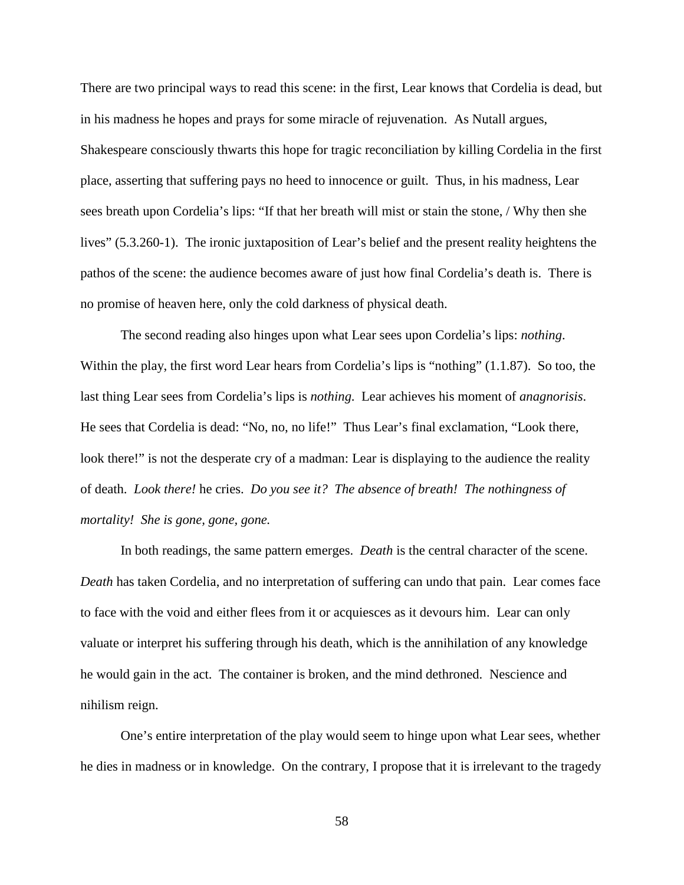There are two principal ways to read this scene: in the first, Lear knows that Cordelia is dead, but in his madness he hopes and prays for some miracle of rejuvenation. As Nutall argues, Shakespeare consciously thwarts this hope for tragic reconciliation by killing Cordelia in the first place, asserting that suffering pays no heed to innocence or guilt. Thus, in his madness, Lear sees breath upon Cordelia's lips: "If that her breath will mist or stain the stone, / Why then she lives" (5.3.260-1). The ironic juxtaposition of Lear's belief and the present reality heightens the pathos of the scene: the audience becomes aware of just how final Cordelia's death is. There is no promise of heaven here, only the cold darkness of physical death.

The second reading also hinges upon what Lear sees upon Cordelia's lips: *nothing*. Within the play, the first word Lear hears from Cordelia's lips is "nothing" (1.1.87). So too, the last thing Lear sees from Cordelia's lips is *nothing*. Lear achieves his moment of *anagnorisis*. He sees that Cordelia is dead: "No, no, no life!" Thus Lear's final exclamation, "Look there, look there!" is not the desperate cry of a madman: Lear is displaying to the audience the reality of death. *Look there!* he cries. *Do you see it? The absence of breath! The nothingness of mortality! She is gone, gone, gone.*

In both readings, the same pattern emerges. *Death* is the central character of the scene. *Death* has taken Cordelia, and no interpretation of suffering can undo that pain. Lear comes face to face with the void and either flees from it or acquiesces as it devours him. Lear can only valuate or interpret his suffering through his death, which is the annihilation of any knowledge he would gain in the act. The container is broken, and the mind dethroned. Nescience and nihilism reign.

One's entire interpretation of the play would seem to hinge upon what Lear sees, whether he dies in madness or in knowledge. On the contrary, I propose that it is irrelevant to the tragedy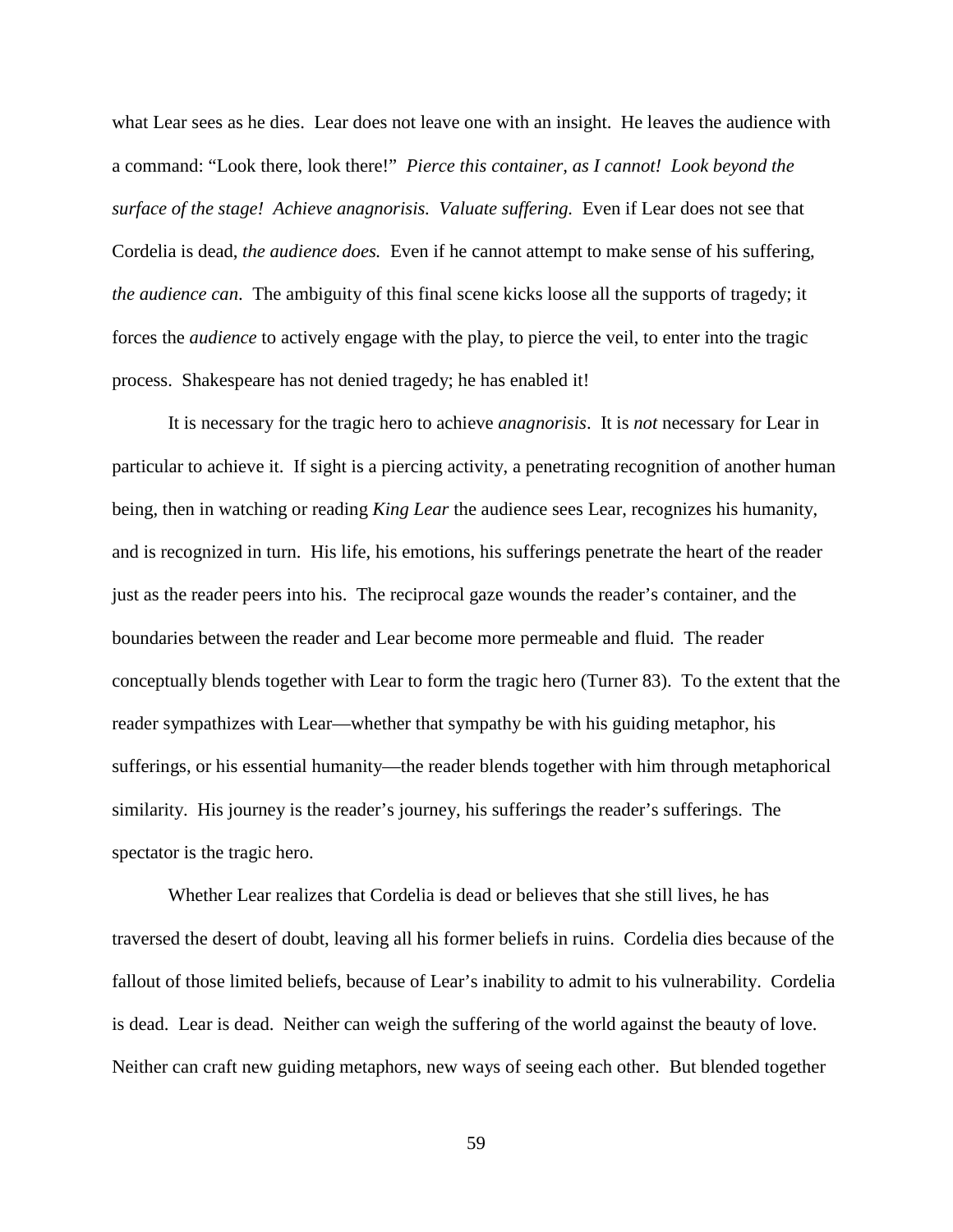what Lear sees as he dies. Lear does not leave one with an insight. He leaves the audience with a command: "Look there, look there!" *Pierce this container, as I cannot! Look beyond the surface of the stage! Achieve anagnorisis. Valuate suffering.* Even if Lear does not see that Cordelia is dead, *the audience does.* Even if he cannot attempt to make sense of his suffering, *the audience can*. The ambiguity of this final scene kicks loose all the supports of tragedy; it forces the *audience* to actively engage with the play, to pierce the veil, to enter into the tragic process. Shakespeare has not denied tragedy; he has enabled it!

It is necessary for the tragic hero to achieve *anagnorisis*. It is *not* necessary for Lear in particular to achieve it. If sight is a piercing activity, a penetrating recognition of another human being, then in watching or reading *King Lear* the audience sees Lear, recognizes his humanity, and is recognized in turn. His life, his emotions, his sufferings penetrate the heart of the reader just as the reader peers into his. The reciprocal gaze wounds the reader's container, and the boundaries between the reader and Lear become more permeable and fluid. The reader conceptually blends together with Lear to form the tragic hero (Turner 83). To the extent that the reader sympathizes with Lear—whether that sympathy be with his guiding metaphor, his sufferings, or his essential humanity—the reader blends together with him through metaphorical similarity. His journey is the reader's journey, his sufferings the reader's sufferings. The spectator is the tragic hero.

Whether Lear realizes that Cordelia is dead or believes that she still lives, he has traversed the desert of doubt, leaving all his former beliefs in ruins. Cordelia dies because of the fallout of those limited beliefs, because of Lear's inability to admit to his vulnerability. Cordelia is dead. Lear is dead. Neither can weigh the suffering of the world against the beauty of love. Neither can craft new guiding metaphors, new ways of seeing each other. But blended together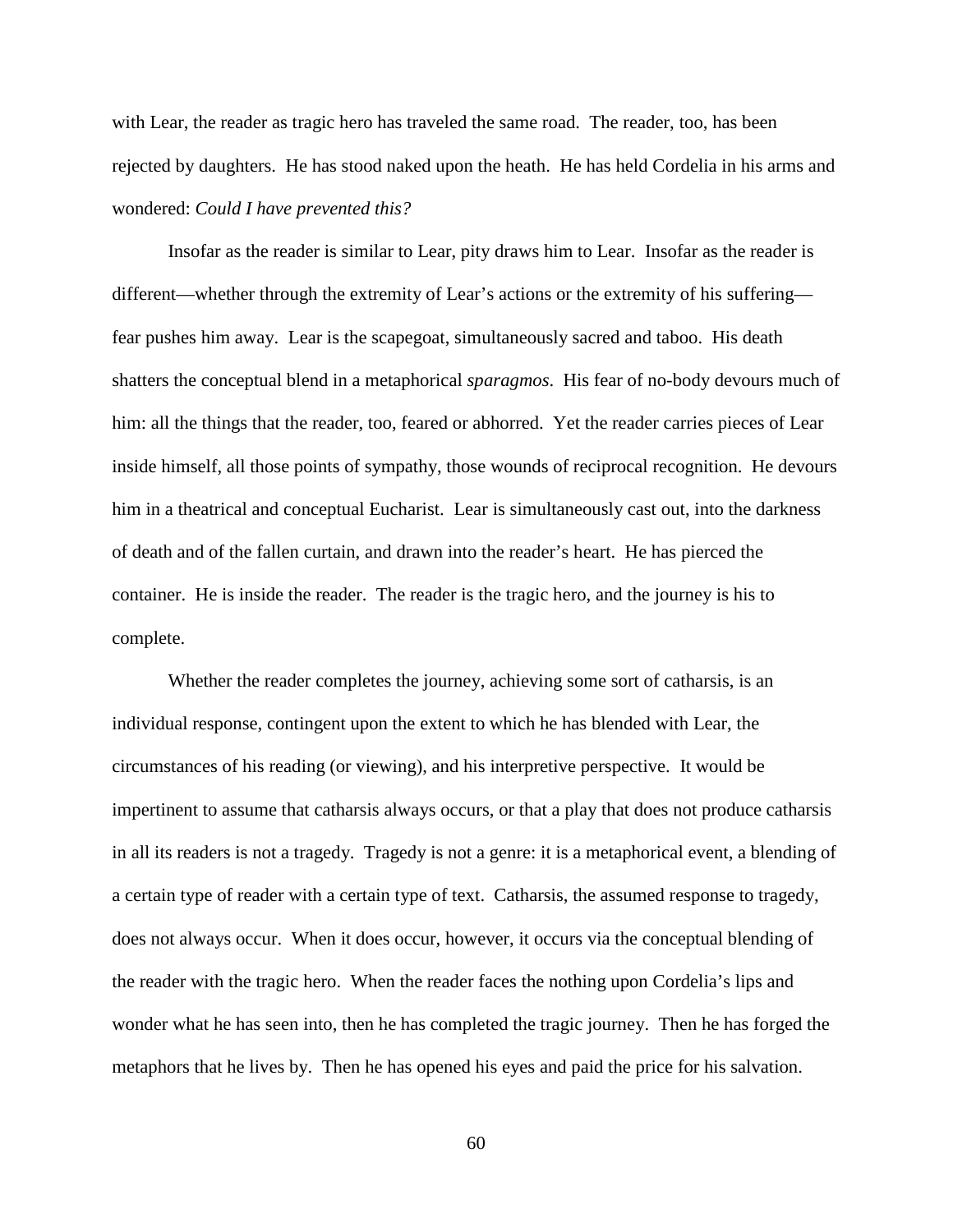with Lear, the reader as tragic hero has traveled the same road. The reader, too, has been rejected by daughters. He has stood naked upon the heath. He has held Cordelia in his arms and wondered: *Could I have prevented this?*

Insofar as the reader is similar to Lear, pity draws him to Lear. Insofar as the reader is different—whether through the extremity of Lear's actions or the extremity of his suffering—fear pushes him away. Lear is the scapegoat, simultaneously sacred and taboo. His death shatters the conceptual blend in a metaphorical *sparagmos*. His fear of no-body devours much of him: all the things that the reader, too, feared or abhorred. Yet the reader carries pieces of Lear inside himself, all those points of sympathy, those wounds of reciprocal recognition. He devours him in a theatrical and conceptual Eucharist. Lear is simultaneously cast out, into the darkness of death and of the fallen curtain, and drawn into the reader's heart. He has pierced the container. He is inside the reader. The reader is the tragic hero, and the journey is his to complete.

Whether the reader completes the journey, achieving some sort of catharsis, is an individual response, contingent upon the extent to which he has blended with Lear, the circumstances of his reading (or viewing), and his interpretive perspective. It would be impertinent to assume that catharsis always occurs, or that a play that does not produce catharsis in all its readers is not a tragedy. Tragedy is not a genre: it is a metaphorical event, a blending of a certain type of reader with a certain type of text. Catharsis, the assumed response to tragedy, does not always occur. When it does occur, however, it occurs via the conceptual blending of the reader with the tragic hero. When the reader faces the nothing upon Cordelia's lips and wonder what he has seen into, then he has completed the tragic journey. Then he has forged the metaphors that he lives by. Then he has opened his eyes and paid the price for his salvation.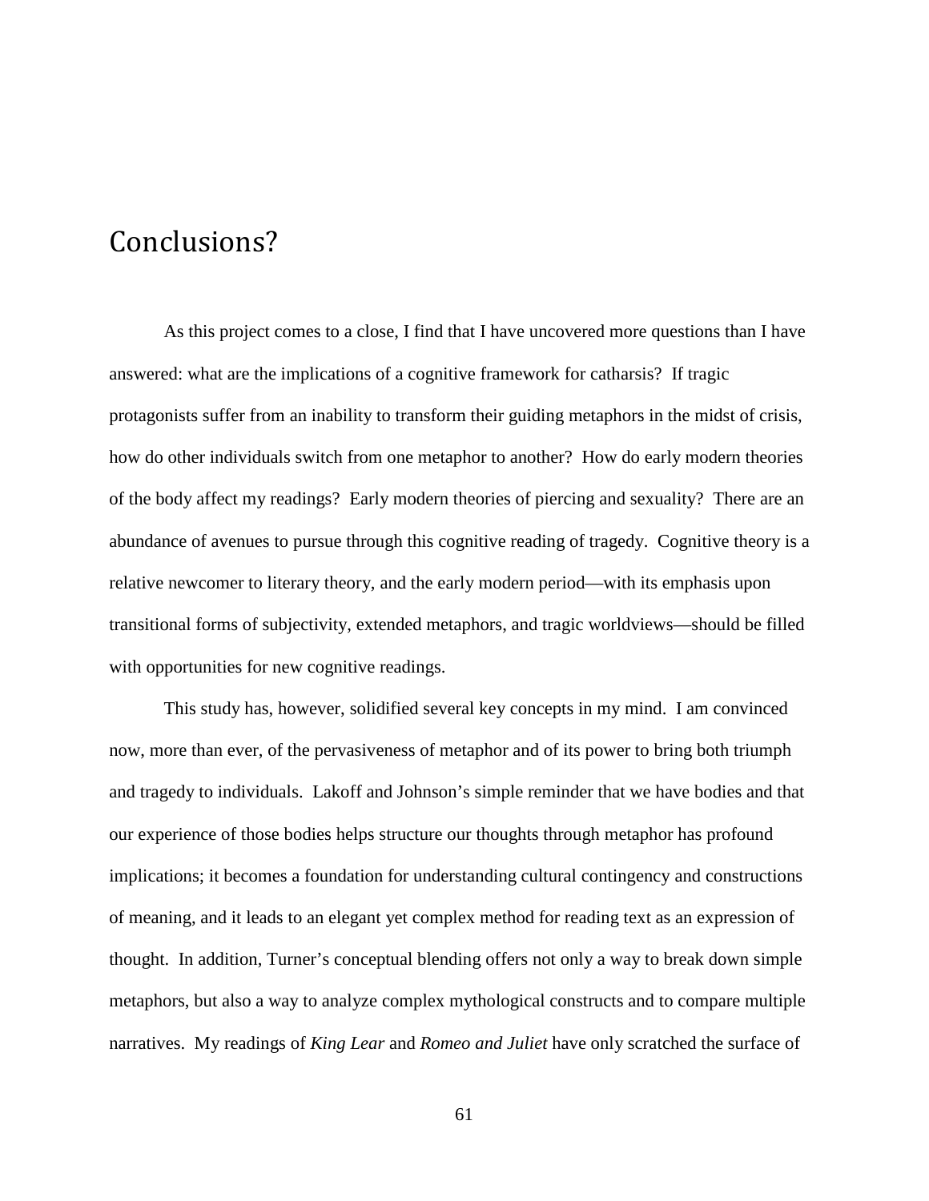# Conclusions?

As this project comes to a close, I find that I have uncovered more questions than I have answered: what are the implications of a cognitive framework for catharsis? If tragic protagonists suffer from an inability to transform their guiding metaphors in the midst of crisis, how do other individuals switch from one metaphor to another? How do early modern theories of the body affect my readings? Early modern theories of piercing and sexuality? There are an abundance of avenues to pursue through this cognitive reading of tragedy. Cognitive theory is a relative newcomer to literary theory, and the early modern period—with its emphasis upon transitional forms of subjectivity, extended metaphors, and tragic worldviews—should be filled with opportunities for new cognitive readings.

This study has, however, solidified several key concepts in my mind. I am convinced now, more than ever, of the pervasiveness of metaphor and of its power to bring both triumph and tragedy to individuals. Lakoff and Johnson's simple reminder that we have bodies and that our experience of those bodies helps structure our thoughts through metaphor has profound implications; it becomes a foundation for understanding cultural contingency and constructions of meaning, and it leads to an elegant yet complex method for reading text as an expression of thought. In addition, Turner's conceptual blending offers not only a way to break down simple metaphors, but also a way to analyze complex mythological constructs and to compare multiple narratives. My readings of *King Lear* and *Romeo and Juliet* have only scratched the surface of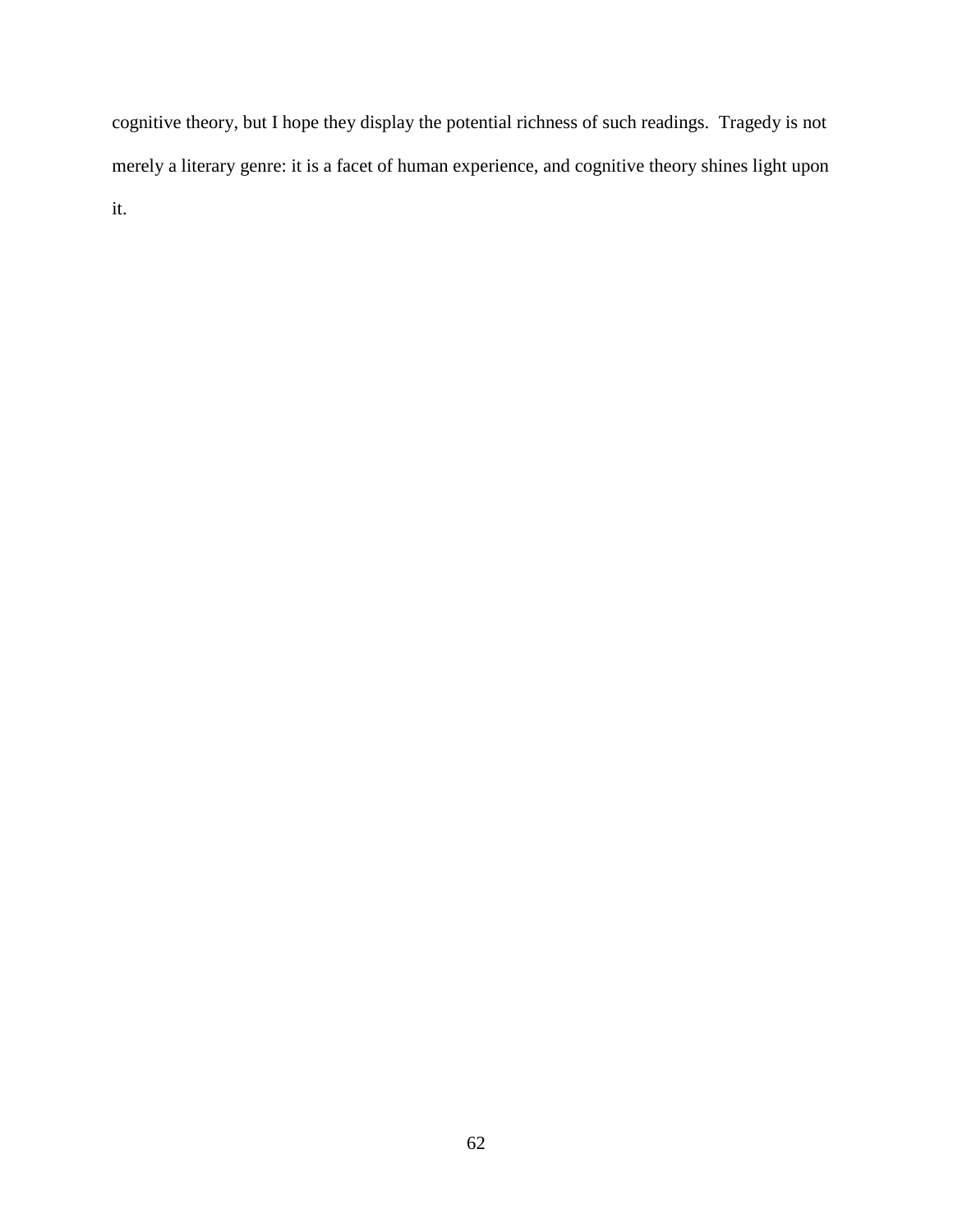cognitive theory, but I hope they display the potential richness of such readings. Tragedy is not merely a literary genre: it is a facet of human experience, and cognitive theory shines light upon it.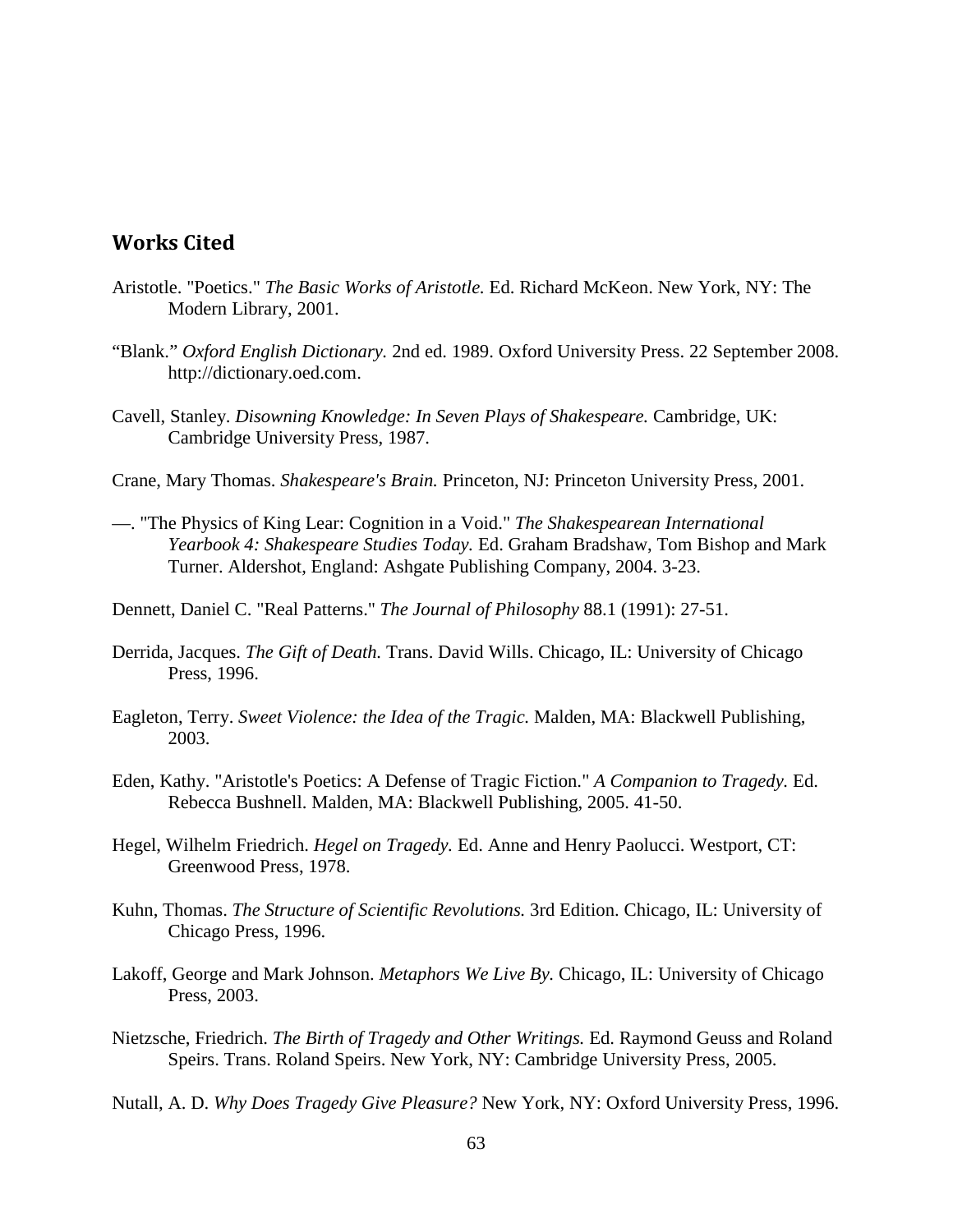## Works Cited

Aristotle. "Poetics." *The Basic Works of Aristotle.* Ed. Richard McKeon. New York, NY: The Modern Library, 2001.

"Blank." *Oxford English Dictionary.* 2nd ed. 1989. Oxford University Press. 22 September 2008. http://dictionary.oed.com.

Cavell, Stanley. *Disowning Knowledge: In Seven Plays of Shakespeare.* Cambridge, UK: Cambridge University Press, 1987.

Crane, Mary Thomas. *Shakespeare's Brain.* Princeton, NJ: Princeton University Press, 2001.

—. "The Physics of King Lear: Cognition in a Void." *The Shakespearean International Yearbook 4: Shakespeare Studies Today.* Ed. Graham Bradshaw, Tom Bishop and Mark Turner. Aldershot, England: Ashgate Publishing Company, 2004. 3-23.

Dennett, Daniel C. "Real Patterns." *The Journal of Philosophy* 88.1 (1991): 27-51.

Derrida, Jacques. *The Gift of Death.* Trans. David Wills. Chicago, IL: University of Chicago Press, 1996.

Eagleton, Terry. *Sweet Violence: the Idea of the Tragic.* Malden, MA: Blackwell Publishing, 2003.

Eden, Kathy. "Aristotle's Poetics: A Defense of Tragic Fiction." *A Companion to Tragedy.* Ed. Rebecca Bushnell. Malden, MA: Blackwell Publishing, 2005. 41-50.

Hegel, Wilhelm Friedrich. *Hegel on Tragedy.* Ed. Anne and Henry Paolucci. Westport, CT: Greenwood Press, 1978.

Kuhn, Thomas. *The Structure of Scientific Revolutions.* 3rd Edition. Chicago, IL: University of Chicago Press, 1996.

Lakoff, George and Mark Johnson. *Metaphors We Live By.* Chicago, IL: University of Chicago Press, 2003.

Nietzsche, Friedrich. *The Birth of Tragedy and Other Writings.* Ed. Raymond Geuss and Roland Speirs. Trans. Roland Speirs. New York, NY: Cambridge University Press, 2005.

Nutall, A. D. *Why Does Tragedy Give Pleasure?* New York, NY: Oxford University Press, 1996.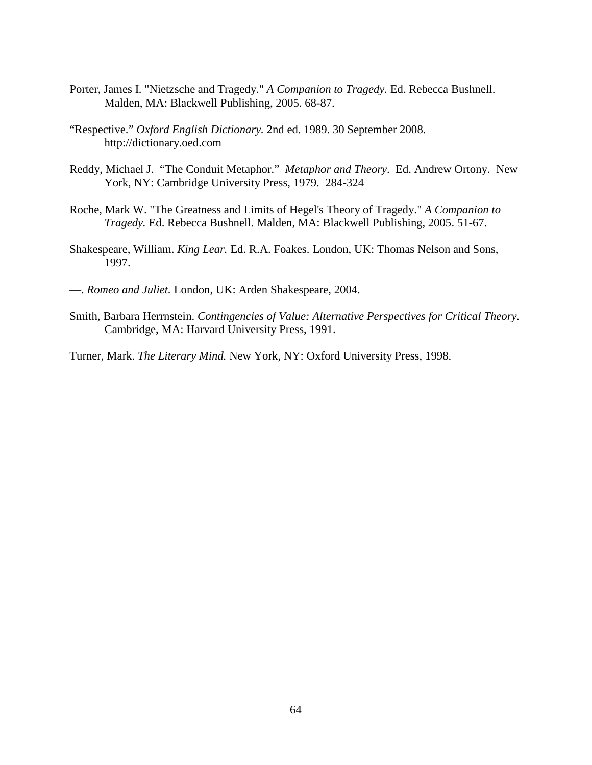Porter, James I. "Nietzsche and Tragedy." *A Companion to Tragedy.* Ed. Rebecca Bushnell. Malden, MA: Blackwell Publishing, 2005. 68-87.

"Respective." *Oxford English Dictionary.* 2nd ed. 1989. 30 September 2008. http://dictionary.oed.com

Reddy, Michael J. "The Conduit Metaphor." *Metaphor and Theory*. Ed. Andrew Ortony. New York, NY: Cambridge University Press, 1979. 284-324

Roche, Mark W. "The Greatness and Limits of Hegel's Theory of Tragedy." *A Companion to Tragedy.* Ed. Rebecca Bushnell. Malden, MA: Blackwell Publishing, 2005. 51-67.

Shakespeare, William. *King Lear.* Ed. R.A. Foakes. London, UK: Thomas Nelson and Sons, 1997.

—. *Romeo and Juliet.* London, UK: Arden Shakespeare, 2004.

Smith, Barbara Herrnstein. *Contingencies of Value: Alternative Perspectives for Critical Theory.* Cambridge, MA: Harvard University Press, 1991.

Turner, Mark. *The Literary Mind.* New York, NY: Oxford University Press, 1998.